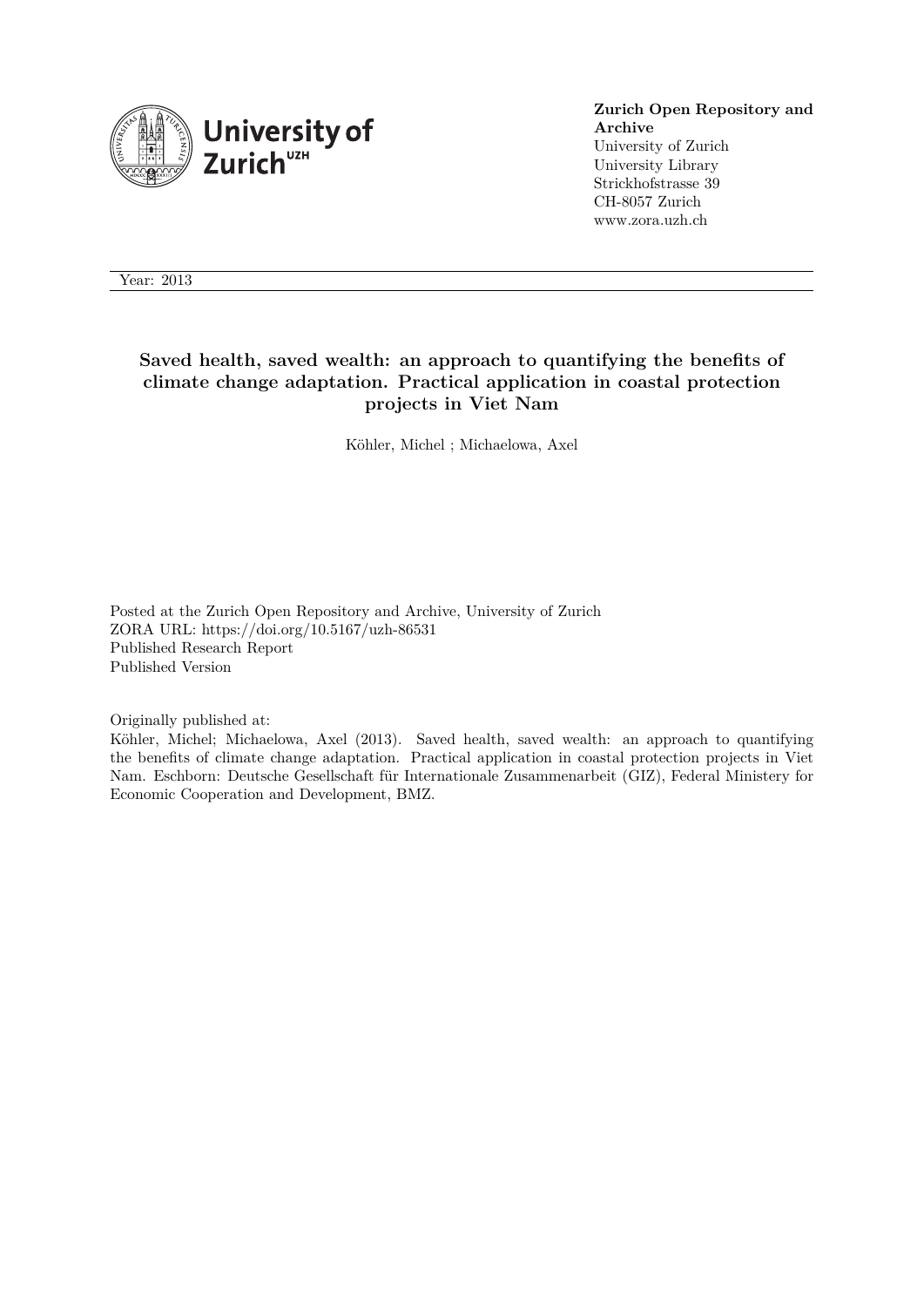University of Zurich[UZH]

**Zurich Open Repository and Archive**
University of Zurich
University Library
Strickhofstrasse 39
CH-8057 Zurich
www.zora.uzh.ch

Year: 2013

# Saved health, saved wealth: an approach to quantifying the benefits of climate change adaptation. Practical application in coastal protection projects in Viet Nam

Köhler, Michel ; Michaelowa, Axel

Posted at the Zurich Open Repository and Archive, University of Zurich
ZORA URL: https://doi.org/10.5167/uzh-86531
Published Research Report
Published Version

Originally published at:
Köhler, Michel; Michaelowa, Axel (2013). Saved health, saved wealth: an approach to quantifying the benefits of climate change adaptation. Practical application in coastal protection projects in Viet Nam. Eschborn: Deutsche Gesellschaft für Internationale Zusammenarbeit (GIZ), Federal Ministery for Economic Cooperation and Development, BMZ.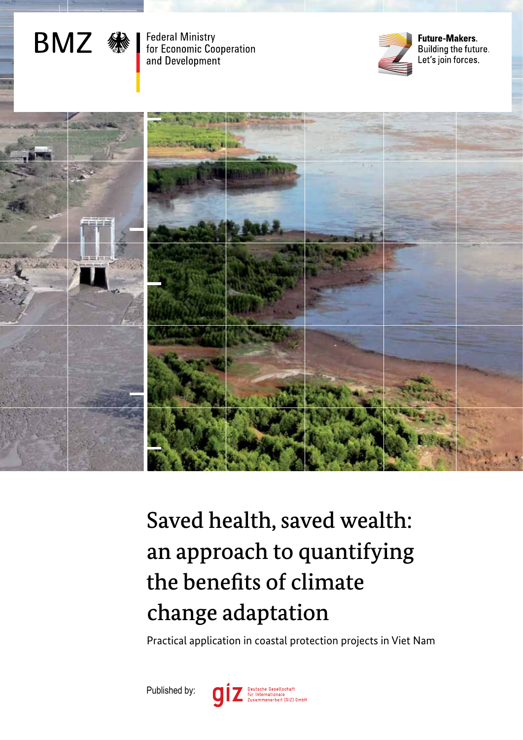BMZ

Federal Ministry
for Economic Cooperation
and Development

**Future-Makers.**
Building the future.
Let's join forces.

# Saved health, saved wealth: an approach to quantifying the benefits of climate change adaptation

Practical application in coastal protection projects in Viet Nam

Published by:

giz Deutsche Gesellschaft für Internationale Zusammenarbeit (GIZ) GmbH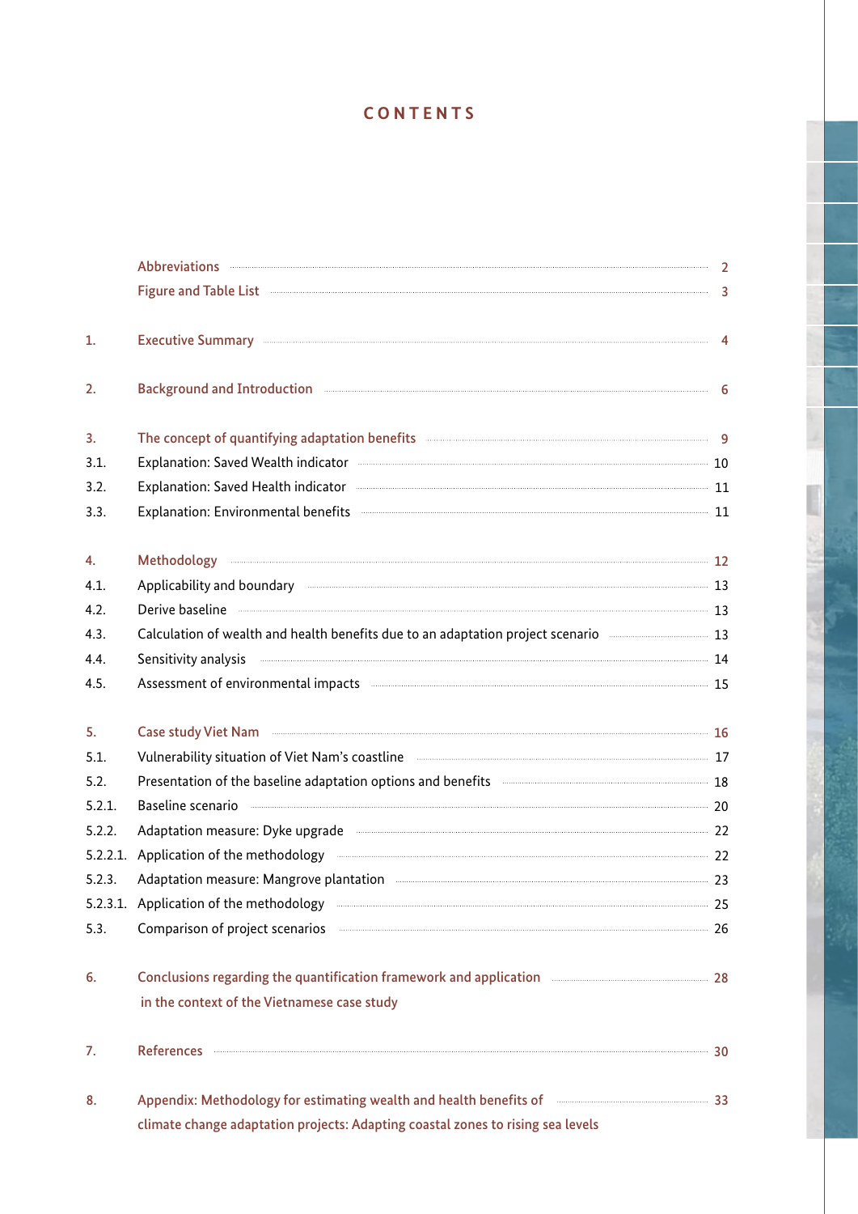# CONTENTS

| | | |
|---|---|---|
| | Abbreviations | 2 |
| | Figure and Table List | 3 |
| 1. | Executive Summary | 4 |
| 2. | Background and Introduction | 6 |
| 3. | The concept of quantifying adaptation benefits | 9 |
| 3.1. | Explanation: Saved Wealth indicator | 10 |
| 3.2. | Explanation: Saved Health indicator | 11 |
| 3.3. | Explanation: Environmental benefits | 11 |
| 4. | Methodology | 12 |
| 4.1. | Applicability and boundary | 13 |
| 4.2. | Derive baseline | 13 |
| 4.3. | Calculation of wealth and health benefits due to an adaptation project scenario | 13 |
| 4.4. | Sensitivity analysis | 14 |
| 4.5. | Assessment of environmental impacts | 15 |
| 5. | Case study Viet Nam | 16 |
| 5.1. | Vulnerability situation of Viet Nam's coastline | 17 |
| 5.2. | Presentation of the baseline adaptation options and benefits | 18 |
| 5.2.1. | Baseline scenario | 20 |
| 5.2.2. | Adaptation measure: Dyke upgrade | 22 |
| 5.2.2.1. | Application of the methodology | 22 |
| 5.2.3. | Adaptation measure: Mangrove plantation | 23 |
| 5.2.3.1. | Application of the methodology | 25 |
| 5.3. | Comparison of project scenarios | 26 |
| 6. | Conclusions regarding the quantification framework and application in the context of the Vietnamese case study | 28 |
| 7. | References | 30 |
| 8. | Appendix: Methodology for estimating wealth and health benefits of climate change adaptation projects: Adapting coastal zones to rising sea levels | 33 |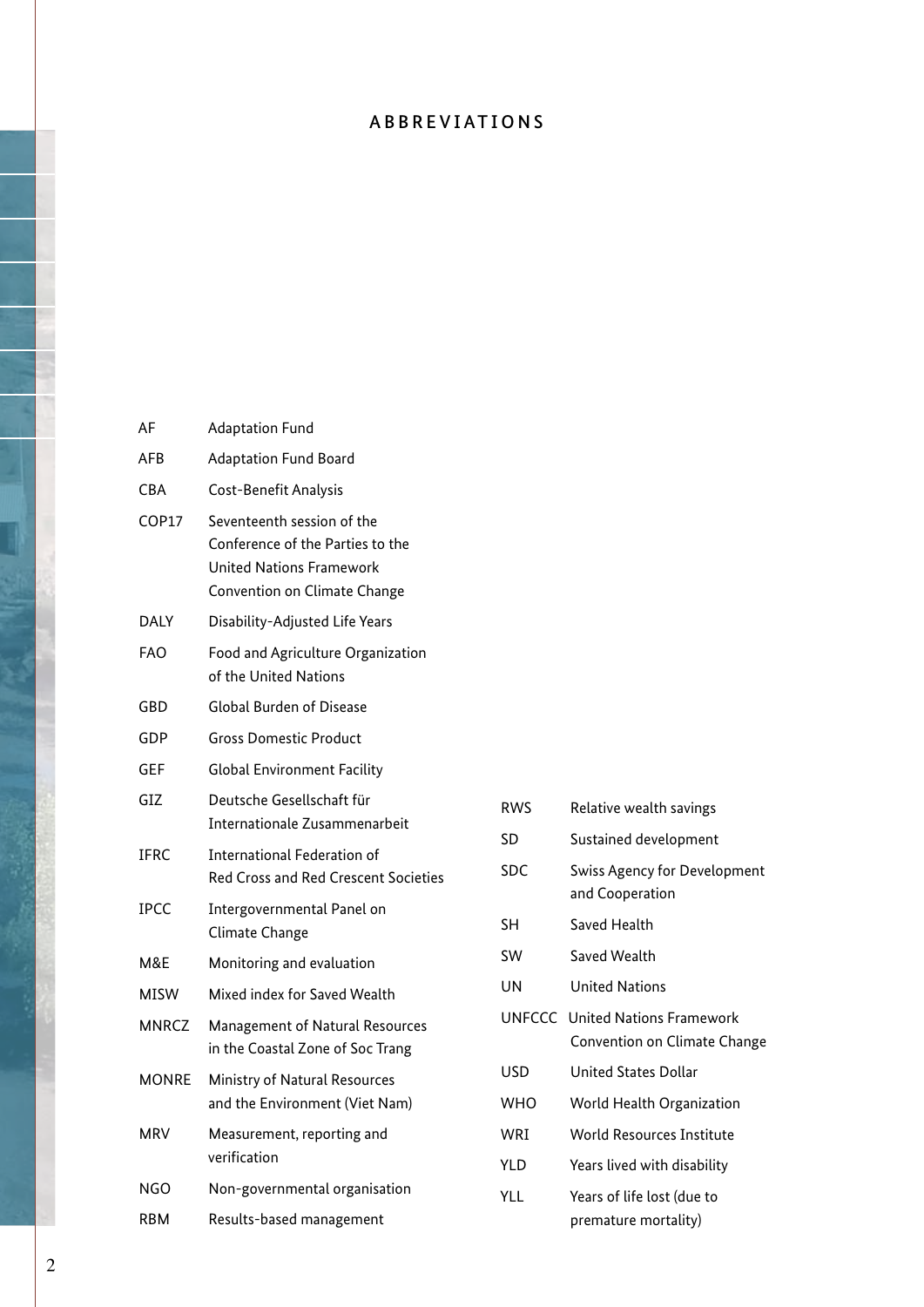# ABBREVIATIONS

| | |
|---|---|
| AF | Adaptation Fund |
| AFB | Adaptation Fund Board |
| CBA | Cost-Benefit Analysis |
| COP17 | Seventeenth session of the Conference of the Parties to the United Nations Framework Convention on Climate Change |
| DALY | Disability-Adjusted Life Years |
| FAO | Food and Agriculture Organization of the United Nations |
| GBD | Global Burden of Disease |
| GDP | Gross Domestic Product |
| GEF | Global Environment Facility |
| GIZ | Deutsche Gesellschaft für Internationale Zusammenarbeit |
| IFRC | International Federation of Red Cross and Red Crescent Societies |
| IPCC | Intergovernmental Panel on Climate Change |
| M&E | Monitoring and evaluation |
| MISW | Mixed index for Saved Wealth |
| MNRCZ | Management of Natural Resources in the Coastal Zone of Soc Trang |
| MONRE | Ministry of Natural Resources and the Environment (Viet Nam) |
| MRV | Measurement, reporting and verification |
| NGO | Non-governmental organisation |
| RBM | Results-based management |
| RWS | Relative wealth savings |
| SD | Sustained development |
| SDC | Swiss Agency for Development and Cooperation |
| SH | Saved Health |
| SW | Saved Wealth |
| UN | United Nations |
| UNFCCC | United Nations Framework Convention on Climate Change |
| USD | United States Dollar |
| WHO | World Health Organization |
| WRI | World Resources Institute |
| YLD | Years lived with disability |
| YLL | Years of life lost (due to premature mortality) |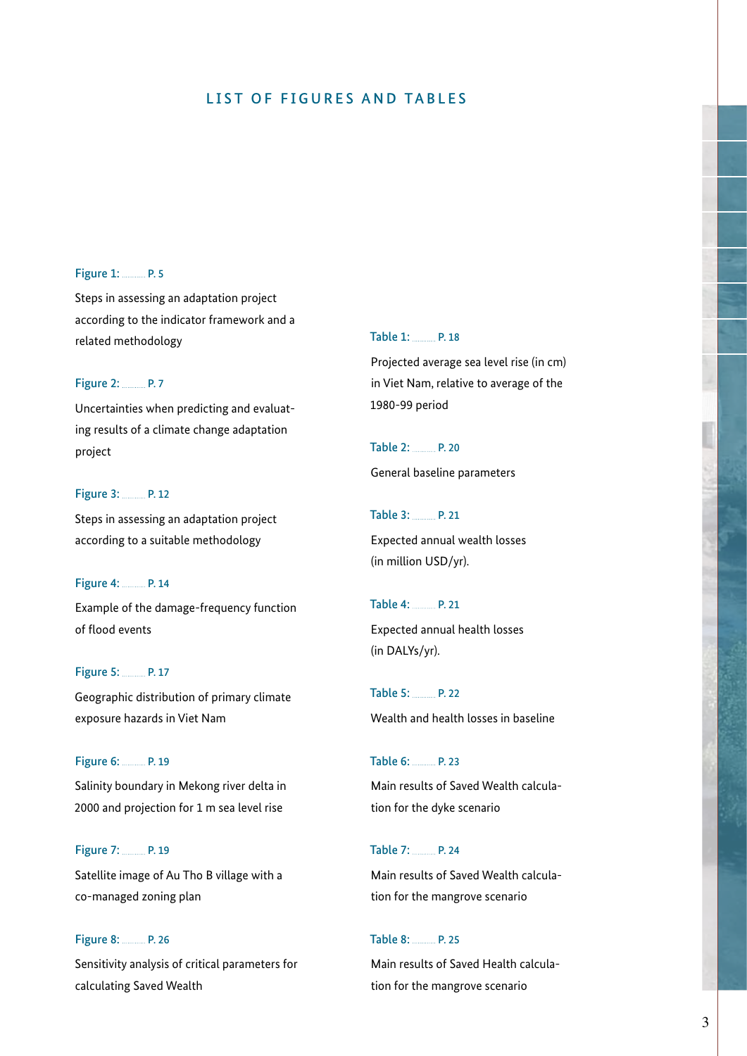# LIST OF FIGURES AND TABLES

**Figure 1:** ........... P. 5

Steps in assessing an adaptation project according to the indicator framework and a related methodology

**Figure 2:** ........... P. 7

Uncertainties when predicting and evaluating results of a climate change adaptation project

**Figure 3:** ........... P. 12

Steps in assessing an adaptation project according to a suitable methodology

**Figure 4:** ........... P. 14

Example of the damage-frequency function of flood events

**Figure 5:** ........... P. 17

Geographic distribution of primary climate exposure hazards in Viet Nam

**Figure 6:** ........... P. 19

Salinity boundary in Mekong river delta in 2000 and projection for 1 m sea level rise

**Figure 7:** ........... P. 19

Satellite image of Au Tho B village with a co-managed zoning plan

**Figure 8:** ........... P. 26

Sensitivity analysis of critical parameters for calculating Saved Wealth

**Table 1:** ........... P. 18

Projected average sea level rise (in cm) in Viet Nam, relative to average of the 1980-99 period

**Table 2:** ........... P. 20

General baseline parameters

**Table 3:** ........... P. 21

Expected annual wealth losses (in million USD/yr).

**Table 4:** ........... P. 21

Expected annual health losses (in DALYs/yr).

**Table 5:** ........... P. 22

Wealth and health losses in baseline

**Table 6:** ........... P. 23

Main results of Saved Wealth calculation for the dyke scenario

**Table 7:** ........... P. 24

Main results of Saved Wealth calculation for the mangrove scenario

**Table 8:** ........... P. 25

Main results of Saved Health calculation for the mangrove scenario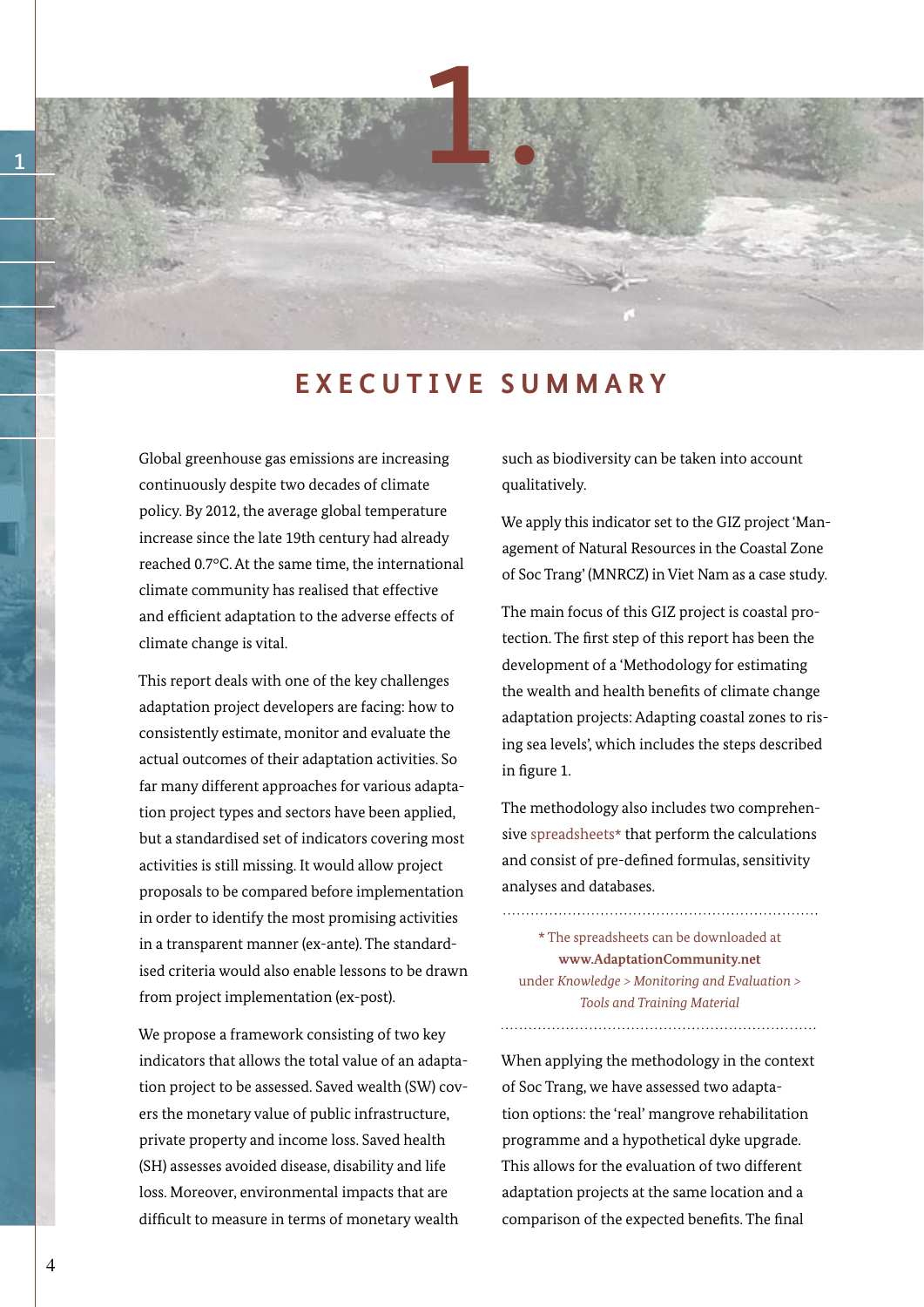# 1. EXECUTIVE SUMMARY

Global greenhouse gas emissions are increasing continuously despite two decades of climate policy. By 2012, the average global temperature increase since the late 19th century had already reached 0.7°C. At the same time, the international climate community has realised that effective and efficient adaptation to the adverse effects of climate change is vital.

This report deals with one of the key challenges adaptation project developers are facing: how to consistently estimate, monitor and evaluate the actual outcomes of their adaptation activities. So far many different approaches for various adaptation project types and sectors have been applied, but a standardised set of indicators covering most activities is still missing. It would allow project proposals to be compared before implementation in order to identify the most promising activities in a transparent manner (ex-ante). The standardised criteria would also enable lessons to be drawn from project implementation (ex-post).

We propose a framework consisting of two key indicators that allows the total value of an adaptation project to be assessed. Saved wealth (SW) covers the monetary value of public infrastructure, private property and income loss. Saved health (SH) assesses avoided disease, disability and life loss. Moreover, environmental impacts that are difficult to measure in terms of monetary wealth such as biodiversity can be taken into account qualitatively.

We apply this indicator set to the GIZ project 'Management of Natural Resources in the Coastal Zone of Soc Trang' (MNRCZ) in Viet Nam as a case study.

The main focus of this GIZ project is coastal protection. The first step of this report has been the development of a 'Methodology for estimating the wealth and health benefits of climate change adaptation projects: Adapting coastal zones to rising sea levels', which includes the steps described in figure 1.

The methodology also includes two comprehensive spreadsheets* that perform the calculations and consist of pre-defined formulas, sensitivity analyses and databases.

---

\* The spreadsheets can be downloaded at **www.AdaptationCommunity.net** under *Knowledge > Monitoring and Evaluation > Tools and Training Material*

---

When applying the methodology in the context of Soc Trang, we have assessed two adaptation options: the 'real' mangrove rehabilitation programme and a hypothetical dyke upgrade. This allows for the evaluation of two different adaptation projects at the same location and a comparison of the expected benefits. The final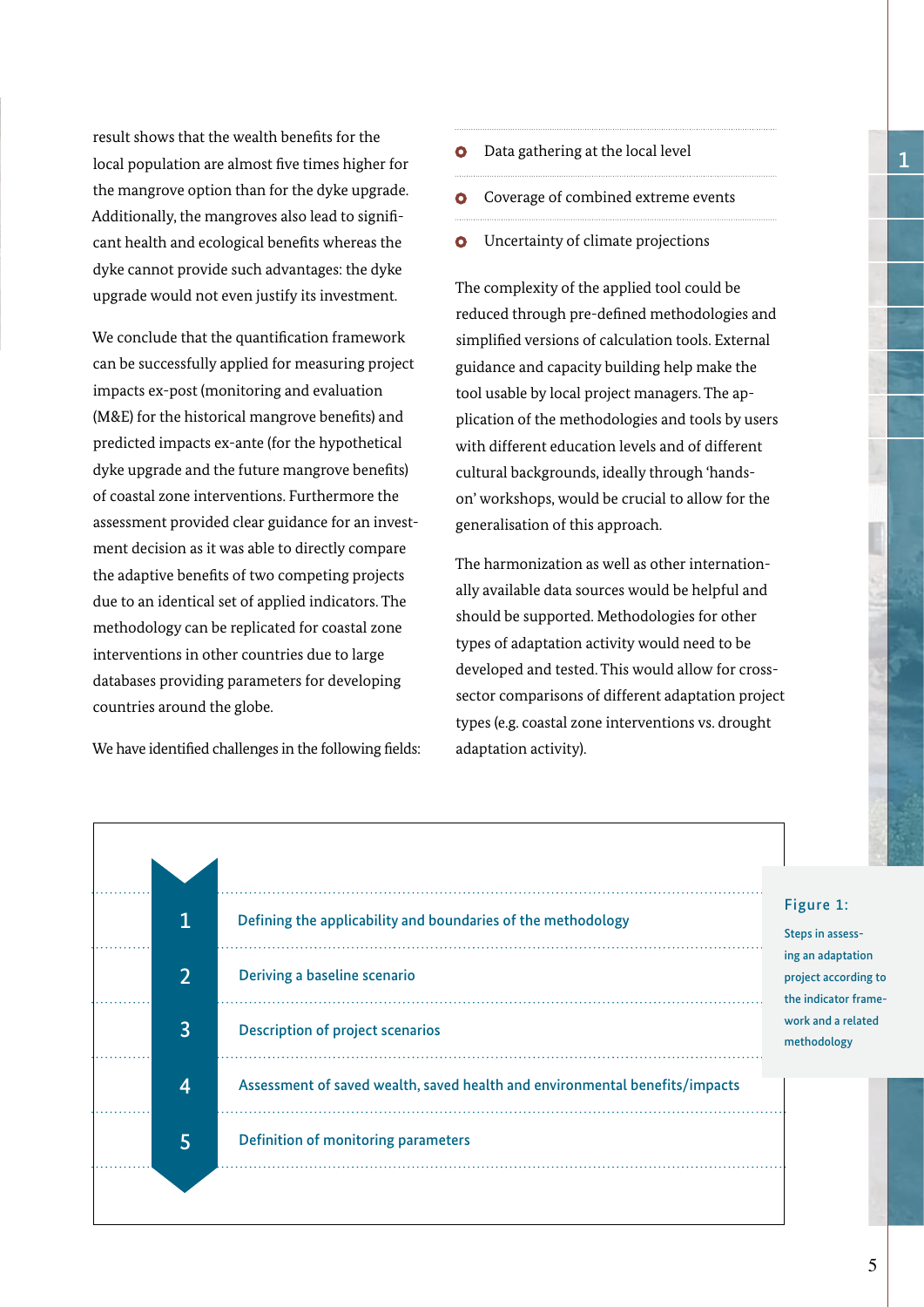result shows that the wealth benefits for the local population are almost five times higher for the mangrove option than for the dyke upgrade. Additionally, the mangroves also lead to significant health and ecological benefits whereas the dyke cannot provide such advantages: the dyke upgrade would not even justify its investment.

We conclude that the quantification framework can be successfully applied for measuring project impacts ex-post (monitoring and evaluation (M&E) for the historical mangrove benefits) and predicted impacts ex-ante (for the hypothetical dyke upgrade and the future mangrove benefits) of coastal zone interventions. Furthermore the assessment provided clear guidance for an investment decision as it was able to directly compare the adaptive benefits of two competing projects due to an identical set of applied indicators. The methodology can be replicated for coastal zone interventions in other countries due to large databases providing parameters for developing countries around the globe.

We have identified challenges in the following fields:

- Data gathering at the local level
- Coverage of combined extreme events
- Uncertainty of climate projections

The complexity of the applied tool could be reduced through pre-defined methodologies and simplified versions of calculation tools. External guidance and capacity building help make the tool usable by local project managers. The application of the methodologies and tools by users with different education levels and of different cultural backgrounds, ideally through 'hands-on' workshops, would be crucial to allow for the generalisation of this approach.

The harmonization as well as other internationally available data sources would be helpful and should be supported. Methodologies for other types of adaptation activity would need to be developed and tested. This would allow for cross-sector comparisons of different adaptation project types (e.g. coastal zone interventions vs. drought adaptation activity).

1. Defining the applicability and boundaries of the methodology
2. Deriving a baseline scenario
3. Description of project scenarios
4. Assessment of saved wealth, saved health and environmental benefits/impacts
5. Definition of monitoring parameters

**Figure 1:** Steps in assessing an adaptation project according to the indicator framework and a related methodology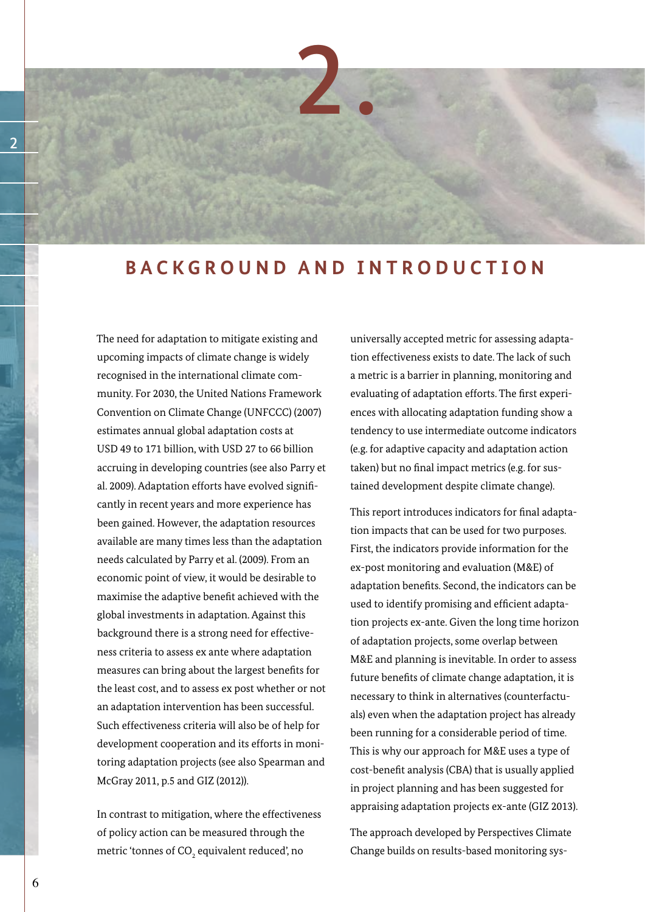# 2. BACKGROUND AND INTRODUCTION

The need for adaptation to mitigate existing and upcoming impacts of climate change is widely recognised in the international climate community. For 2030, the United Nations Framework Convention on Climate Change (UNFCCC) (2007) estimates annual global adaptation costs at USD 49 to 171 billion, with USD 27 to 66 billion accruing in developing countries (see also Parry et al. 2009). Adaptation efforts have evolved significantly in recent years and more experience has been gained. However, the adaptation resources available are many times less than the adaptation needs calculated by Parry et al. (2009). From an economic point of view, it would be desirable to maximise the adaptive benefit achieved with the global investments in adaptation. Against this background there is a strong need for effectiveness criteria to assess ex ante where adaptation measures can bring about the largest benefits for the least cost, and to assess ex post whether or not an adaptation intervention has been successful. Such effectiveness criteria will also be of help for development cooperation and its efforts in monitoring adaptation projects (see also Spearman and McGray 2011, p.5 and GIZ (2012)).

In contrast to mitigation, where the effectiveness of policy action can be measured through the metric 'tonnes of $CO_2$ equivalent reduced', no universally accepted metric for assessing adaptation effectiveness exists to date. The lack of such a metric is a barrier in planning, monitoring and evaluating of adaptation efforts. The first experiences with allocating adaptation funding show a tendency to use intermediate outcome indicators (e.g. for adaptive capacity and adaptation action taken) but no final impact metrics (e.g. for sustained development despite climate change).

This report introduces indicators for final adaptation impacts that can be used for two purposes. First, the indicators provide information for the ex-post monitoring and evaluation (M&E) of adaptation benefits. Second, the indicators can be used to identify promising and efficient adaptation projects ex-ante. Given the long time horizon of adaptation projects, some overlap between M&E and planning is inevitable. In order to assess future benefits of climate change adaptation, it is necessary to think in alternatives (counterfactuals) even when the adaptation project has already been running for a considerable period of time. This is why our approach for M&E uses a type of cost-benefit analysis (CBA) that is usually applied in project planning and has been suggested for appraising adaptation projects ex-ante (GIZ 2013).

The approach developed by Perspectives Climate Change builds on results-based monitoring sys-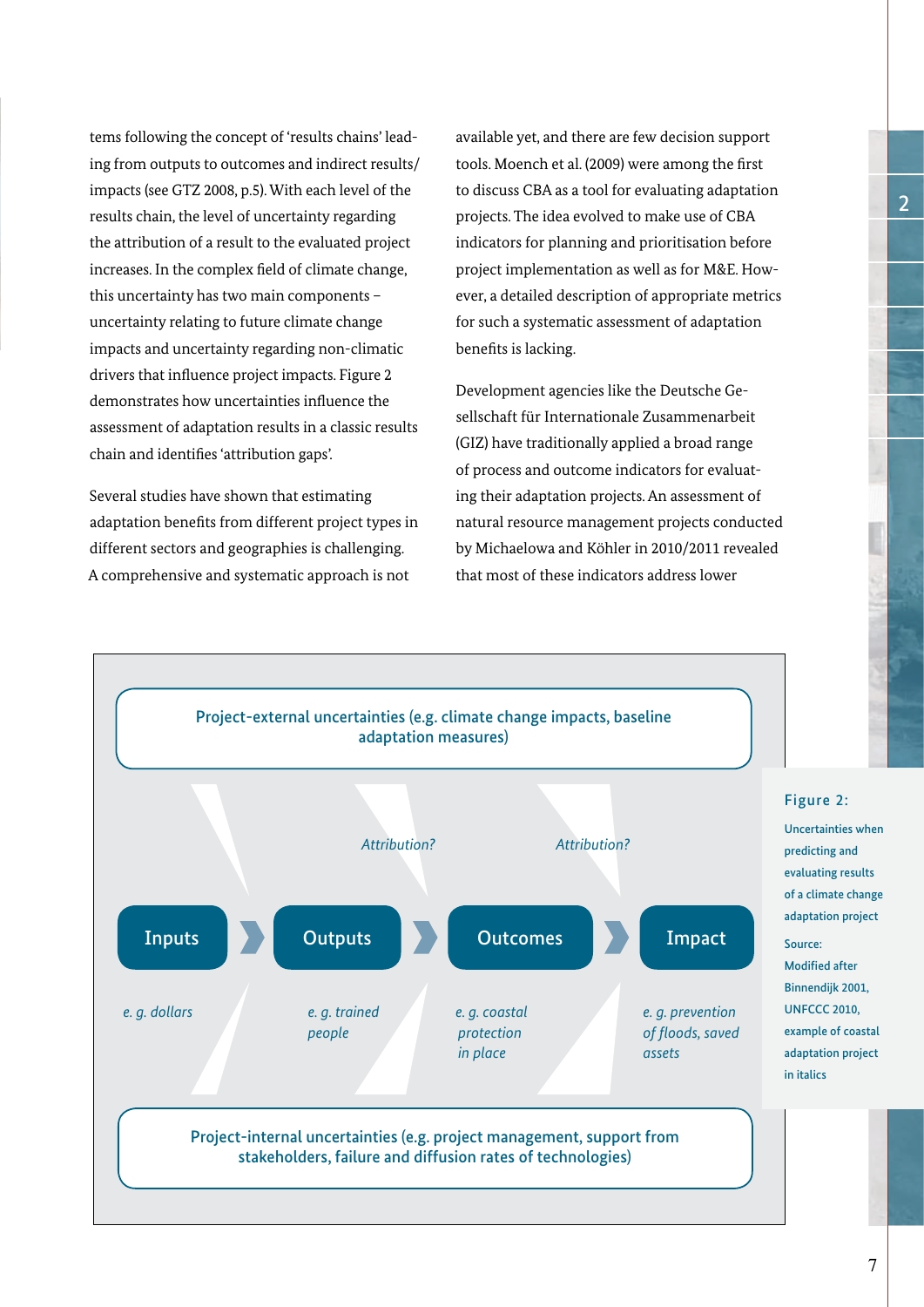tems following the concept of 'results chains' leading from outputs to outcomes and indirect results/impacts (see GTZ 2008, p.5). With each level of the results chain, the level of uncertainty regarding the attribution of a result to the evaluated project increases. In the complex field of climate change, this uncertainty has two main components – uncertainty relating to future climate change impacts and uncertainty regarding non-climatic drivers that influence project impacts. Figure 2 demonstrates how uncertainties influence the assessment of adaptation results in a classic results chain and identifies 'attribution gaps'.

Several studies have shown that estimating adaptation benefits from different project types in different sectors and geographies is challenging. A comprehensive and systematic approach is not available yet, and there are few decision support tools. Moench et al. (2009) were among the first to discuss CBA as a tool for evaluating adaptation projects. The idea evolved to make use of CBA indicators for planning and prioritisation before project implementation as well as for M&E. However, a detailed description of appropriate metrics for such a systematic assessment of adaptation benefits is lacking.

Development agencies like the Deutsche Gesellschaft für Internationale Zusammenarbeit (GIZ) have traditionally applied a broad range of process and outcome indicators for evaluating their adaptation projects. An assessment of natural resource management projects conducted by Michaelowa and Köhler in 2010/2011 revealed that most of these indicators address lower

Project-external uncertainties (e.g. climate change impacts, baseline adaptation measures)

*Attribution?* *Attribution?*

Inputs → Outputs → Outcomes → Impact

*e. g. dollars* | *e. g. trained people* | *e. g. coastal protection in place* | *e. g. prevention of floods, saved assets*

Project-internal uncertainties (e.g. project management, support from stakeholders, failure and diffusion rates of technologies)

**Figure 2:** Uncertainties when predicting and evaluating results of a climate change adaptation project

Source: Modified after Binnendijk 2001, UNFCCC 2010, example of coastal adaptation project in italics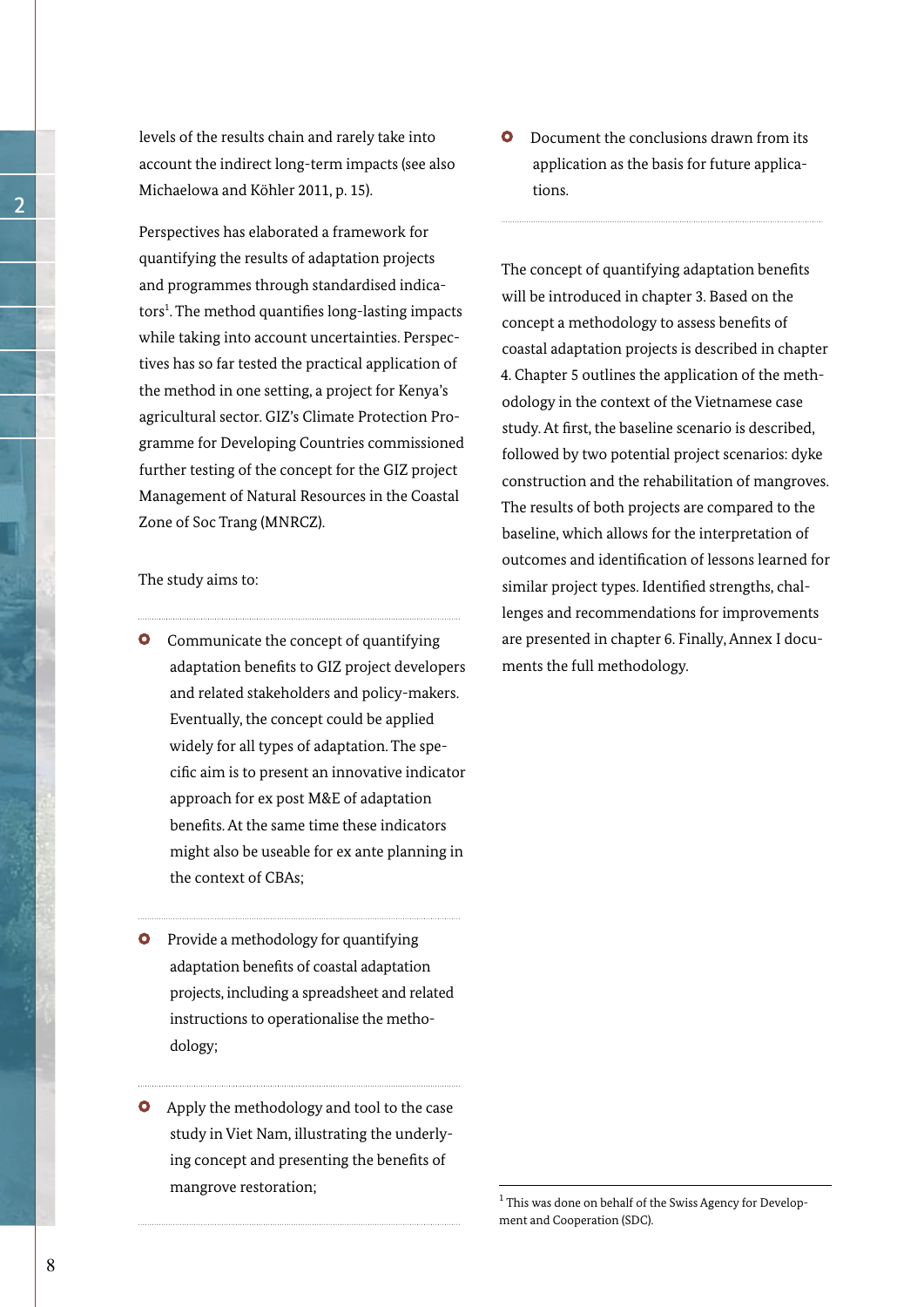levels of the results chain and rarely take into account the indirect long-term impacts (see also Michaelowa and Köhler 2011, p. 15).

Perspectives has elaborated a framework for quantifying the results of adaptation projects and programmes through standardised indicators[1]. The method quantifies long-lasting impacts while taking into account uncertainties. Perspectives has so far tested the practical application of the method in one setting, a project for Kenya's agricultural sector. GIZ's Climate Protection Programme for Developing Countries commissioned further testing of the concept for the GIZ project Management of Natural Resources in the Coastal Zone of Soc Trang (MNRCZ).

The study aims to:

- Communicate the concept of quantifying adaptation benefits to GIZ project developers and related stakeholders and policy-makers. Eventually, the concept could be applied widely for all types of adaptation. The specific aim is to present an innovative indicator approach for ex post M&E of adaptation benefits. At the same time these indicators might also be useable for ex ante planning in the context of CBAs;
- Provide a methodology for quantifying adaptation benefits of coastal adaptation projects, including a spreadsheet and related instructions to operationalise the methodology;
- Apply the methodology and tool to the case study in Viet Nam, illustrating the underlying concept and presenting the benefits of mangrove restoration;
- Document the conclusions drawn from its application as the basis for future applications.

The concept of quantifying adaptation benefits will be introduced in chapter 3. Based on the concept a methodology to assess benefits of coastal adaptation projects is described in chapter 4. Chapter 5 outlines the application of the methodology in the context of the Vietnamese case study. At first, the baseline scenario is described, followed by two potential project scenarios: dyke construction and the rehabilitation of mangroves. The results of both projects are compared to the baseline, which allows for the interpretation of outcomes and identification of lessons learned for similar project types. Identified strengths, challenges and recommendations for improvements are presented in chapter 6. Finally, Annex I documents the full methodology.

[1] This was done on behalf of the Swiss Agency for Development and Cooperation (SDC).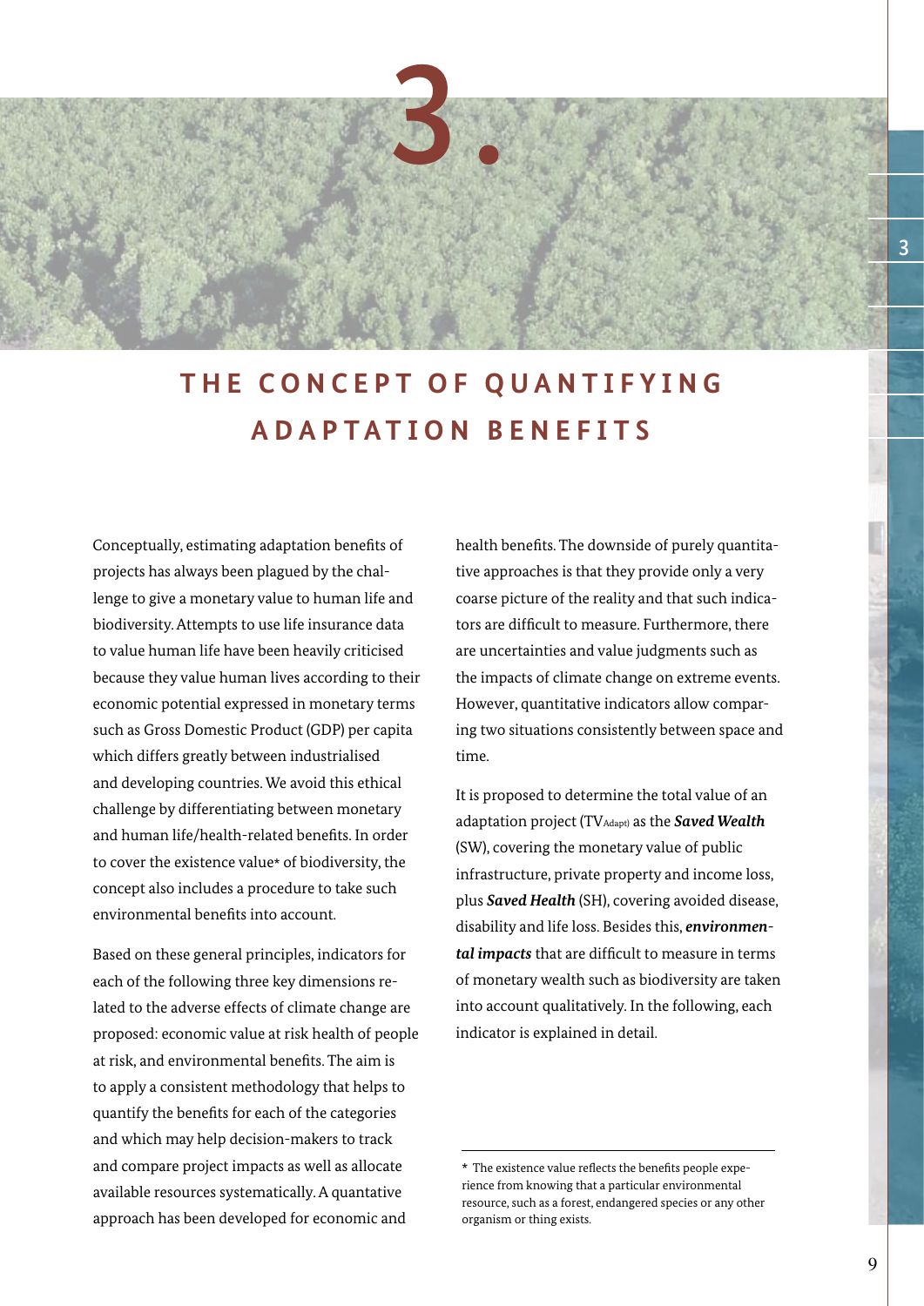# 3. THE CONCEPT OF QUANTIFYING ADAPTATION BENEFITS

Conceptually, estimating adaptation benefits of projects has always been plagued by the challenge to give a monetary value to human life and biodiversity. Attempts to use life insurance data to value human life have been heavily criticised because they value human lives according to their economic potential expressed in monetary terms such as Gross Domestic Product (GDP) per capita which differs greatly between industrialised and developing countries. We avoid this ethical challenge by differentiating between monetary and human life/health-related benefits. In order to cover the existence value* of biodiversity, the concept also includes a procedure to take such environmental benefits into account.

Based on these general principles, indicators for each of the following three key dimensions related to the adverse effects of climate change are proposed: economic value at risk health of people at risk, and environmental benefits. The aim is to apply a consistent methodology that helps to quantify the benefits for each of the categories and which may help decision-makers to track and compare project impacts as well as allocate available resources systematically. A quantative approach has been developed for economic and health benefits. The downside of purely quantitative approaches is that they provide only a very coarse picture of the reality and that such indicators are difficult to measure. Furthermore, there are uncertainties and value judgments such as the impacts of climate change on extreme events. However, quantitative indicators allow comparing two situations consistently between space and time.

It is proposed to determine the total value of an adaptation project ($TV_{Adapt)}$) as the ***Saved Wealth*** (SW), covering the monetary value of public infrastructure, private property and income loss, plus ***Saved Health*** (SH), covering avoided disease, disability and life loss. Besides this, ***environmental impacts*** that are difficult to measure in terms of monetary wealth such as biodiversity are taken into account qualitatively. In the following, each indicator is explained in detail.

* The existence value reflects the benefits people experience from knowing that a particular environmental resource, such as a forest, endangered species or any other organism or thing exists.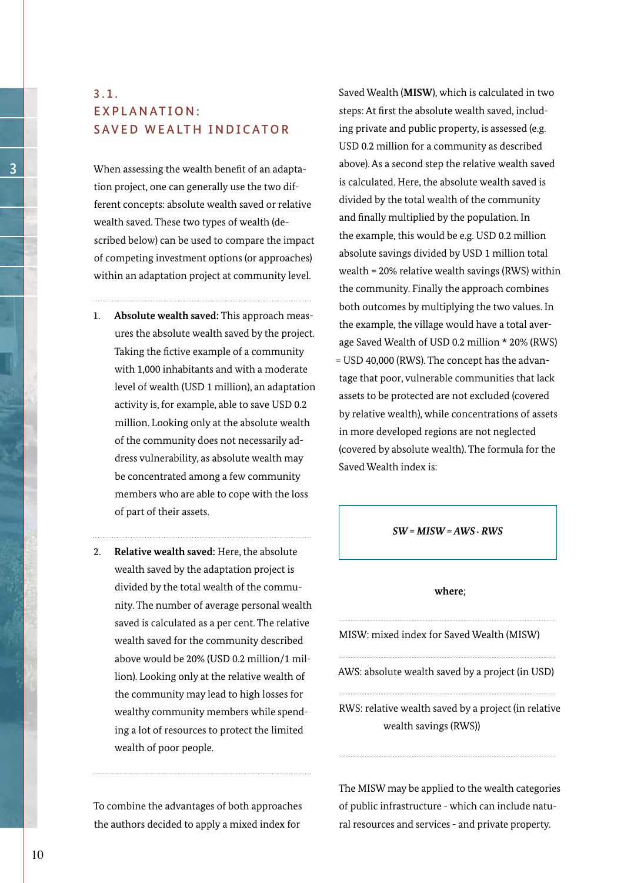## 3.1. EXPLANATION: SAVED WEALTH INDICATOR

When assessing the wealth benefit of an adaptation project, one can generally use the two different concepts: absolute wealth saved or relative wealth saved. These two types of wealth (described below) can be used to compare the impact of competing investment options (or approaches) within an adaptation project at community level.

1. **Absolute wealth saved:** This approach measures the absolute wealth saved by the project. Taking the fictive example of a community with 1,000 inhabitants and with a moderate level of wealth (USD 1 million), an adaptation activity is, for example, able to save USD 0.2 million. Looking only at the absolute wealth of the community does not necessarily address vulnerability, as absolute wealth may be concentrated among a few community members who are able to cope with the loss of part of their assets.

2. **Relative wealth saved:** Here, the absolute wealth saved by the adaptation project is divided by the total wealth of the community. The number of average personal wealth saved is calculated as a per cent. The relative wealth saved for the community described above would be 20% (USD 0.2 million/1 million). Looking only at the relative wealth of the community may lead to high losses for wealthy community members while spending a lot of resources to protect the limited wealth of poor people.

To combine the advantages of both approaches the authors decided to apply a mixed index for Saved Wealth (**MISW**), which is calculated in two steps: At first the absolute wealth saved, including private and public property, is assessed (e.g. USD 0.2 million for a community as described above). As a second step the relative wealth saved is calculated. Here, the absolute wealth saved is divided by the total wealth of the community and finally multiplied by the population. In the example, this would be e.g. USD 0.2 million absolute savings divided by USD 1 million total wealth = 20% relative wealth savings (RWS) within the community. Finally the approach combines both outcomes by multiplying the two values. In the example, the village would have a total average Saved Wealth of USD 0.2 million * 20% (RWS) = USD 40,000 (RWS). The concept has the advantage that poor, vulnerable communities that lack assets to be protected are not excluded (covered by relative wealth), while concentrations of assets in more developed regions are not neglected (covered by absolute wealth). The formula for the Saved Wealth index is:

$$SW = MISW = AWS \cdot RWS$$

**where**;

MISW: mixed index for Saved Wealth (MISW)

AWS: absolute wealth saved by a project (in USD)

RWS: relative wealth saved by a project (in relative wealth savings (RWS))

The MISW may be applied to the wealth categories of public infrastructure - which can include natural resources and services - and private property.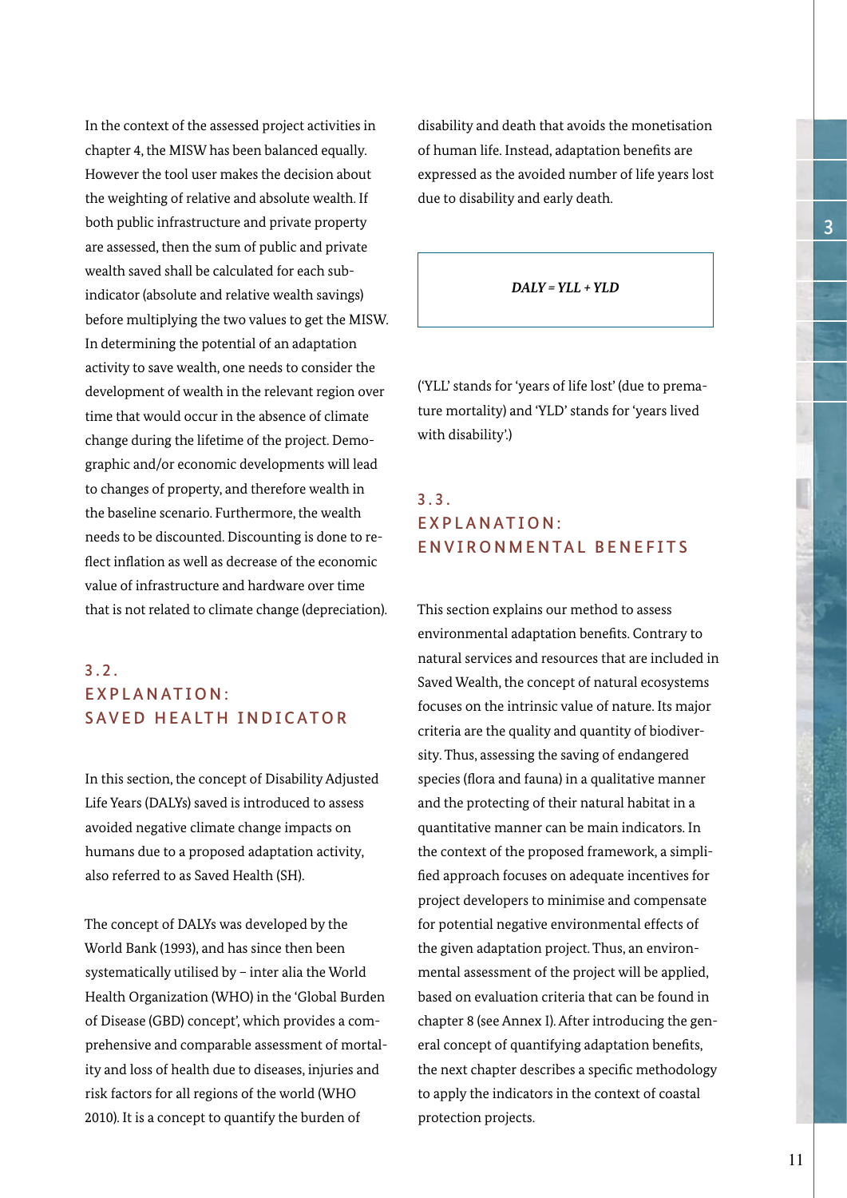In the context of the assessed project activities in chapter 4, the MISW has been balanced equally. However the tool user makes the decision about the weighting of relative and absolute wealth. If both public infrastructure and private property are assessed, then the sum of public and private wealth saved shall be calculated for each sub-indicator (absolute and relative wealth savings) before multiplying the two values to get the MISW. In determining the potential of an adaptation activity to save wealth, one needs to consider the development of wealth in the relevant region over time that would occur in the absence of climate change during the lifetime of the project. Demographic and/or economic developments will lead to changes of property, and therefore wealth in the baseline scenario. Furthermore, the wealth needs to be discounted. Discounting is done to reflect inflation as well as decrease of the economic value of infrastructure and hardware over time that is not related to climate change (depreciation).

## 3.2. EXPLANATION: SAVED HEALTH INDICATOR

In this section, the concept of Disability Adjusted Life Years (DALYs) saved is introduced to assess avoided negative climate change impacts on humans due to a proposed adaptation activity, also referred to as Saved Health (SH).

The concept of DALYs was developed by the World Bank (1993), and has since then been systematically utilised by – inter alia the World Health Organization (WHO) in the 'Global Burden of Disease (GBD) concept', which provides a comprehensive and comparable assessment of mortality and loss of health due to diseases, injuries and risk factors for all regions of the world (WHO 2010). It is a concept to quantify the burden of disability and death that avoids the monetisation of human life. Instead, adaptation benefits are expressed as the avoided number of life years lost due to disability and early death.

$$DALY = YLL + YLD$$

('YLL' stands for 'years of life lost' (due to premature mortality) and 'YLD' stands for 'years lived with disability'.)

## 3.3. EXPLANATION: ENVIRONMENTAL BENEFITS

This section explains our method to assess environmental adaptation benefits. Contrary to natural services and resources that are included in Saved Wealth, the concept of natural ecosystems focuses on the intrinsic value of nature. Its major criteria are the quality and quantity of biodiversity. Thus, assessing the saving of endangered species (flora and fauna) in a qualitative manner and the protecting of their natural habitat in a quantitative manner can be main indicators. In the context of the proposed framework, a simplified approach focuses on adequate incentives for project developers to minimise and compensate for potential negative environmental effects of the given adaptation project. Thus, an environmental assessment of the project will be applied, based on evaluation criteria that can be found in chapter 8 (see Annex I). After introducing the general concept of quantifying adaptation benefits, the next chapter describes a specific methodology to apply the indicators in the context of coastal protection projects.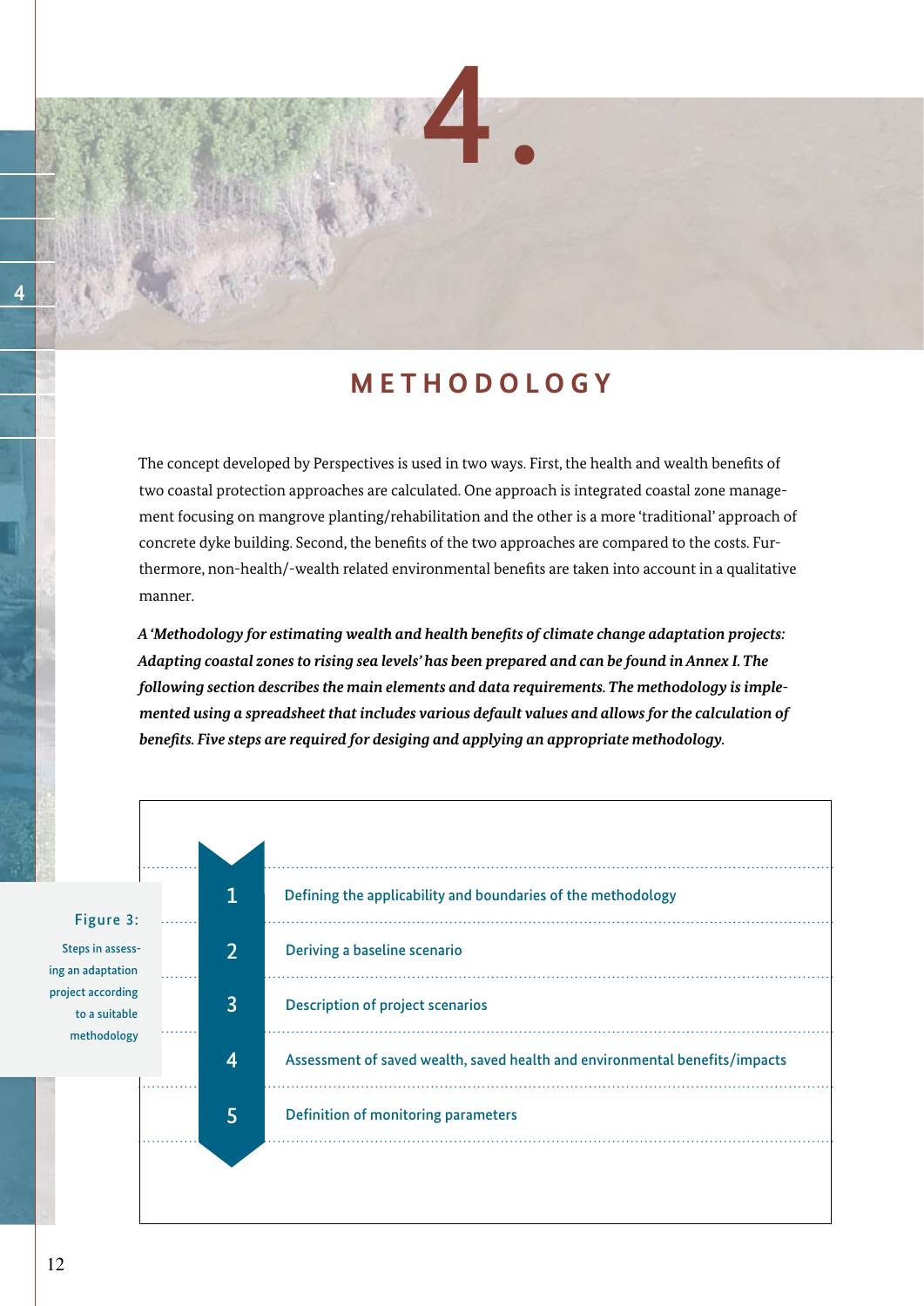# 4. METHODOLOGY

The concept developed by Perspectives is used in two ways. First, the health and wealth benefits of two coastal protection approaches are calculated. One approach is integrated coastal zone management focusing on mangrove planting/rehabilitation and the other is a more 'traditional' approach of concrete dyke building. Second, the benefits of the two approaches are compared to the costs. Furthermore, non-health/-wealth related environmental benefits are taken into account in a qualitative manner.

***A 'Methodology for estimating wealth and health benefits of climate change adaptation projects: Adapting coastal zones to rising sea levels' has been prepared and can be found in Annex I. The following section describes the main elements and data requirements. The methodology is implemented using a spreadsheet that includes various default values and allows for the calculation of benefits. Five steps are required for desiging and applying an appropriate methodology.***

1. Defining the applicability and boundaries of the methodology
2. Deriving a baseline scenario
3. Description of project scenarios
4. Assessment of saved wealth, saved health and environmental benefits/impacts
5. Definition of monitoring parameters

Figure 3: Steps in assessing an adaptation project according to a suitable methodology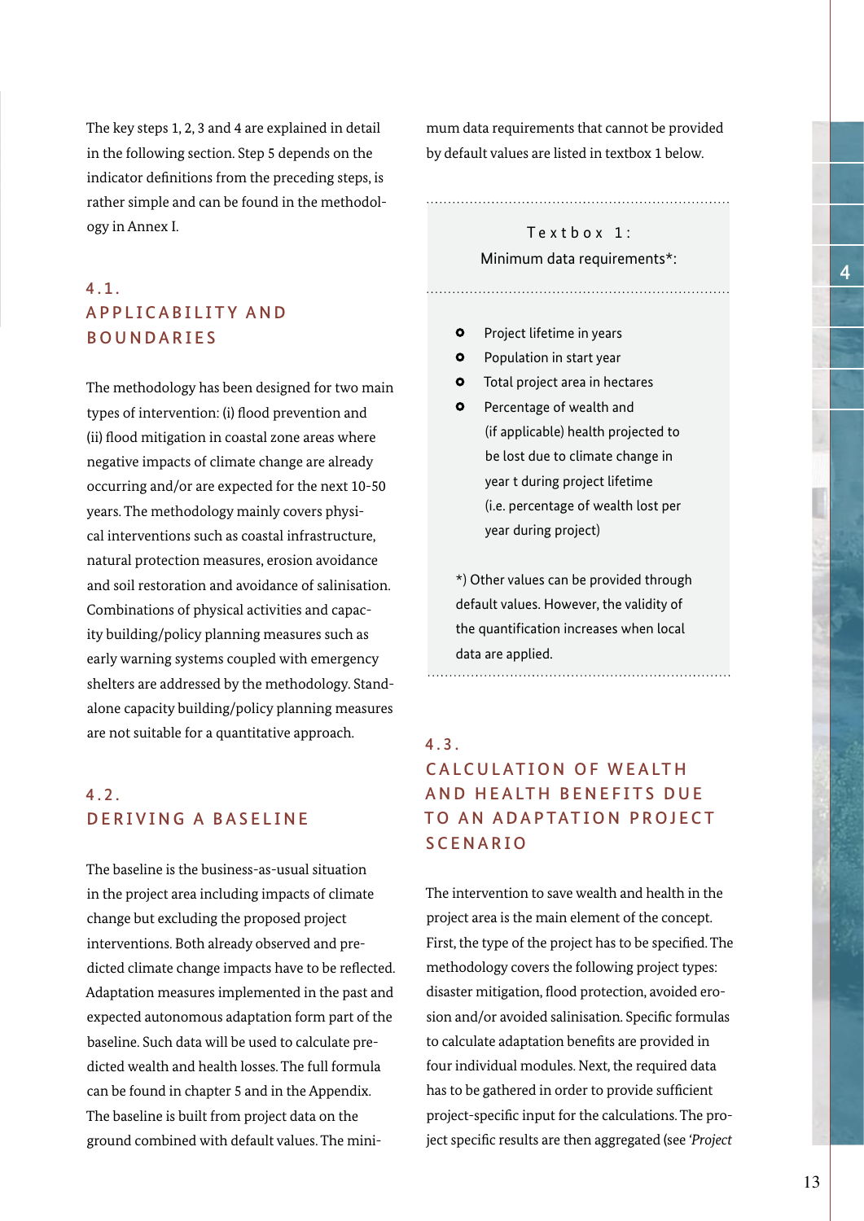The key steps 1, 2, 3 and 4 are explained in detail in the following section. Step 5 depends on the indicator definitions from the preceding steps, is rather simple and can be found in the methodology in Annex I.

## 4.1. APPLICABILITY AND BOUNDARIES

The methodology has been designed for two main types of intervention: (i) flood prevention and (ii) flood mitigation in coastal zone areas where negative impacts of climate change are already occurring and/or are expected for the next 10-50 years. The methodology mainly covers physical interventions such as coastal infrastructure, natural protection measures, erosion avoidance and soil restoration and avoidance of salinisation. Combinations of physical activities and capacity building/policy planning measures such as early warning systems coupled with emergency shelters are addressed by the methodology. Stand-alone capacity building/policy planning measures are not suitable for a quantitative approach.

## 4.2. DERIVING A BASELINE

The baseline is the business-as-usual situation in the project area including impacts of climate change but excluding the proposed project interventions. Both already observed and predicted climate change impacts have to be reflected. Adaptation measures implemented in the past and expected autonomous adaptation form part of the baseline. Such data will be used to calculate predicted wealth and health losses. The full formula can be found in chapter 5 and in the Appendix. The baseline is built from project data on the ground combined with default values. The minimum data requirements that cannot be provided by default values are listed in textbox 1 below.

**Textbox 1:**
**Minimum data requirements*:**

- Project lifetime in years
- Population in start year
- Total project area in hectares
- Percentage of wealth and (if applicable) health projected to be lost due to climate change in year t during project lifetime (i.e. percentage of wealth lost per year during project)

*) Other values can be provided through default values. However, the validity of the quantification increases when local data are applied.

## 4.3. CALCULATION OF WEALTH AND HEALTH BENEFITS DUE TO AN ADAPTATION PROJECT SCENARIO

The intervention to save wealth and health in the project area is the main element of the concept. First, the type of the project has to be specified. The methodology covers the following project types: disaster mitigation, flood protection, avoided erosion and/or avoided salinisation. Specific formulas to calculate adaptation benefits are provided in four individual modules. Next, the required data has to be gathered in order to provide sufficient project-specific input for the calculations. The project specific results are then aggregated (see *'Project*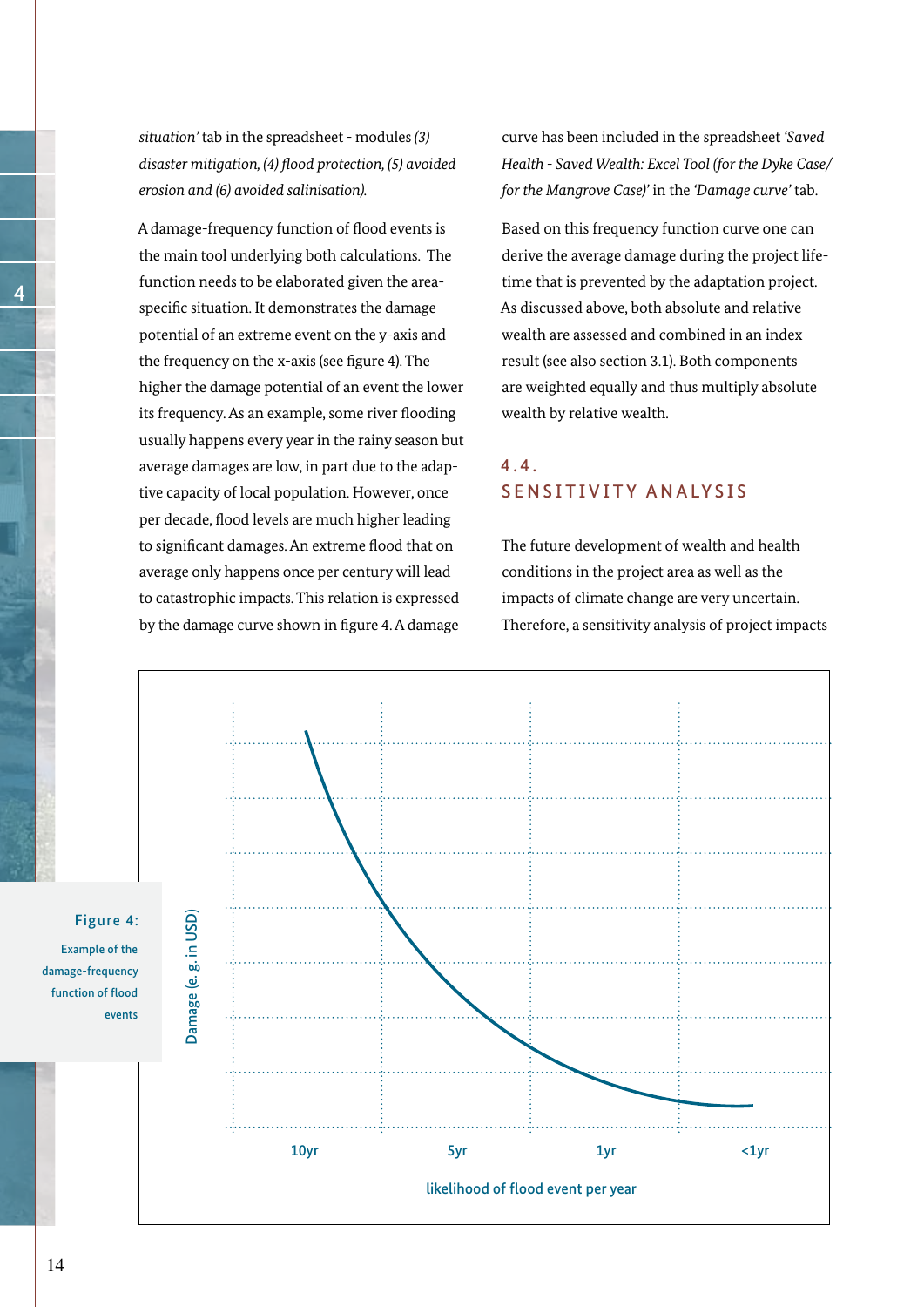*situation'* tab in the spreadsheet - modules *(3) disaster mitigation, (4) flood protection, (5) avoided erosion and (6) avoided salinisation).*

A damage-frequency function of flood events is the main tool underlying both calculations. The function needs to be elaborated given the area-specific situation. It demonstrates the damage potential of an extreme event on the y-axis and the frequency on the x-axis (see figure 4). The higher the damage potential of an event the lower its frequency. As an example, some river flooding usually happens every year in the rainy season but average damages are low, in part due to the adaptive capacity of local population. However, once per decade, flood levels are much higher leading to significant damages. An extreme flood that on average only happens once per century will lead to catastrophic impacts. This relation is expressed by the damage curve shown in figure 4. A damage curve has been included in the spreadsheet *'Saved Health - Saved Wealth: Excel Tool (for the Dyke Case/ for the Mangrove Case)'* in the *'Damage curve'* tab.

Based on this frequency function curve one can derive the average damage during the project lifetime that is prevented by the adaptation project. As discussed above, both absolute and relative wealth are assessed and combined in an index result (see also section 3.1). Both components are weighted equally and thus multiply absolute wealth by relative wealth.

## 4.4. SENSITIVITY ANALYSIS

The future development of wealth and health conditions in the project area as well as the impacts of climate change are very uncertain. Therefore, a sensitivity analysis of project impacts

**Figure 4:** Example of the damage-frequency function of flood events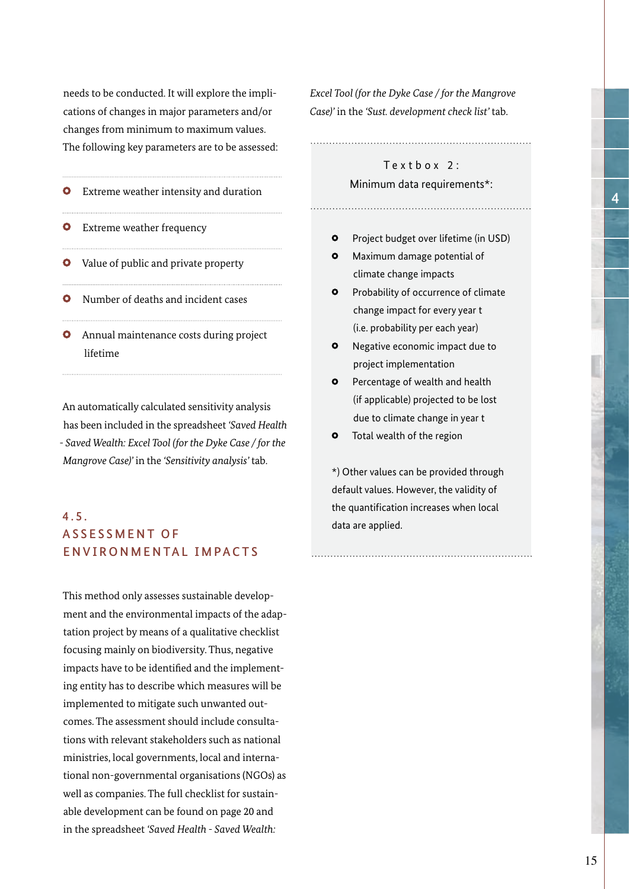needs to be conducted. It will explore the implications of changes in major parameters and/or changes from minimum to maximum values. The following key parameters are to be assessed:

- Extreme weather intensity and duration
- Extreme weather frequency
- Value of public and private property
- Number of deaths and incident cases
- Annual maintenance costs during project lifetime

An automatically calculated sensitivity analysis has been included in the spreadsheet *'Saved Health - Saved Wealth: Excel Tool (for the Dyke Case / for the Mangrove Case)'* in the *'Sensitivity analysis'* tab.

## 4.5. ASSESSMENT OF ENVIRONMENTAL IMPACTS

This method only assesses sustainable development and the environmental impacts of the adaptation project by means of a qualitative checklist focusing mainly on biodiversity. Thus, negative impacts have to be identified and the implementing entity has to describe which measures will be implemented to mitigate such unwanted outcomes. The assessment should include consultations with relevant stakeholders such as national ministries, local governments, local and international non-governmental organisations (NGOs) as well as companies. The full checklist for sustainable development can be found on page 20 and in the spreadsheet *'Saved Health - Saved Wealth: Excel Tool (for the Dyke Case / for the Mangrove Case)'* in the *'Sust. development check list'* tab.

---

**Textbox 2:**
**Minimum data requirements*:**

- Project budget over lifetime (in USD)
- Maximum damage potential of climate change impacts
- Probability of occurrence of climate change impact for every year t (i.e. probability per each year)
- Negative economic impact due to project implementation
- Percentage of wealth and health (if applicable) projected to be lost due to climate change in year t
- Total wealth of the region

*) Other values can be provided through default values. However, the validity of the quantification increases when local data are applied.

---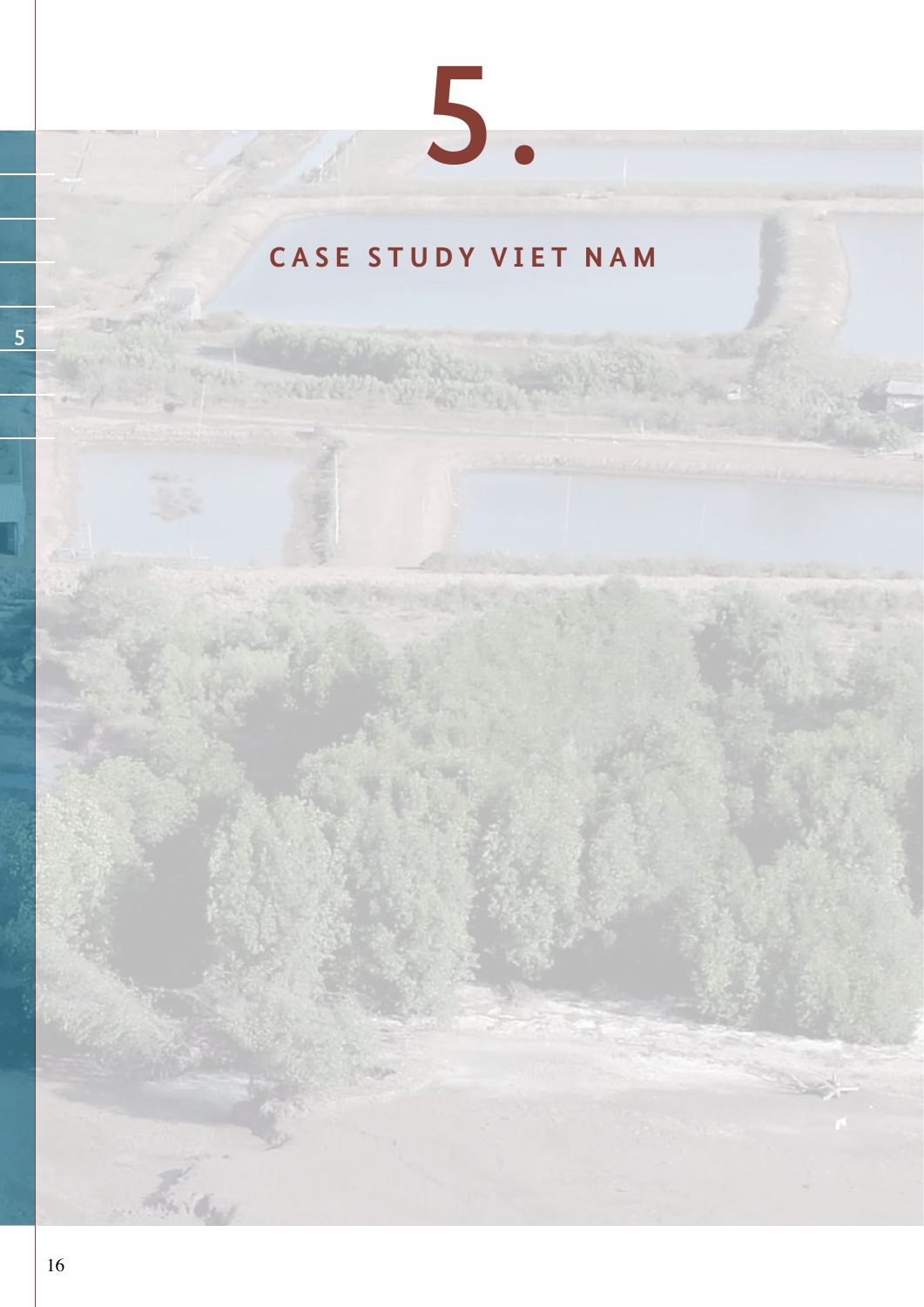# 5.

# CASE STUDY VIET NAM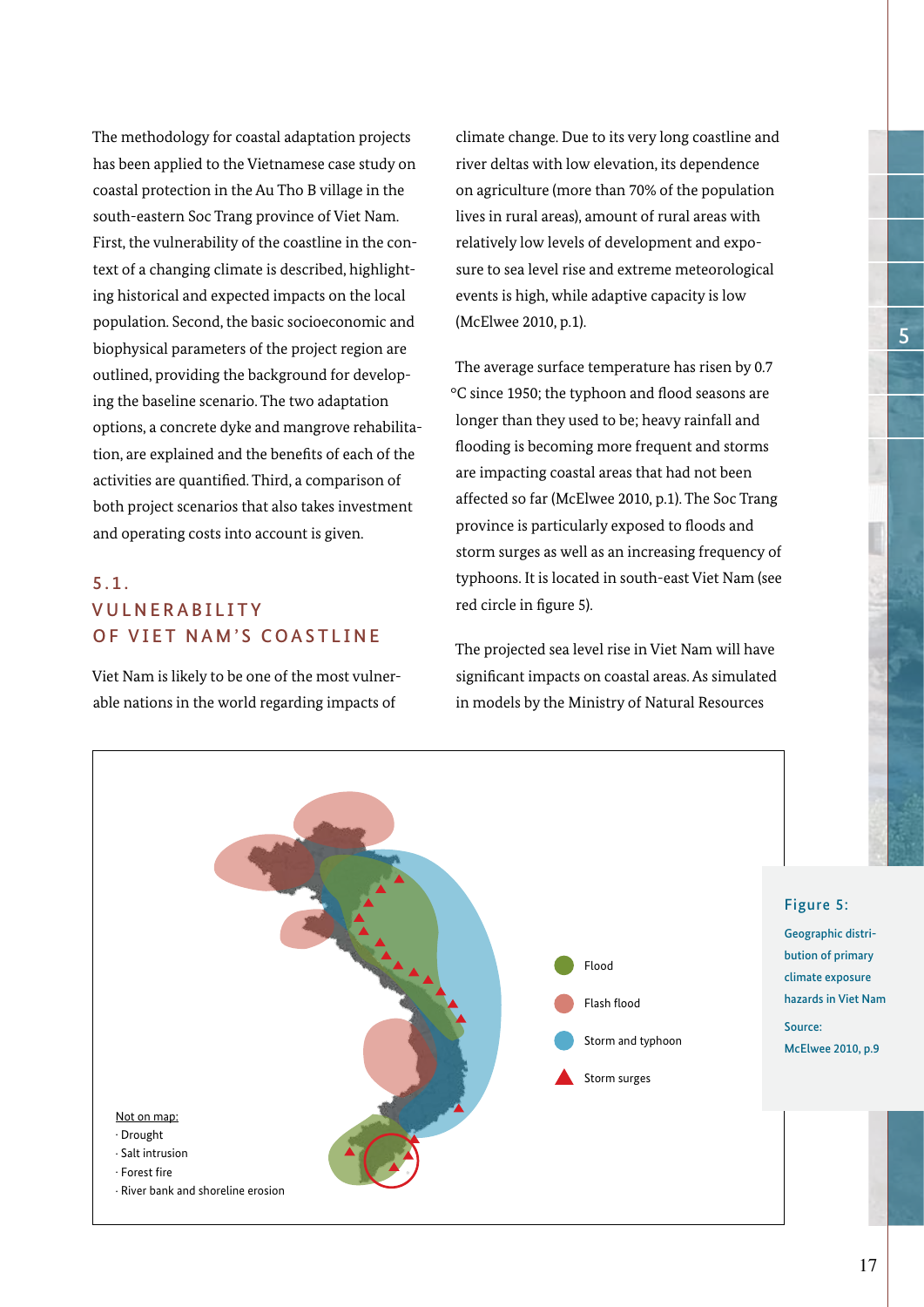The methodology for coastal adaptation projects has been applied to the Vietnamese case study on coastal protection in the Au Tho B village in the south-eastern Soc Trang province of Viet Nam. First, the vulnerability of the coastline in the context of a changing climate is described, highlighting historical and expected impacts on the local population. Second, the basic socioeconomic and biophysical parameters of the project region are outlined, providing the background for developing the baseline scenario. The two adaptation options, a concrete dyke and mangrove rehabilitation, are explained and the benefits of each of the activities are quantified. Third, a comparison of both project scenarios that also takes investment and operating costs into account is given.

## 5.1. VULNERABILITY OF VIET NAM'S COASTLINE

Viet Nam is likely to be one of the most vulnerable nations in the world regarding impacts of climate change. Due to its very long coastline and river deltas with low elevation, its dependence on agriculture (more than 70% of the population lives in rural areas), amount of rural areas with relatively low levels of development and exposure to sea level rise and extreme meteorological events is high, while adaptive capacity is low (McElwee 2010, p.1).

The average surface temperature has risen by 0.7 °C since 1950; the typhoon and flood seasons are longer than they used to be; heavy rainfall and flooding is becoming more frequent and storms are impacting coastal areas that had not been affected so far (McElwee 2010, p.1). The Soc Trang province is particularly exposed to floods and storm surges as well as an increasing frequency of typhoons. It is located in south-east Viet Nam (see red circle in figure 5).

The projected sea level rise in Viet Nam will have significant impacts on coastal areas. As simulated in models by the Ministry of Natural Resources

Flood

Flash flood

Storm and typhoon

Storm surges

Not on map:
· Drought
· Salt intrusion
· Forest fire
· River bank and shoreline erosion

**Figure 5:** Geographic distribution of primary climate exposure hazards in Viet Nam

Source: McElwee 2010, p.9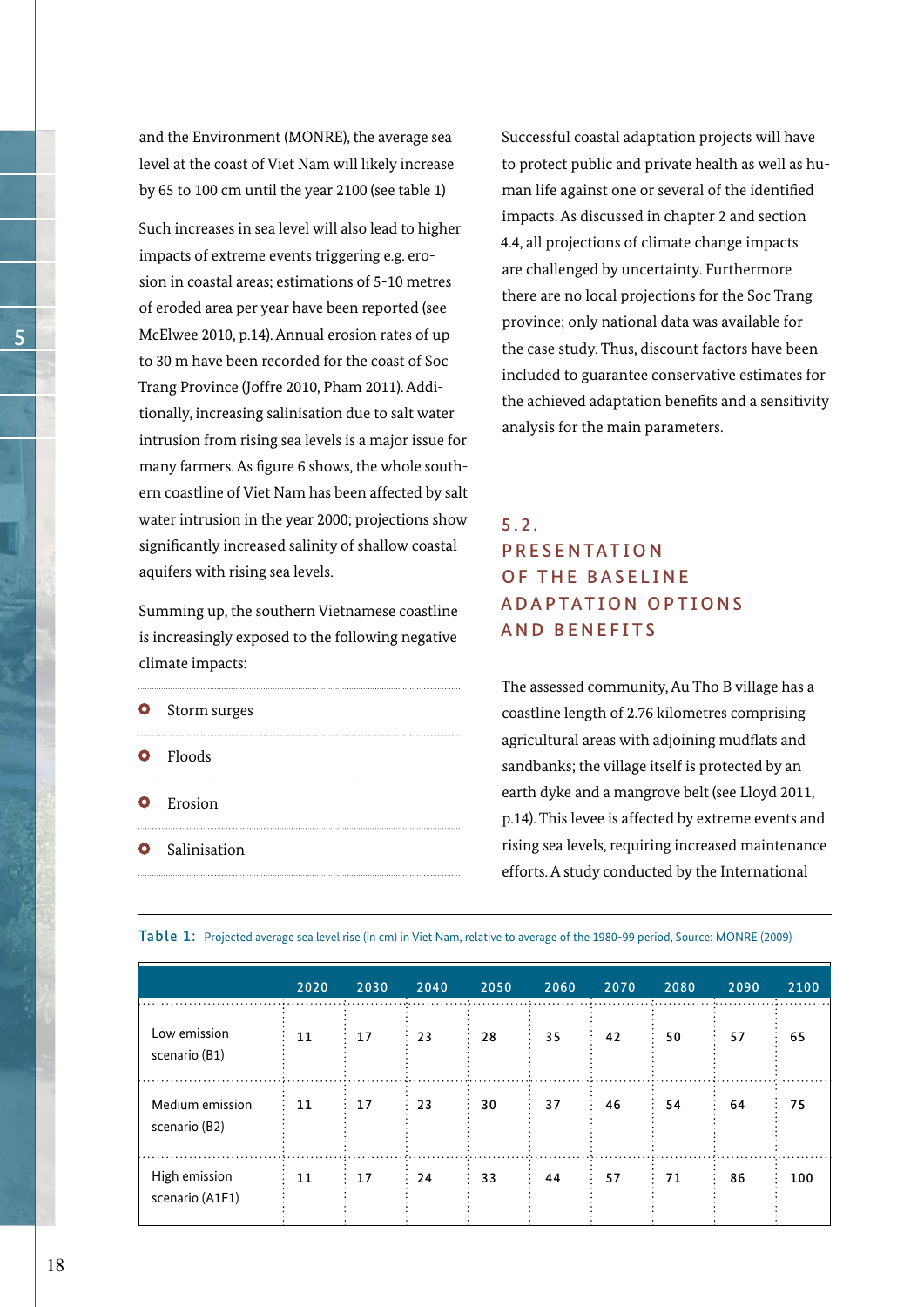and the Environment (MONRE), the average sea level at the coast of Viet Nam will likely increase by 65 to 100 cm until the year 2100 (see table 1)

Such increases in sea level will also lead to higher impacts of extreme events triggering e.g. erosion in coastal areas; estimations of 5-10 metres of eroded area per year have been reported (see McElwee 2010, p.14). Annual erosion rates of up to 30 m have been recorded for the coast of Soc Trang Province (Joffre 2010, Pham 2011). Additionally, increasing salinisation due to salt water intrusion from rising sea levels is a major issue for many farmers. As figure 6 shows, the whole southern coastline of Viet Nam has been affected by salt water intrusion in the year 2000; projections show significantly increased salinity of shallow coastal aquifers with rising sea levels.

Summing up, the southern Vietnamese coastline is increasingly exposed to the following negative climate impacts:

- Storm surges
- Floods
- Erosion
- Salinisation

Successful coastal adaptation projects will have to protect public and private health as well as human life against one or several of the identified impacts. As discussed in chapter 2 and section 4.4, all projections of climate change impacts are challenged by uncertainty. Furthermore there are no local projections for the Soc Trang province; only national data was available for the case study. Thus, discount factors have been included to guarantee conservative estimates for the achieved adaptation benefits and a sensitivity analysis for the main parameters.

## 5.2. PRESENTATION OF THE BASELINE ADAPTATION OPTIONS AND BENEFITS

The assessed community, Au Tho B village has a coastline length of 2.76 kilometres comprising agricultural areas with adjoining mudflats and sandbanks; the village itself is protected by an earth dyke and a mangrove belt (see Lloyd 2011, p.14). This levee is affected by extreme events and rising sea levels, requiring increased maintenance efforts. A study conducted by the International

**Table 1:** Projected average sea level rise (in cm) in Viet Nam, relative to average of the 1980-99 period, Source: MONRE (2009)

| | 2020 | 2030 | 2040 | 2050 | 2060 | 2070 | 2080 | 2090 | 2100 |
|---|---|---|---|---|---|---|---|---|---|
| Low emission scenario (B1) | 11 | 17 | 23 | 28 | 35 | 42 | 50 | 57 | 65 |
| Medium emission scenario (B2) | 11 | 17 | 23 | 30 | 37 | 46 | 54 | 64 | 75 |
| High emission scenario (A1F1) | 11 | 17 | 24 | 33 | 44 | 57 | 71 | 86 | 100 |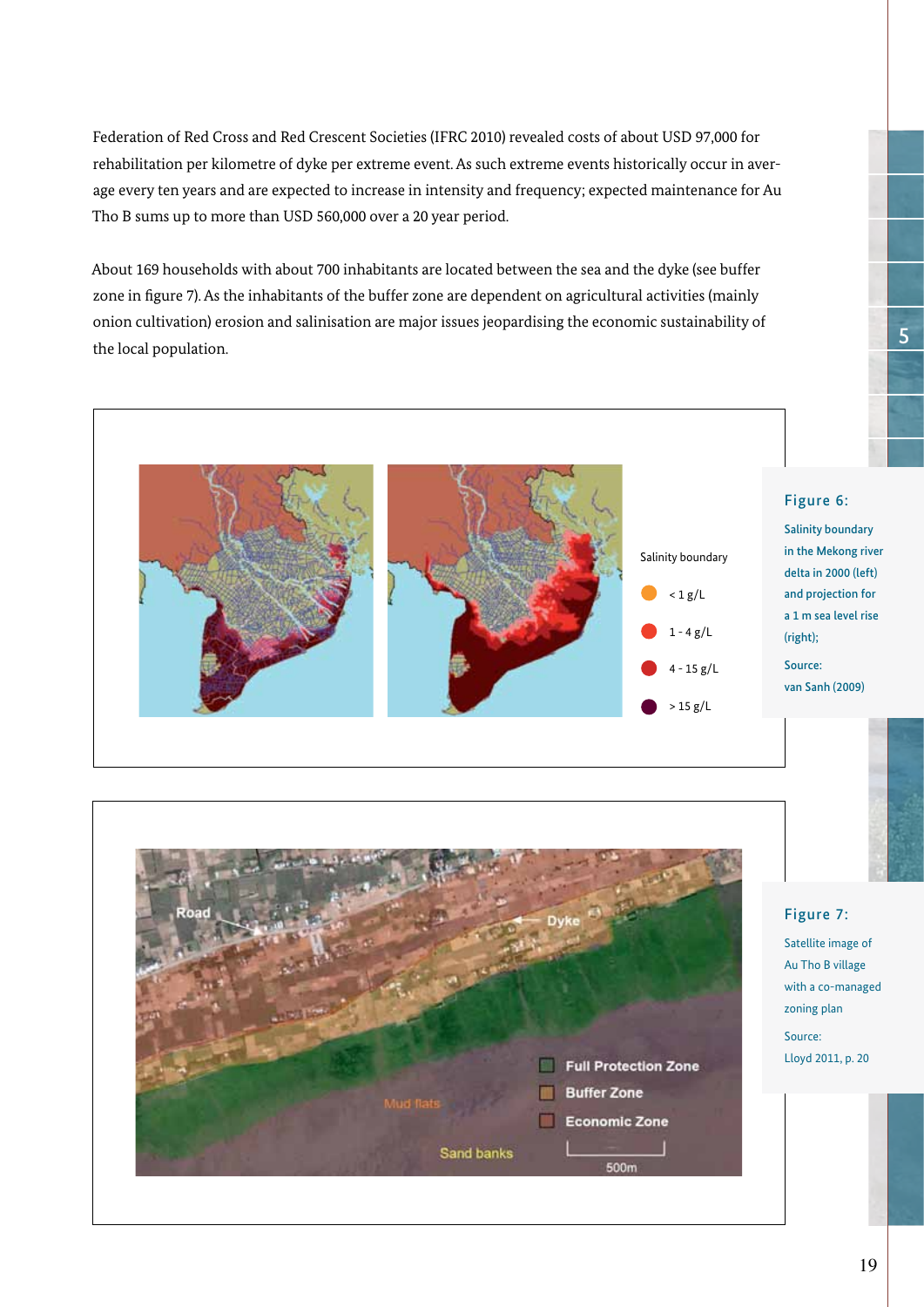Federation of Red Cross and Red Crescent Societies (IFRC 2010) revealed costs of about USD 97,000 for rehabilitation per kilometre of dyke per extreme event. As such extreme events historically occur in average every ten years and are expected to increase in intensity and frequency; expected maintenance for Au Tho B sums up to more than USD 560,000 over a 20 year period.

About 169 households with about 700 inhabitants are located between the sea and the dyke (see buffer zone in figure 7). As the inhabitants of the buffer zone are dependent on agricultural activities (mainly onion cultivation) erosion and salinisation are major issues jeopardising the economic sustainability of the local population.

Salinity boundary

- < 1 g/L
- 1 - 4 g/L
- 4 - 15 g/L
- > 15 g/L

**Figure 6:** Salinity boundary in the Mekong river delta in 2000 (left) and projection for a 1 m sea level rise (right); Source: van Sanh (2009)

Road, Dyke, Full Protection Zone, Buffer Zone, Economic Zone, Mud flats, Sand banks, 500m

**Figure 7:** Satellite image of Au Tho B village with a co-managed zoning plan

Source: Lloyd 2011, p. 20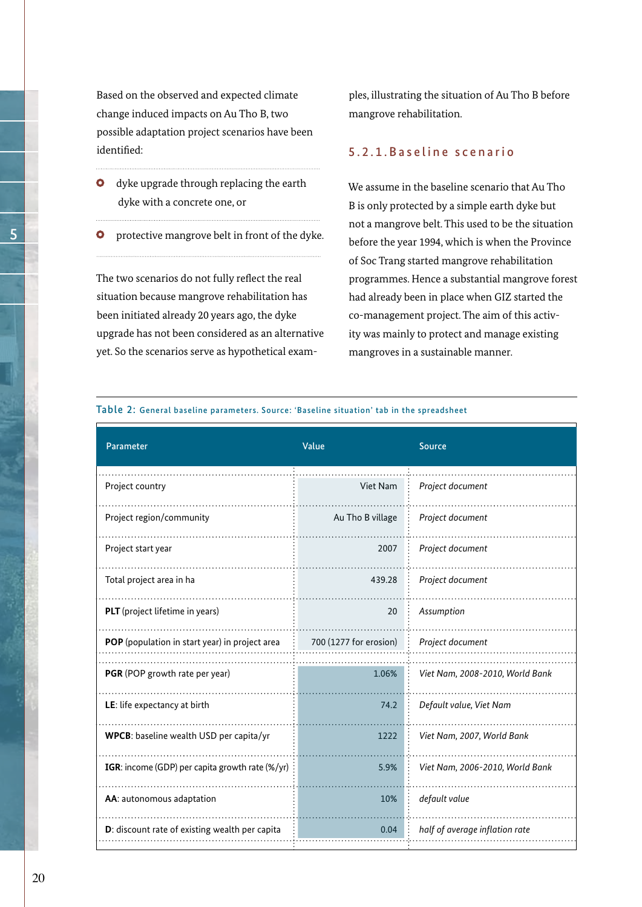Based on the observed and expected climate change induced impacts on Au Tho B, two possible adaptation project scenarios have been identified:

- dyke upgrade through replacing the earth dyke with a concrete one, or
- protective mangrove belt in front of the dyke.

The two scenarios do not fully reflect the real situation because mangrove rehabilitation has been initiated already 20 years ago, the dyke upgrade has not been considered as an alternative yet. So the scenarios serve as hypothetical examples, illustrating the situation of Au Tho B before mangrove rehabilitation.

### 5.2.1. Baseline scenario

We assume in the baseline scenario that Au Tho B is only protected by a simple earth dyke but not a mangrove belt. This used to be the situation before the year 1994, which is when the Province of Soc Trang started mangrove rehabilitation programmes. Hence a substantial mangrove forest had already been in place when GIZ started the co-management project. The aim of this activity was mainly to protect and manage existing mangroves in a sustainable manner.

Table 2: General baseline parameters. Source: 'Baseline situation' tab in the spreadsheet

| Parameter | Value | Source |
|---|---|---|
| Project country | Viet Nam | *Project document* |
| Project region/community | Au Tho B village | *Project document* |
| Project start year | 2007 | *Project document* |
| Total project area in ha | 439.28 | *Project document* |
| **PLT** (project lifetime in years) | 20 | *Assumption* |
| **POP** (population in start year) in project area | 700 (1277 for erosion) | *Project document* |
| **PGR** (POP growth rate per year) | 1.06% | *Viet Nam, 2008-2010, World Bank* |
| **LE**: life expectancy at birth | 74.2 | *Default value, Viet Nam* |
| **WPCB**: baseline wealth USD per capita/yr | 1222 | *Viet Nam, 2007, World Bank* |
| **IGR**: income (GDP) per capita growth rate (%/yr) | 5.9% | *Viet Nam, 2006-2010, World Bank* |
| **AA**: autonomous adaptation | 10% | *default value* |
| **D**: discount rate of existing wealth per capita | 0.04 | *half of average inflation rate* |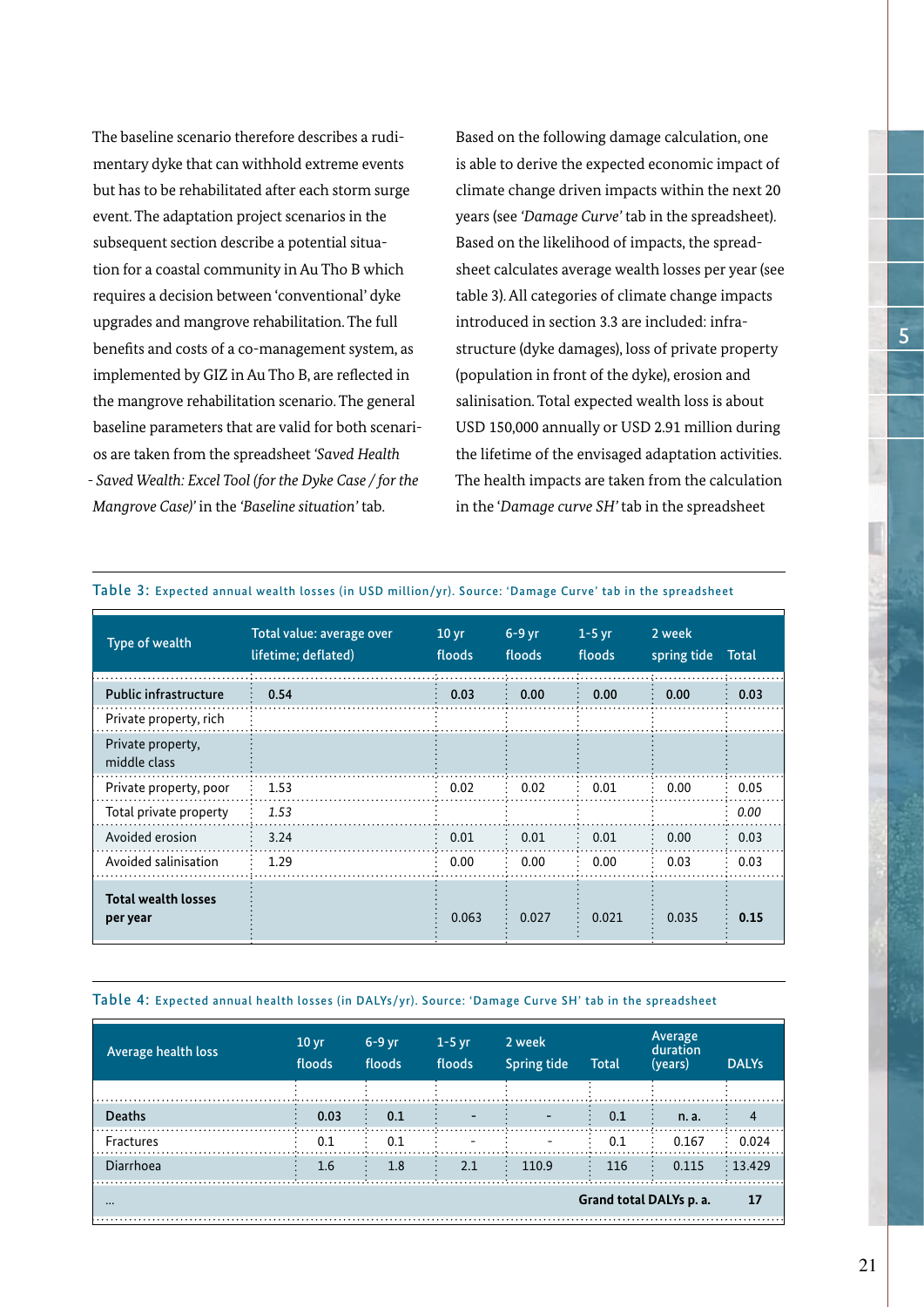The baseline scenario therefore describes a rudimentary dyke that can withhold extreme events but has to be rehabilitated after each storm surge event. The adaptation project scenarios in the subsequent section describe a potential situation for a coastal community in Au Tho B which requires a decision between 'conventional' dyke upgrades and mangrove rehabilitation. The full benefits and costs of a co-management system, as implemented by GIZ in Au Tho B, are reflected in the mangrove rehabilitation scenario. The general baseline parameters that are valid for both scenarios are taken from the spreadsheet *'Saved Health - Saved Wealth: Excel Tool (for the Dyke Case / for the Mangrove Case)'* in the *'Baseline situation'* tab.

Based on the following damage calculation, one is able to derive the expected economic impact of climate change driven impacts within the next 20 years (see *'Damage Curve'* tab in the spreadsheet). Based on the likelihood of impacts, the spreadsheet calculates average wealth losses per year (see table 3). All categories of climate change impacts introduced in section 3.3 are included: infrastructure (dyke damages), loss of private property (population in front of the dyke), erosion and salinisation. Total expected wealth loss is about USD 150,000 annually or USD 2.91 million during the lifetime of the envisaged adaptation activities. The health impacts are taken from the calculation in the *'Damage curve SH'* tab in the spreadsheet

Table 3: Expected annual wealth losses (in USD million/yr). Source: 'Damage Curve' tab in the spreadsheet

| Type of wealth | Total value: average over lifetime; deflated) | 10 yr floods | 6-9 yr floods | 1-5 yr floods | 2 week spring tide | Total |
|---|---|---|---|---|---|---|
| **Public infrastructure** | 0.54 | 0.03 | 0.00 | 0.00 | 0.00 | 0.03 |
| Private property, rich | | | | | | |
| Private property, middle class | | | | | | |
| Private property, poor | 1.53 | 0.02 | 0.02 | 0.01 | 0.00 | 0.05 |
| Total private property | *1.53* | | | | | *0.00* |
| Avoided erosion | 3.24 | 0.01 | 0.01 | 0.01 | 0.00 | 0.03 |
| Avoided salinisation | 1.29 | 0.00 | 0.00 | 0.00 | 0.03 | 0.03 |
| **Total wealth losses per year** | | 0.063 | 0.027 | 0.021 | 0.035 | **0.15** |

Table 4: Expected annual health losses (in DALYs/yr). Source: 'Damage Curve SH' tab in the spreadsheet

| Average health loss | 10 yr floods | 6-9 yr floods | 1-5 yr floods | 2 week Spring tide | Total | Average duration (years) | DALYs |
|---|---|---|---|---|---|---|---|
| Deaths | 0.03 | 0.1 | - | - | 0.1 | n. a. | 4 |
| Fractures | 0.1 | 0.1 | - | - | 0.1 | 0.167 | 0.024 |
| Diarrhoea | 1.6 | 1.8 | 2.1 | 110.9 | 116 | 0.115 | 13.429 |
| ... | | | | | **Grand total DALYs p. a.** | | **17** |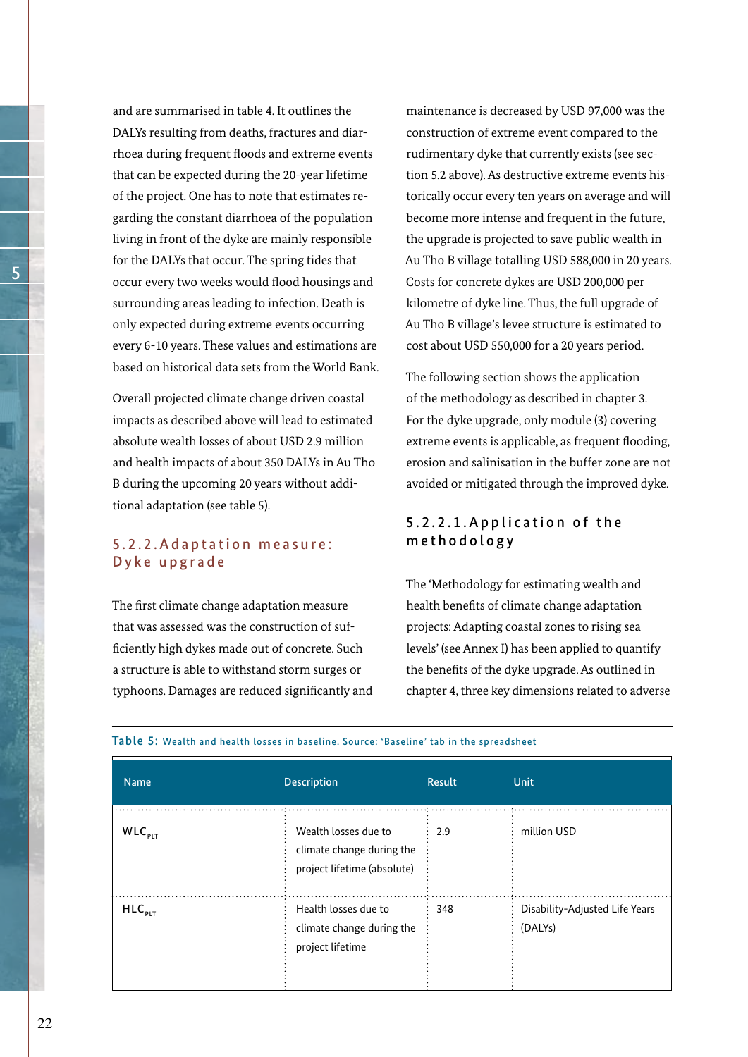and are summarised in table 4. It outlines the DALYs resulting from deaths, fractures and diarrhoea during frequent floods and extreme events that can be expected during the 20-year lifetime of the project. One has to note that estimates regarding the constant diarrhoea of the population living in front of the dyke are mainly responsible for the DALYs that occur. The spring tides that occur every two weeks would flood housings and surrounding areas leading to infection. Death is only expected during extreme events occurring every 6-10 years. These values and estimations are based on historical data sets from the World Bank.

Overall projected climate change driven coastal impacts as described above will lead to estimated absolute wealth losses of about USD 2.9 million and health impacts of about 350 DALYs in Au Tho B during the upcoming 20 years without additional adaptation (see table 5).

### 5.2.2. Adaptation measure: Dyke upgrade

The first climate change adaptation measure that was assessed was the construction of sufficiently high dykes made out of concrete. Such a structure is able to withstand storm surges or typhoons. Damages are reduced significantly and maintenance is decreased by USD 97,000 was the construction of extreme event compared to the rudimentary dyke that currently exists (see section 5.2 above). As destructive extreme events historically occur every ten years on average and will become more intense and frequent in the future, the upgrade is projected to save public wealth in Au Tho B village totalling USD 588,000 in 20 years. Costs for concrete dykes are USD 200,000 per kilometre of dyke line. Thus, the full upgrade of Au Tho B village's levee structure is estimated to cost about USD 550,000 for a 20 years period.

The following section shows the application of the methodology as described in chapter 3. For the dyke upgrade, only module (3) covering extreme events is applicable, as frequent flooding, erosion and salinisation in the buffer zone are not avoided or mitigated through the improved dyke.

#### 5.2.2.1. Application of the methodology

The 'Methodology for estimating wealth and health benefits of climate change adaptation projects: Adapting coastal zones to rising sea levels' (see Annex I) has been applied to quantify the benefits of the dyke upgrade. As outlined in chapter 4, three key dimensions related to adverse

Table 5: Wealth and health losses in baseline. Source: 'Baseline' tab in the spreadsheet

| Name | Description | Result | Unit |
|---|---|---|---|
| $WLC_{PLT}$ | Wealth losses due to climate change during the project lifetime (absolute) | 2.9 | million USD |
| $HLC_{PLT}$ | Health losses due to climate change during the project lifetime | 348 | Disability-Adjusted Life Years (DALYs) |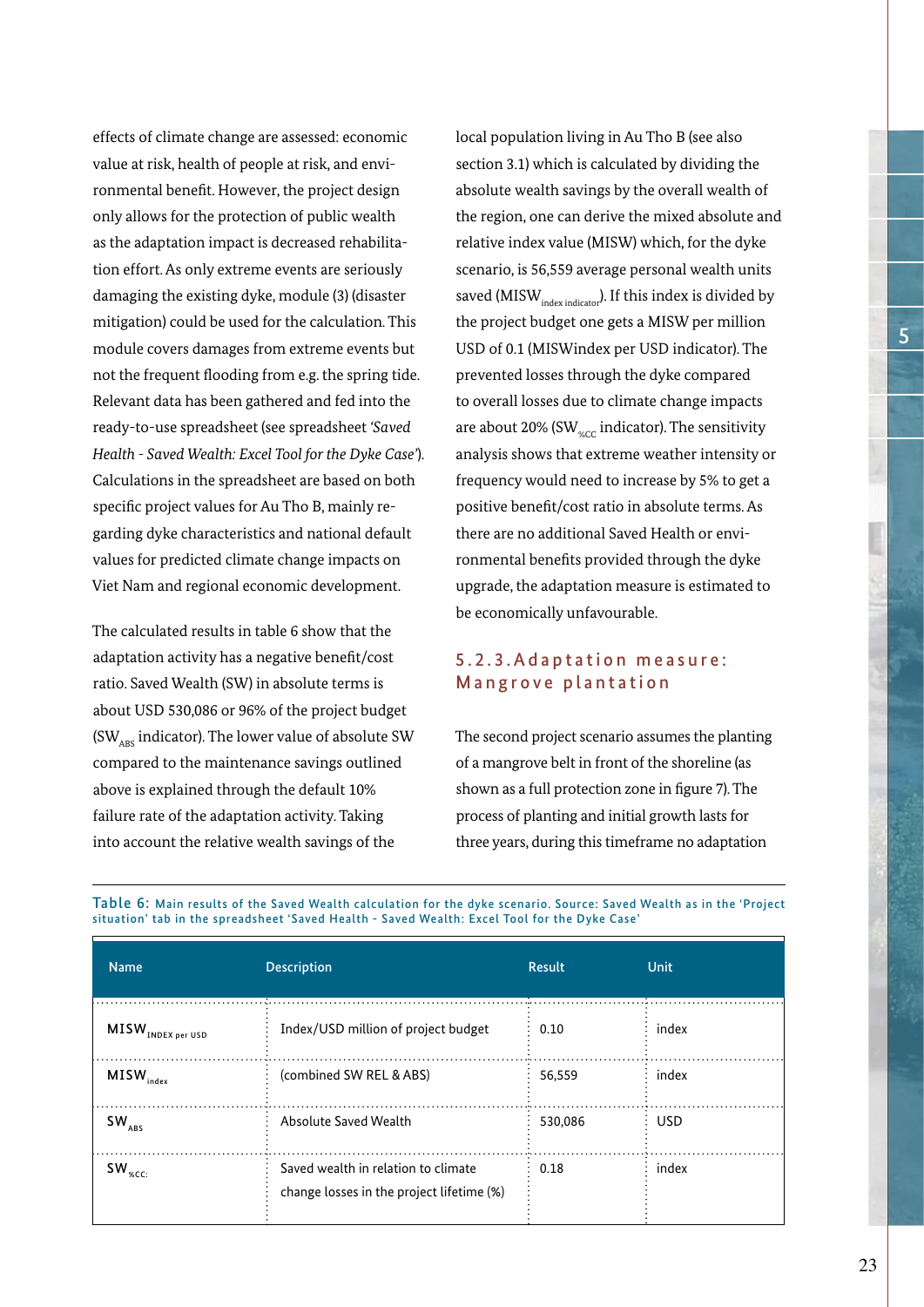effects of climate change are assessed: economic value at risk, health of people at risk, and environmental benefit. However, the project design only allows for the protection of public wealth as the adaptation impact is decreased rehabilitation effort. As only extreme events are seriously damaging the existing dyke, module (3) (disaster mitigation) could be used for the calculation. This module covers damages from extreme events but not the frequent flooding from e.g. the spring tide. Relevant data has been gathered and fed into the ready-to-use spreadsheet (see spreadsheet *'Saved Health - Saved Wealth: Excel Tool for the Dyke Case'*). Calculations in the spreadsheet are based on both specific project values for Au Tho B, mainly regarding dyke characteristics and national default values for predicted climate change impacts on Viet Nam and regional economic development.

The calculated results in table 6 show that the adaptation activity has a negative benefit/cost ratio. Saved Wealth (SW) in absolute terms is about USD 530,086 or 96% of the project budget ($SW_{ABS}$ indicator). The lower value of absolute SW compared to the maintenance savings outlined above is explained through the default 10% failure rate of the adaptation activity. Taking into account the relative wealth savings of the local population living in Au Tho B (see also section 3.1) which is calculated by dividing the absolute wealth savings by the overall wealth of the region, one can derive the mixed absolute and relative index value (MISW) which, for the dyke scenario, is 56,559 average personal wealth units saved ($MISW_{index\ indicator}$). If this index is divided by the project budget one gets a MISW per million USD of 0.1 (MISWindex per USD indicator). The prevented losses through the dyke compared to overall losses due to climate change impacts are about 20% ($SW_{\%CC}$ indicator). The sensitivity analysis shows that extreme weather intensity or frequency would need to increase by 5% to get a positive benefit/cost ratio in absolute terms. As there are no additional Saved Health or environmental benefits provided through the dyke upgrade, the adaptation measure is estimated to be economically unfavourable.

### 5.2.3. Adaptation measure: Mangrove plantation

The second project scenario assumes the planting of a mangrove belt in front of the shoreline (as shown as a full protection zone in figure 7). The process of planting and initial growth lasts for three years, during this timeframe no adaptation

**Table 6:** Main results of the Saved Wealth calculation for the dyke scenario. Source: Saved Wealth as in the 'Project situation' tab in the spreadsheet 'Saved Health - Saved Wealth: Excel Tool for the Dyke Case'

| Name | Description | Result | Unit |
|---|---|---|---|
| $MISW_{INDEX\ per\ USD}$ | Index/USD million of project budget | 0.10 | index |
| $MISW_{index}$ | (combined SW REL & ABS) | 56,559 | index |
| $SW_{ABS}$ | Absolute Saved Wealth | 530,086 | USD |
| $SW_{\%CC:}$ | Saved wealth in relation to climate change losses in the project lifetime (%) | 0.18 | index |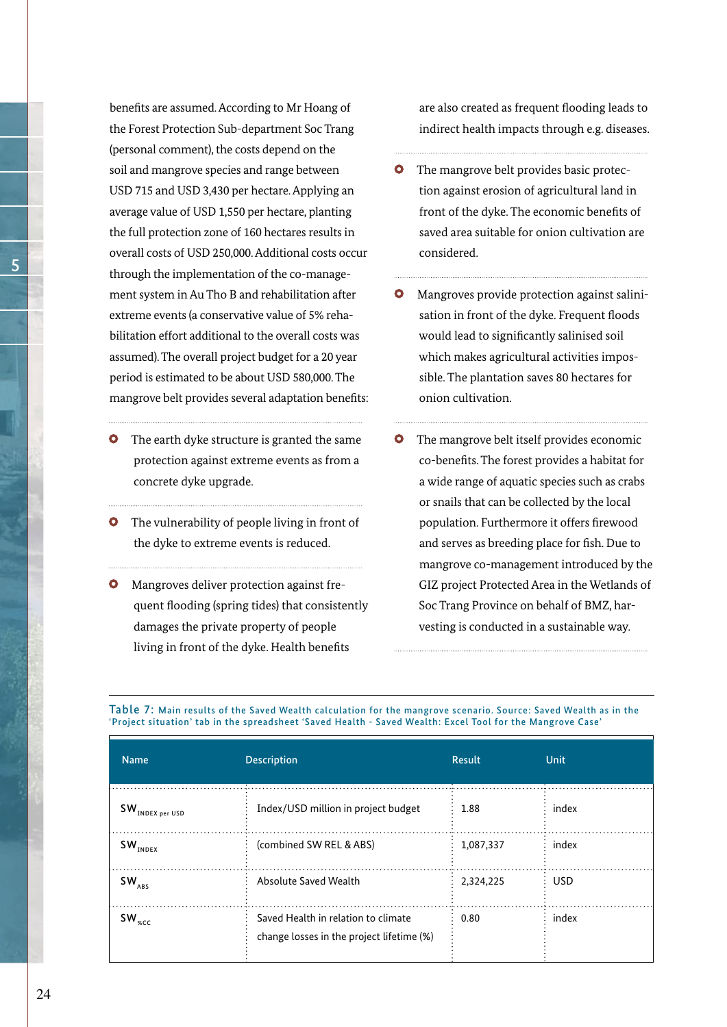benefits are assumed. According to Mr Hoang of the Forest Protection Sub-department Soc Trang (personal comment), the costs depend on the soil and mangrove species and range between USD 715 and USD 3,430 per hectare. Applying an average value of USD 1,550 per hectare, planting the full protection zone of 160 hectares results in overall costs of USD 250,000. Additional costs occur through the implementation of the co-management system in Au Tho B and rehabilitation after extreme events (a conservative value of 5% rehabilitation effort additional to the overall costs was assumed). The overall project budget for a 20 year period is estimated to be about USD 580,000. The mangrove belt provides several adaptation benefits:

- The earth dyke structure is granted the same protection against extreme events as from a concrete dyke upgrade.
- The vulnerability of people living in front of the dyke to extreme events is reduced.
- Mangroves deliver protection against frequent flooding (spring tides) that consistently damages the private property of people living in front of the dyke. Health benefits are also created as frequent flooding leads to indirect health impacts through e.g. diseases.
- The mangrove belt provides basic protection against erosion of agricultural land in front of the dyke. The economic benefits of saved area suitable for onion cultivation are considered.
- Mangroves provide protection against salinisation in front of the dyke. Frequent floods would lead to significantly salinised soil which makes agricultural activities impossible. The plantation saves 80 hectares for onion cultivation.
- The mangrove belt itself provides economic co-benefits. The forest provides a habitat for a wide range of aquatic species such as crabs or snails that can be collected by the local population. Furthermore it offers firewood and serves as breeding place for fish. Due to mangrove co-management introduced by the GIZ project Protected Area in the Wetlands of Soc Trang Province on behalf of BMZ, harvesting is conducted in a sustainable way.

**Table 7:** Main results of the Saved Wealth calculation for the mangrove scenario. Source: Saved Wealth as in the 'Project situation' tab in the spreadsheet 'Saved Health - Saved Wealth: Excel Tool for the Mangrove Case'

| Name | Description | Result | Unit |
|---|---|---|---|
| $SW_{INDEX\ per\ USD}$ | Index/USD million in project budget | 1.88 | index |
| $SW_{INDEX}$ | (combined SW REL & ABS) | 1,087,337 | index |
| $SW_{ABS}$ | Absolute Saved Wealth | 2,324,225 | USD |
| $SW_{\%CC}$ | Saved Health in relation to climate change losses in the project lifetime (%) | 0.80 | index |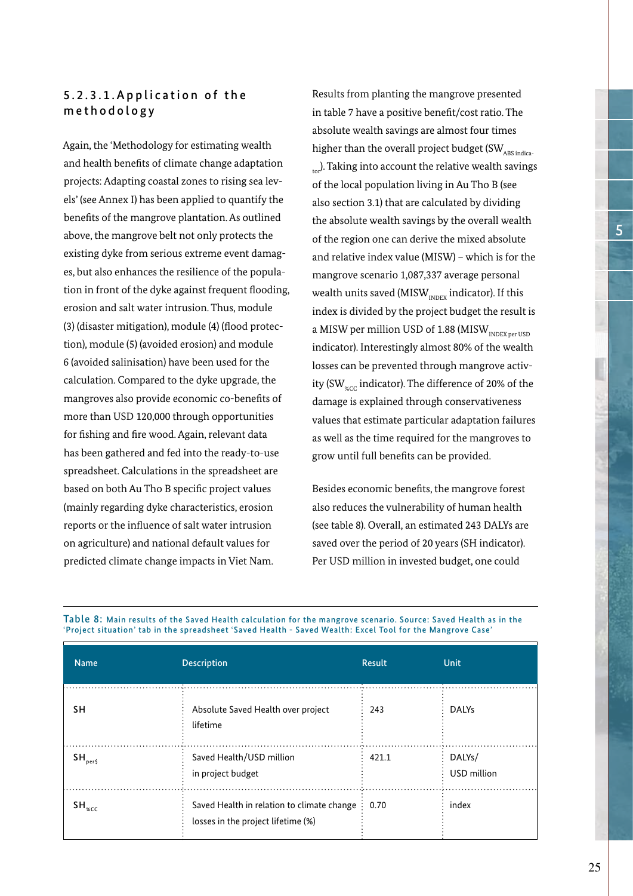### 5.2.3.1. Application of the methodology

Again, the 'Methodology for estimating wealth and health benefits of climate change adaptation projects: Adapting coastal zones to rising sea levels' (see Annex I) has been applied to quantify the benefits of the mangrove plantation. As outlined above, the mangrove belt not only protects the existing dyke from serious extreme event damages, but also enhances the resilience of the population in front of the dyke against frequent flooding, erosion and salt water intrusion. Thus, module (3) (disaster mitigation), module (4) (flood protection), module (5) (avoided erosion) and module 6 (avoided salinisation) have been used for the calculation. Compared to the dyke upgrade, the mangroves also provide economic co-benefits of more than USD 120,000 through opportunities for fishing and fire wood. Again, relevant data has been gathered and fed into the ready-to-use spreadsheet. Calculations in the spreadsheet are based on both Au Tho B specific project values (mainly regarding dyke characteristics, erosion reports or the influence of salt water intrusion on agriculture) and national default values for predicted climate change impacts in Viet Nam.

Results from planting the mangrove presented in table 7 have a positive benefit/cost ratio. The absolute wealth savings are almost four times higher than the overall project budget ($SW_{ABS\ indicator}$). Taking into account the relative wealth savings of the local population living in Au Tho B (see also section 3.1) that are calculated by dividing the absolute wealth savings by the overall wealth of the region one can derive the mixed absolute and relative index value (MISW) – which is for the mangrove scenario 1,087,337 average personal wealth units saved ($MISW_{INDEX}$ indicator). If this index is divided by the project budget the result is a MISW per million USD of 1.88 ($MISW_{INDEX\ per\ USD}$ indicator). Interestingly almost 80% of the wealth losses can be prevented through mangrove activity ($SW_{\%CC}$ indicator). The difference of 20% of the damage is explained through conservativeness values that estimate particular adaptation failures as well as the time required for the mangroves to grow until full benefits can be provided.

Besides economic benefits, the mangrove forest also reduces the vulnerability of human health (see table 8). Overall, an estimated 243 DALYs are saved over the period of 20 years (SH indicator). Per USD million in invested budget, one could

**Table 8:** Main results of the Saved Health calculation for the mangrove scenario. Source: Saved Health as in the 'Project situation' tab in the spreadsheet 'Saved Health - Saved Wealth: Excel Tool for the Mangrove Case'

| Name | Description | Result | Unit |
|---|---|---|---|
| SH | Absolute Saved Health over project lifetime | 243 | DALYs |
| $SH_{per\$}$ | Saved Health/USD million in project budget | 421.1 | DALYs/ USD million |
| $SH_{\%CC}$ | Saved Health in relation to climate change losses in the project lifetime (%) | 0.70 | index |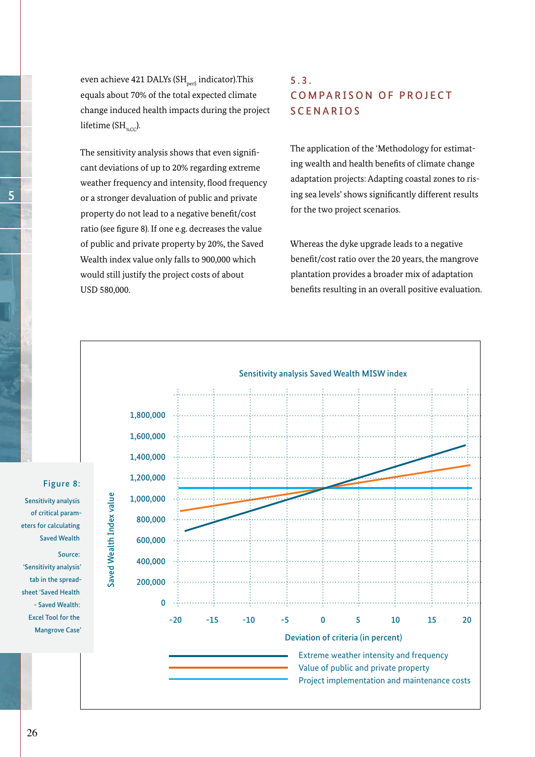even achieve 421 DALYs ($SH_{per\$}$ indicator).This equals about 70% of the total expected climate change induced health impacts during the project lifetime ($SH_{\%CC}$).

The sensitivity analysis shows that even significant deviations of up to 20% regarding extreme weather frequency and intensity, flood frequency or a stronger devaluation of public and private property do not lead to a negative benefit/cost ratio (see figure 8). If one e.g. decreases the value of public and private property by 20%, the Saved Wealth index value only falls to 900,000 which would still justify the project costs of about USD 580,000.

## 5.3. COMPARISON OF PROJECT SCENARIOS

The application of the 'Methodology for estimating wealth and health benefits of climate change adaptation projects: Adapting coastal zones to rising sea levels' shows significantly different results for the two project scenarios.

Whereas the dyke upgrade leads to a negative benefit/cost ratio over the 20 years, the mangrove plantation provides a broader mix of adaptation benefits resulting in an overall positive evaluation.

**Figure 8:** Sensitivity analysis of critical parameters for calculating Saved Wealth

Source: 'Sensitivity analysis' tab in the spreadsheet 'Saved Health - Saved Wealth: Excel Tool for the Mangrove Case'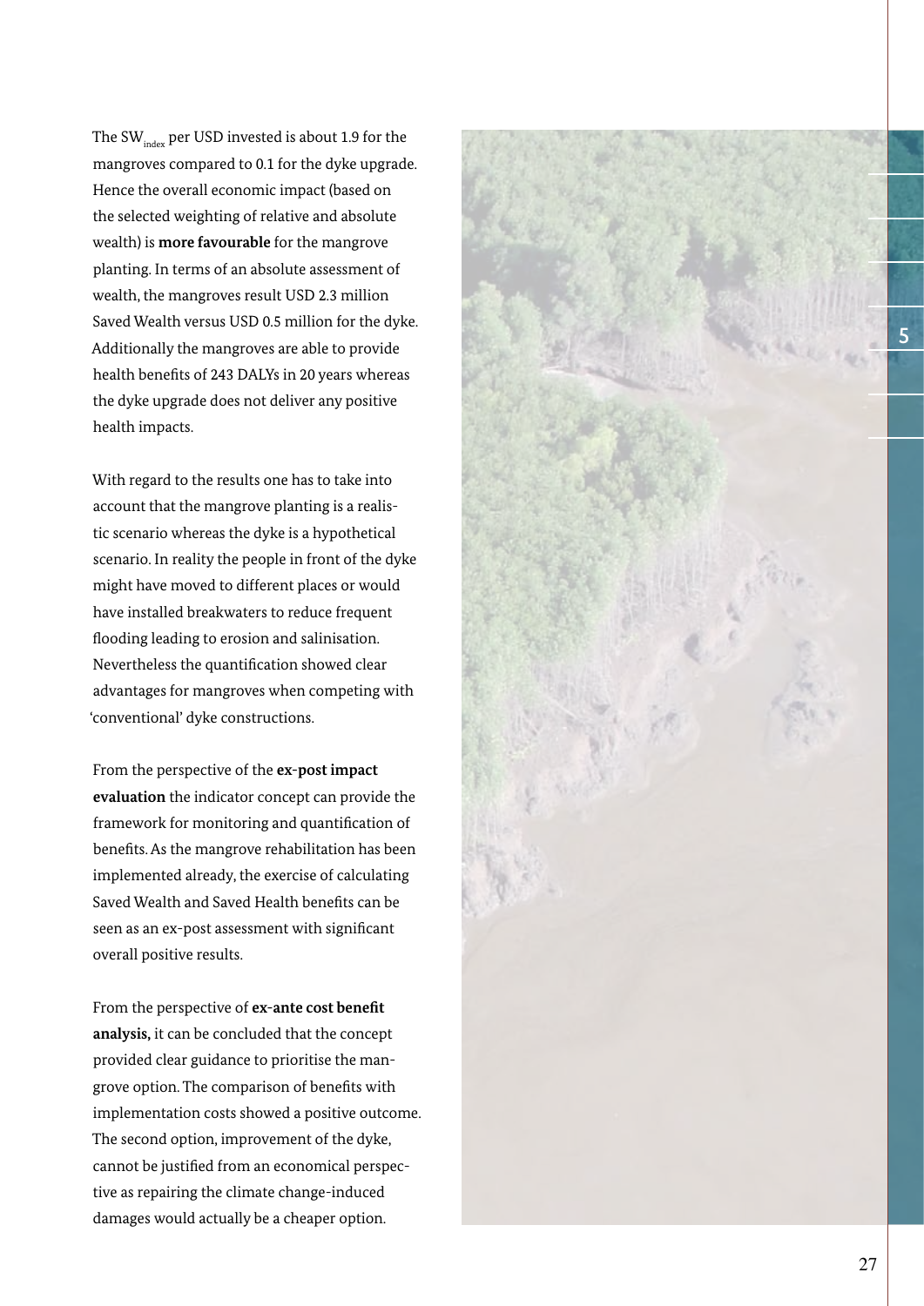The $SW_{index}$ per USD invested is about 1.9 for the mangroves compared to 0.1 for the dyke upgrade. Hence the overall economic impact (based on the selected weighting of relative and absolute wealth) is **more favourable** for the mangrove planting. In terms of an absolute assessment of wealth, the mangroves result USD 2.3 million Saved Wealth versus USD 0.5 million for the dyke. Additionally the mangroves are able to provide health benefits of 243 DALYs in 20 years whereas the dyke upgrade does not deliver any positive health impacts.

With regard to the results one has to take into account that the mangrove planting is a realistic scenario whereas the dyke is a hypothetical scenario. In reality the people in front of the dyke might have moved to different places or would have installed breakwaters to reduce frequent flooding leading to erosion and salinisation. Nevertheless the quantification showed clear advantages for mangroves when competing with 'conventional' dyke constructions.

From the perspective of the **ex-post impact evaluation** the indicator concept can provide the framework for monitoring and quantification of benefits. As the mangrove rehabilitation has been implemented already, the exercise of calculating Saved Wealth and Saved Health benefits can be seen as an ex-post assessment with significant overall positive results.

From the perspective of **ex-ante cost benefit analysis,** it can be concluded that the concept provided clear guidance to prioritise the mangrove option. The comparison of benefits with implementation costs showed a positive outcome. The second option, improvement of the dyke, cannot be justified from an economical perspective as repairing the climate change-induced damages would actually be a cheaper option.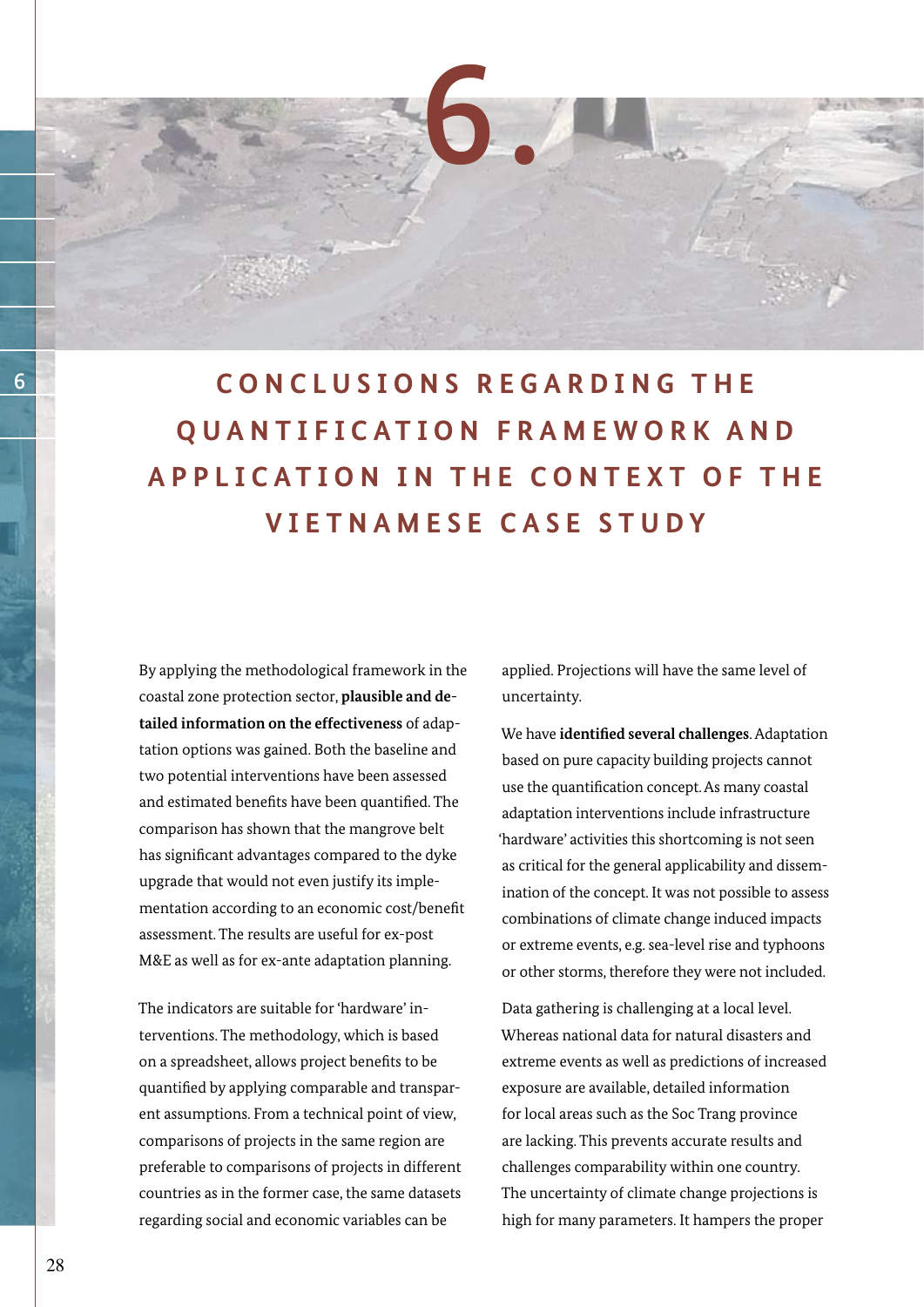# 6. CONCLUSIONS REGARDING THE QUANTIFICATION FRAMEWORK AND APPLICATION IN THE CONTEXT OF THE VIETNAMESE CASE STUDY

By applying the methodological framework in the coastal zone protection sector, **plausible and detailed information on the effectiveness** of adaptation options was gained. Both the baseline and two potential interventions have been assessed and estimated benefits have been quantified. The comparison has shown that the mangrove belt has significant advantages compared to the dyke upgrade that would not even justify its implementation according to an economic cost/benefit assessment. The results are useful for ex-post M&E as well as for ex-ante adaptation planning.

The indicators are suitable for 'hardware' interventions. The methodology, which is based on a spreadsheet, allows project benefits to be quantified by applying comparable and transparent assumptions. From a technical point of view, comparisons of projects in the same region are preferable to comparisons of projects in different countries as in the former case, the same datasets regarding social and economic variables can be applied. Projections will have the same level of uncertainty.

We have **identified several challenges**. Adaptation based on pure capacity building projects cannot use the quantification concept. As many coastal adaptation interventions include infrastructure 'hardware' activities this shortcoming is not seen as critical for the general applicability and dissemination of the concept. It was not possible to assess combinations of climate change induced impacts or extreme events, e.g. sea-level rise and typhoons or other storms, therefore they were not included.

Data gathering is challenging at a local level. Whereas national data for natural disasters and extreme events as well as predictions of increased exposure are available, detailed information for local areas such as the Soc Trang province are lacking. This prevents accurate results and challenges comparability within one country. The uncertainty of climate change projections is high for many parameters. It hampers the proper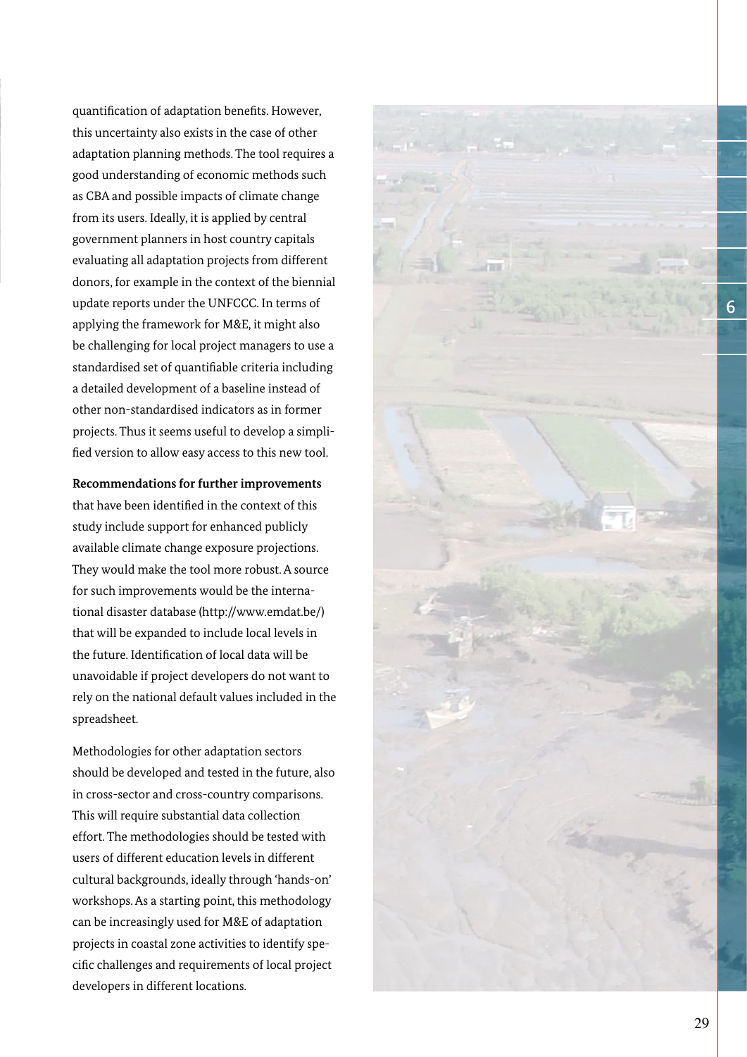quantification of adaptation benefits. However, this uncertainty also exists in the case of other adaptation planning methods. The tool requires a good understanding of economic methods such as CBA and possible impacts of climate change from its users. Ideally, it is applied by central government planners in host country capitals evaluating all adaptation projects from different donors, for example in the context of the biennial update reports under the UNFCCC. In terms of applying the framework for M&E, it might also be challenging for local project managers to use a standardised set of quantifiable criteria including a detailed development of a baseline instead of other non-standardised indicators as in former projects. Thus it seems useful to develop a simplified version to allow easy access to this new tool.

**Recommendations for further improvements** that have been identified in the context of this study include support for enhanced publicly available climate change exposure projections. They would make the tool more robust. A source for such improvements would be the international disaster database (http://www.emdat.be/) that will be expanded to include local levels in the future. Identification of local data will be unavoidable if project developers do not want to rely on the national default values included in the spreadsheet.

Methodologies for other adaptation sectors should be developed and tested in the future, also in cross-sector and cross-country comparisons. This will require substantial data collection effort. The methodologies should be tested with users of different education levels in different cultural backgrounds, ideally through 'hands-on' workshops. As a starting point, this methodology can be increasingly used for M&E of adaptation projects in coastal zone activities to identify specific challenges and requirements of local project developers in different locations.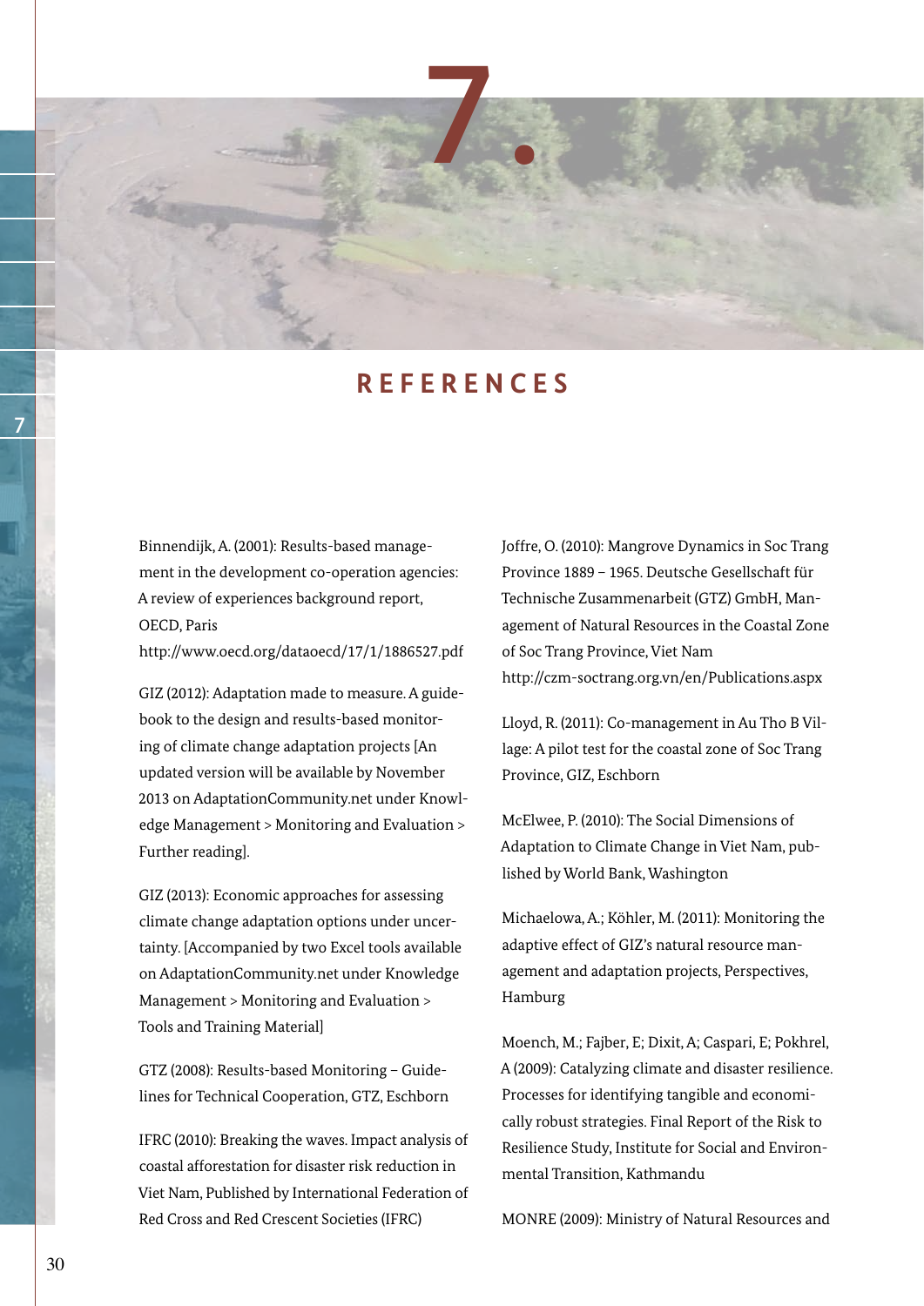# 7. REFERENCES

Binnendijk, A. (2001): Results-based management in the development co-operation agencies: A review of experiences background report, OECD, Paris
http://www.oecd.org/dataoecd/17/1/1886527.pdf

GIZ (2012): Adaptation made to measure. A guidebook to the design and results-based monitoring of climate change adaptation projects [An updated version will be available by November 2013 on AdaptationCommunity.net under Knowledge Management > Monitoring and Evaluation > Further reading].

GIZ (2013): Economic approaches for assessing climate change adaptation options under uncertainty. [Accompanied by two Excel tools available on AdaptationCommunity.net under Knowledge Management > Monitoring and Evaluation > Tools and Training Material]

GTZ (2008): Results-based Monitoring – Guidelines for Technical Cooperation, GTZ, Eschborn

IFRC (2010): Breaking the waves. Impact analysis of coastal afforestation for disaster risk reduction in Viet Nam, Published by International Federation of Red Cross and Red Crescent Societies (IFRC)

Joffre, O. (2010): Mangrove Dynamics in Soc Trang Province 1889 – 1965. Deutsche Gesellschaft für Technische Zusammenarbeit (GTZ) GmbH, Management of Natural Resources in the Coastal Zone of Soc Trang Province, Viet Nam
http://czm-soctrang.org.vn/en/Publications.aspx

Lloyd, R. (2011): Co-management in Au Tho B Village: A pilot test for the coastal zone of Soc Trang Province, GIZ, Eschborn

McElwee, P. (2010): The Social Dimensions of Adaptation to Climate Change in Viet Nam, published by World Bank, Washington

Michaelowa, A.; Köhler, M. (2011): Monitoring the adaptive effect of GIZ's natural resource management and adaptation projects, Perspectives, Hamburg

Moench, M.; Fajber, E; Dixit, A; Caspari, E; Pokhrel, A (2009): Catalyzing climate and disaster resilience. Processes for identifying tangible and economically robust strategies. Final Report of the Risk to Resilience Study, Institute for Social and Environmental Transition, Kathmandu

MONRE (2009): Ministry of Natural Resources and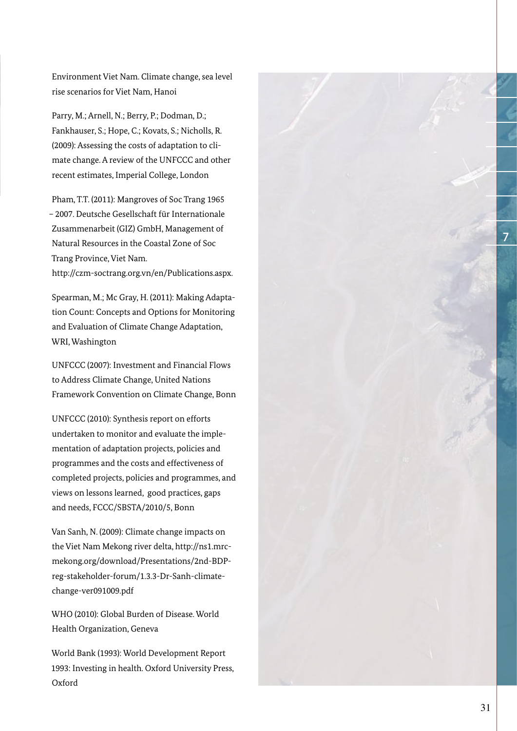Environment Viet Nam. Climate change, sea level rise scenarios for Viet Nam, Hanoi

Parry, M.; Arnell, N.; Berry, P.; Dodman, D.; Fankhauser, S.; Hope, C.; Kovats, S.; Nicholls, R. (2009): Assessing the costs of adaptation to climate change. A review of the UNFCCC and other recent estimates, Imperial College, London

Pham, T.T. (2011): Mangroves of Soc Trang 1965 – 2007. Deutsche Gesellschaft für Internationale Zusammenarbeit (GIZ) GmbH, Management of Natural Resources in the Coastal Zone of Soc Trang Province, Viet Nam. http://czm-soctrang.org.vn/en/Publications.aspx.

Spearman, M.; Mc Gray, H. (2011): Making Adaptation Count: Concepts and Options for Monitoring and Evaluation of Climate Change Adaptation, WRI, Washington

UNFCCC (2007): Investment and Financial Flows to Address Climate Change, United Nations Framework Convention on Climate Change, Bonn

UNFCCC (2010): Synthesis report on efforts undertaken to monitor and evaluate the implementation of adaptation projects, policies and programmes and the costs and effectiveness of completed projects, policies and programmes, and views on lessons learned, good practices, gaps and needs, FCCC/SBSTA/2010/5, Bonn

Van Sanh, N. (2009): Climate change impacts on the Viet Nam Mekong river delta, http://ns1.mrcmekong.org/download/Presentations/2nd-BDP-reg-stakeholder-forum/1.3.3-Dr-Sanh-climate-change-ver091009.pdf

WHO (2010): Global Burden of Disease. World Health Organization, Geneva

World Bank (1993): World Development Report 1993: Investing in health. Oxford University Press, Oxford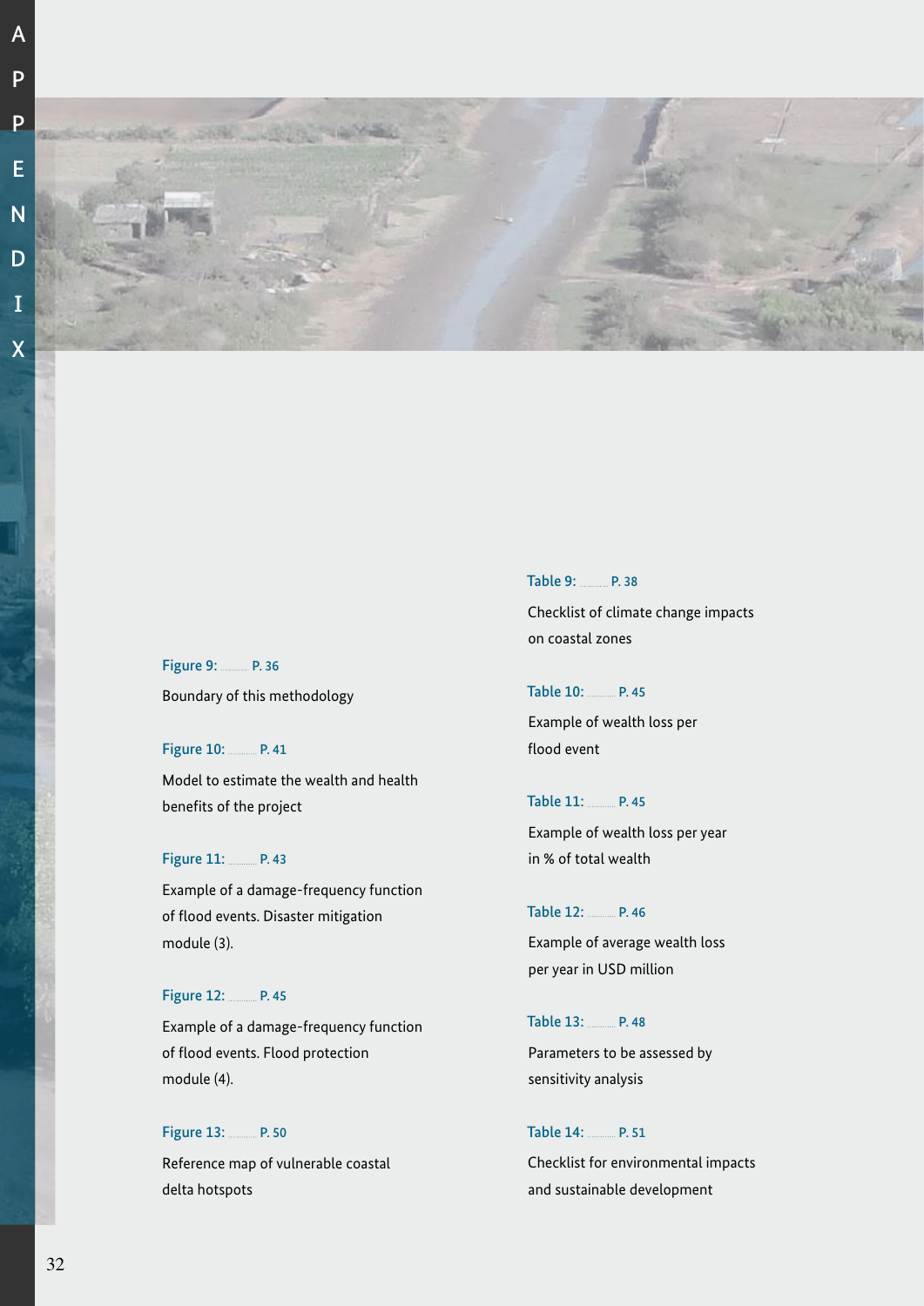Figure 9: ........... P. 36

Boundary of this methodology

Figure 10: ........... P. 41

Model to estimate the wealth and health benefits of the project

Figure 11: ........... P. 43

Example of a damage-frequency function of flood events. Disaster mitigation module (3).

Figure 12: ........... P. 45

Example of a damage-frequency function of flood events. Flood protection module (4).

Figure 13: ........... P. 50

Reference map of vulnerable coastal delta hotspots

Table 9: ........... P. 38

Checklist of climate change impacts on coastal zones

Table 10: ........... P. 45

Example of wealth loss per flood event

Table 11: ........... P. 45

Example of wealth loss per year in % of total wealth

Table 12: ........... P. 46

Example of average wealth loss per year in USD million

Table 13: ........... P. 48

Parameters to be assessed by sensitivity analysis

Table 14: ........... P. 51

Checklist for environmental impacts and sustainable development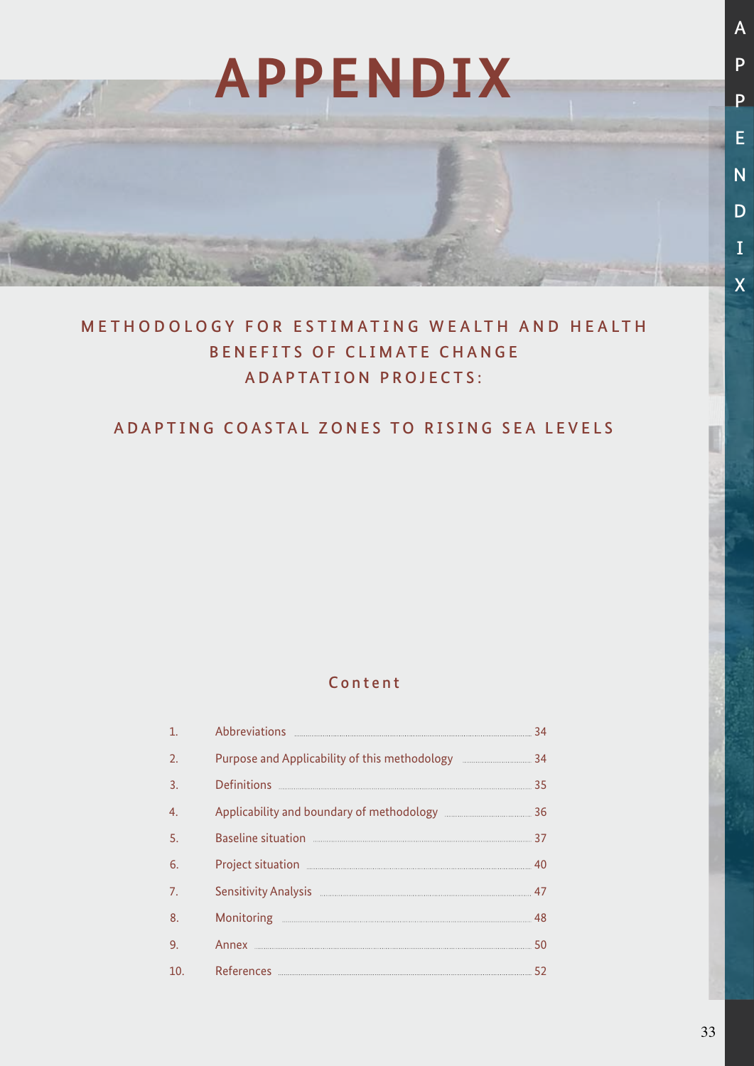# APPENDIX

## METHODOLOGY FOR ESTIMATING WEALTH AND HEALTH BENEFITS OF CLIMATE CHANGE ADAPTATION PROJECTS:

## ADAPTING COASTAL ZONES TO RISING SEA LEVELS

### Content

| | | |
|---|---|---|
| 1. | Abbreviations | 34 |
| 2. | Purpose and Applicability of this methodology | 34 |
| 3. | Definitions | 35 |
| 4. | Applicability and boundary of methodology | 36 |
| 5. | Baseline situation | 37 |
| 6. | Project situation | 40 |
| 7. | Sensitivity Analysis | 47 |
| 8. | Monitoring | 48 |
| 9. | Annex | 50 |
| 10. | References | 52 |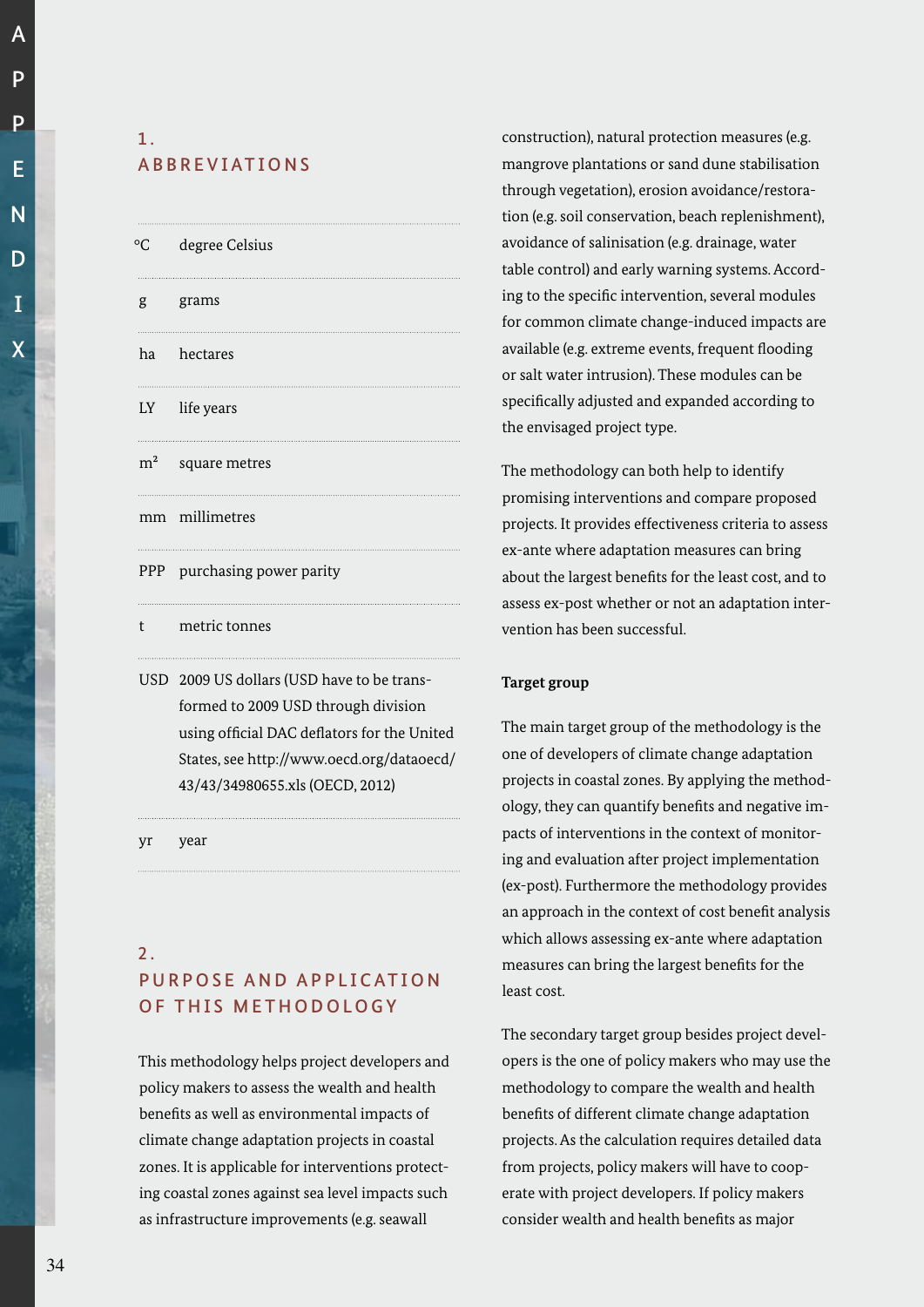## 1. ABBREVIATIONS

| | |
|---|---|
| °C | degree Celsius |
| g | grams |
| ha | hectares |
| LY | life years |
| m² | square metres |
| mm | millimetres |
| PPP | purchasing power parity |
| t | metric tonnes |
| USD | 2009 US dollars (USD have to be transformed to 2009 USD through division using official DAC deflators for the United States, see http://www.oecd.org/dataoecd/43/43/34980655.xls (OECD, 2012) |
| yr | year |

## 2. PURPOSE AND APPLICATION OF THIS METHODOLOGY

This methodology helps project developers and policy makers to assess the wealth and health benefits as well as environmental impacts of climate change adaptation projects in coastal zones. It is applicable for interventions protecting coastal zones against sea level impacts such as infrastructure improvements (e.g. seawall construction), natural protection measures (e.g. mangrove plantations or sand dune stabilisation through vegetation), erosion avoidance/restoration (e.g. soil conservation, beach replenishment), avoidance of salinisation (e.g. drainage, water table control) and early warning systems. According to the specific intervention, several modules for common climate change-induced impacts are available (e.g. extreme events, frequent flooding or salt water intrusion). These modules can be specifically adjusted and expanded according to the envisaged project type.

The methodology can both help to identify promising interventions and compare proposed projects. It provides effectiveness criteria to assess ex-ante where adaptation measures can bring about the largest benefits for the least cost, and to assess ex-post whether or not an adaptation intervention has been successful.

**Target group**

The main target group of the methodology is the one of developers of climate change adaptation projects in coastal zones. By applying the methodology, they can quantify benefits and negative impacts of interventions in the context of monitoring and evaluation after project implementation (ex-post). Furthermore the methodology provides an approach in the context of cost benefit analysis which allows assessing ex-ante where adaptation measures can bring the largest benefits for the least cost.

The secondary target group besides project developers is the one of policy makers who may use the methodology to compare the wealth and health benefits of different climate change adaptation projects. As the calculation requires detailed data from projects, policy makers will have to cooperate with project developers. If policy makers consider wealth and health benefits as major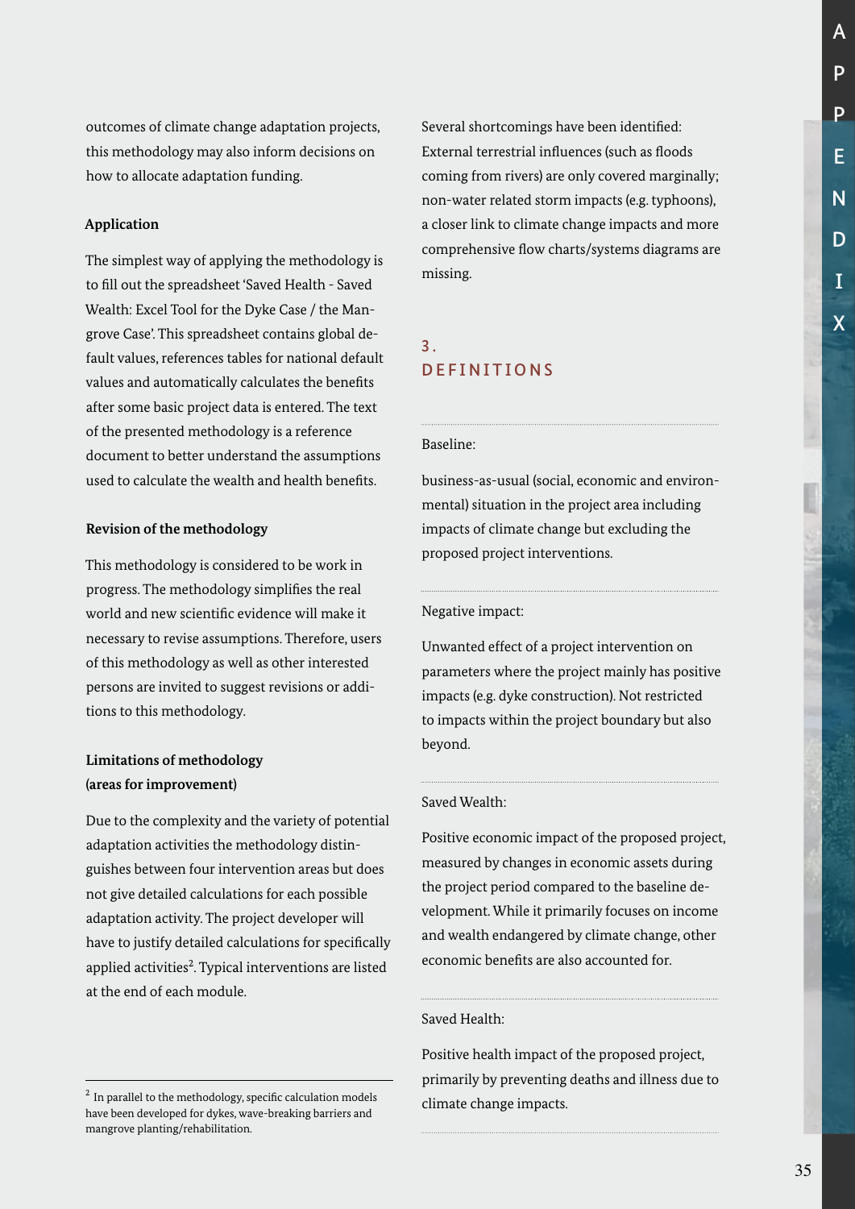outcomes of climate change adaptation projects, this methodology may also inform decisions on how to allocate adaptation funding.

**Application**

The simplest way of applying the methodology is to fill out the spreadsheet 'Saved Health - Saved Wealth: Excel Tool for the Dyke Case / the Mangrove Case'. This spreadsheet contains global default values, references tables for national default values and automatically calculates the benefits after some basic project data is entered. The text of the presented methodology is a reference document to better understand the assumptions used to calculate the wealth and health benefits.

**Revision of the methodology**

This methodology is considered to be work in progress. The methodology simplifies the real world and new scientific evidence will make it necessary to revise assumptions. Therefore, users of this methodology as well as other interested persons are invited to suggest revisions or additions to this methodology.

**Limitations of methodology (areas for improvement)**

Due to the complexity and the variety of potential adaptation activities the methodology distinguishes between four intervention areas but does not give detailed calculations for each possible adaptation activity. The project developer will have to justify detailed calculations for specifically applied activities[2]. Typical interventions are listed at the end of each module.

Several shortcomings have been identified: External terrestrial influences (such as floods coming from rivers) are only covered marginally; non-water related storm impacts (e.g. typhoons), a closer link to climate change impacts and more comprehensive flow charts/systems diagrams are missing.

## 3. DEFINITIONS

Baseline:

business-as-usual (social, economic and environmental) situation in the project area including impacts of climate change but excluding the proposed project interventions.

Negative impact:

Unwanted effect of a project intervention on parameters where the project mainly has positive impacts (e.g. dyke construction). Not restricted to impacts within the project boundary but also beyond.

Saved Wealth:

Positive economic impact of the proposed project, measured by changes in economic assets during the project period compared to the baseline development. While it primarily focuses on income and wealth endangered by climate change, other economic benefits are also accounted for.

Saved Health:

Positive health impact of the proposed project, primarily by preventing deaths and illness due to climate change impacts.

---

[2] In parallel to the methodology, specific calculation models have been developed for dykes, wave-breaking barriers and mangrove planting/rehabilitation.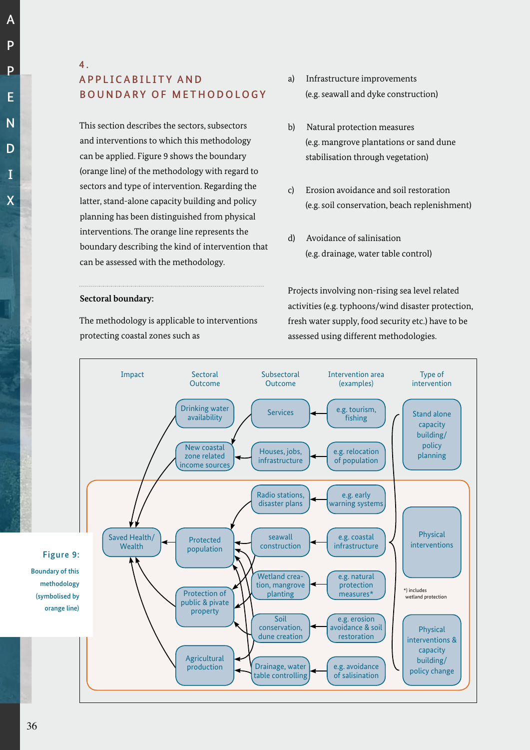## 4. APPLICABILITY AND BOUNDARY OF METHODOLOGY

This section describes the sectors, subsectors and interventions to which this methodology can be applied. Figure 9 shows the boundary (orange line) of the methodology with regard to sectors and type of intervention. Regarding the latter, stand-alone capacity building and policy planning has been distinguished from physical interventions. The orange line represents the boundary describing the kind of intervention that can be assessed with the methodology.

**Sectoral boundary:**

The methodology is applicable to interventions protecting coastal zones such as

a) Infrastructure improvements (e.g. seawall and dyke construction)

b) Natural protection measures (e.g. mangrove plantations or sand dune stabilisation through vegetation)

c) Erosion avoidance and soil restoration (e.g. soil conservation, beach replenishment)

d) Avoidance of salinisation (e.g. drainage, water table control)

Projects involving non-rising sea level related activities (e.g. typhoons/wind disaster protection, fresh water supply, food security etc.) have to be assessed using different methodologies.

Figure 9: Boundary of this methodology (symbolised by orange line)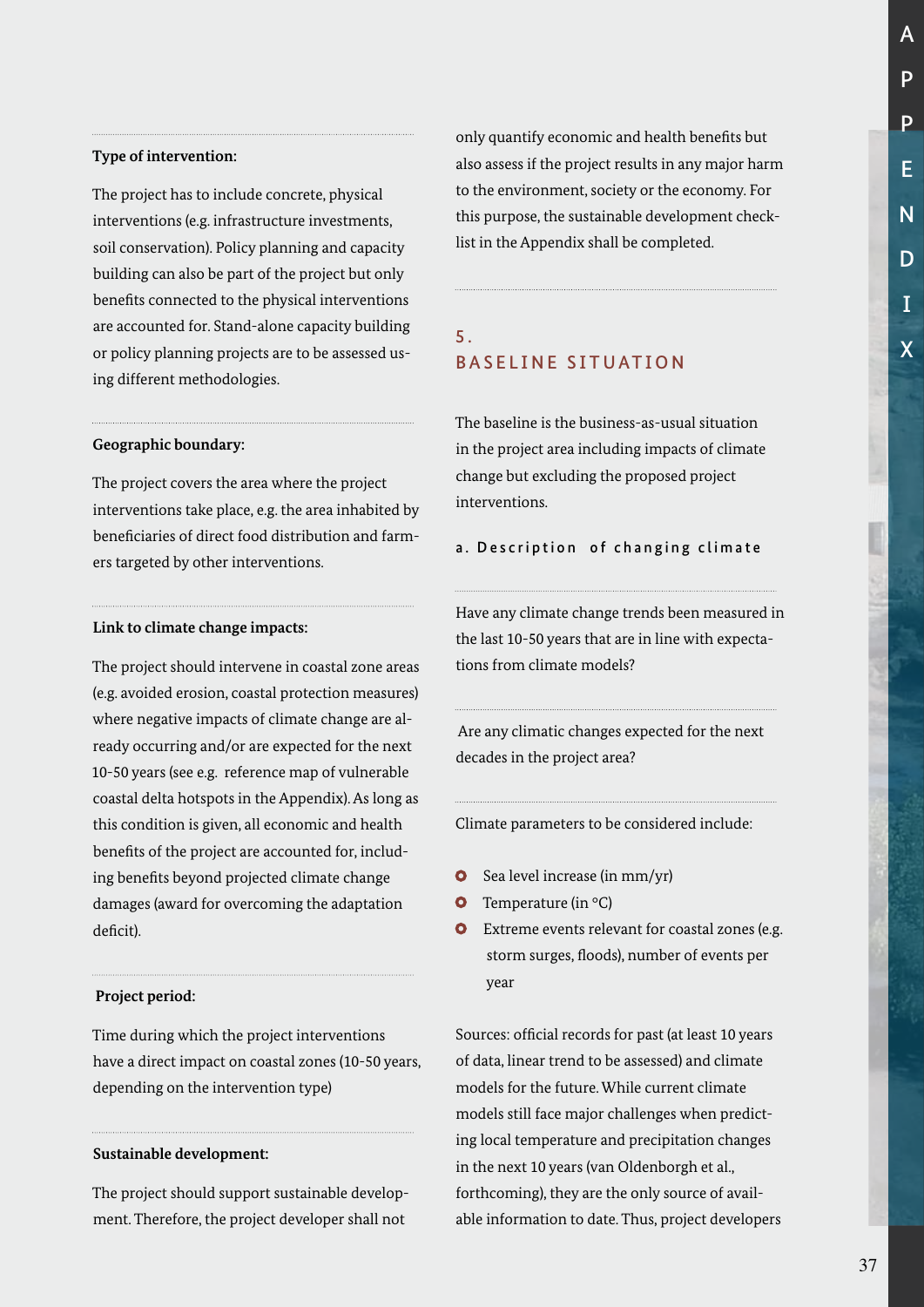**Type of intervention:**

The project has to include concrete, physical interventions (e.g. infrastructure investments, soil conservation). Policy planning and capacity building can also be part of the project but only benefits connected to the physical interventions are accounted for. Stand-alone capacity building or policy planning projects are to be assessed using different methodologies.

**Geographic boundary:**

The project covers the area where the project interventions take place, e.g. the area inhabited by beneficiaries of direct food distribution and farmers targeted by other interventions.

**Link to climate change impacts:**

The project should intervene in coastal zone areas (e.g. avoided erosion, coastal protection measures) where negative impacts of climate change are already occurring and/or are expected for the next 10-50 years (see e.g. reference map of vulnerable coastal delta hotspots in the Appendix). As long as this condition is given, all economic and health benefits of the project are accounted for, including benefits beyond projected climate change damages (award for overcoming the adaptation deficit).

**Project period:**

Time during which the project interventions have a direct impact on coastal zones (10-50 years, depending on the intervention type)

**Sustainable development:**

The project should support sustainable development. Therefore, the project developer shall not only quantify economic and health benefits but also assess if the project results in any major harm to the environment, society or the economy. For this purpose, the sustainable development checklist in the Appendix shall be completed.

## 5. BASELINE SITUATION

The baseline is the business-as-usual situation in the project area including impacts of climate change but excluding the proposed project interventions.

### a. Description of changing climate

Have any climate change trends been measured in the last 10-50 years that are in line with expectations from climate models?

Are any climatic changes expected for the next decades in the project area?

Climate parameters to be considered include:

- Sea level increase (in mm/yr)
- Temperature (in °C)
- Extreme events relevant for coastal zones (e.g. storm surges, floods), number of events per year

Sources: official records for past (at least 10 years of data, linear trend to be assessed) and climate models for the future. While current climate models still face major challenges when predicting local temperature and precipitation changes in the next 10 years (van Oldenborgh et al., forthcoming), they are the only source of available information to date. Thus, project developers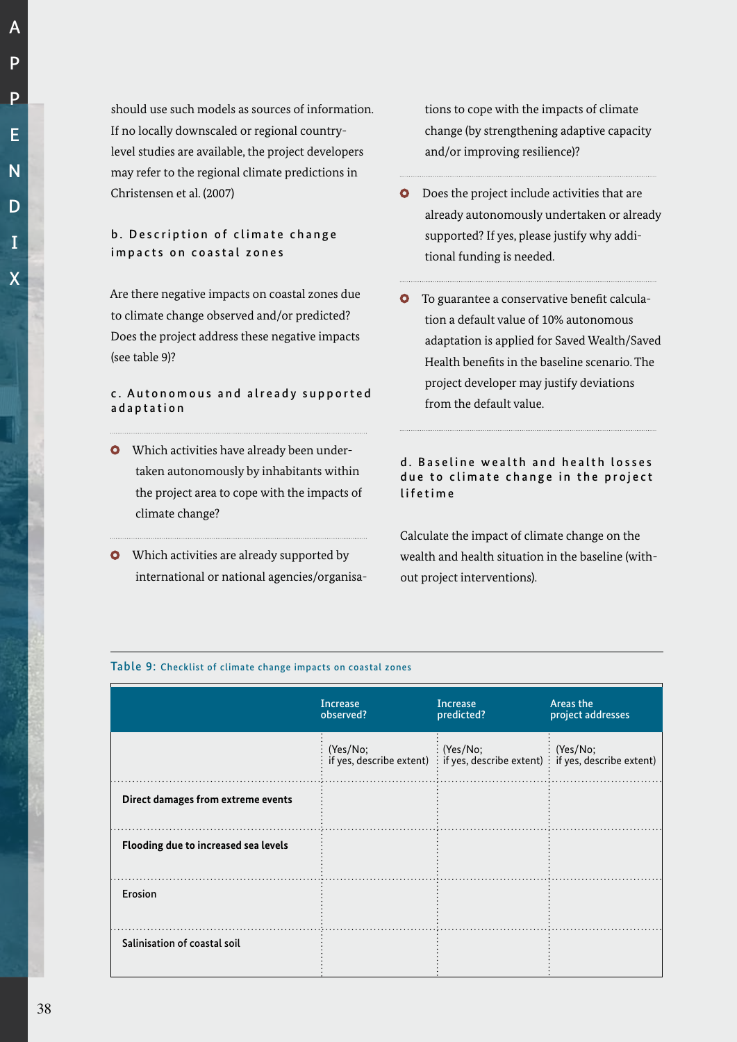should use such models as sources of information. If no locally downscaled or regional country-level studies are available, the project developers may refer to the regional climate predictions in Christensen et al. (2007)

### b. Description of climate change impacts on coastal zones

Are there negative impacts on coastal zones due to climate change observed and/or predicted? Does the project address these negative impacts (see table 9)?

### c. Autonomous and already supported adaptation

- Which activities have already been undertaken autonomously by inhabitants within the project area to cope with the impacts of climate change?
- Which activities are already supported by international or national agencies/organisations to cope with the impacts of climate change (by strengthening adaptive capacity and/or improving resilience)?
- Does the project include activities that are already autonomously undertaken or already supported? If yes, please justify why additional funding is needed.
- To guarantee a conservative benefit calculation a default value of 10% autonomous adaptation is applied for Saved Wealth/Saved Health benefits in the baseline scenario. The project developer may justify deviations from the default value.

### d. Baseline wealth and health losses due to climate change in the project lifetime

Calculate the impact of climate change on the wealth and health situation in the baseline (without project interventions).

Table 9: Checklist of climate change impacts on coastal zones

| | Increase observed? | Increase predicted? | Areas the project addresses |
|---|---|---|---|
| | (Yes/No; if yes, describe extent) | (Yes/No; if yes, describe extent) | (Yes/No; if yes, describe extent) |
| **Direct damages from extreme events** | | | |
| **Flooding due to increased sea levels** | | | |
| Erosion | | | |
| Salinisation of coastal soil | | | |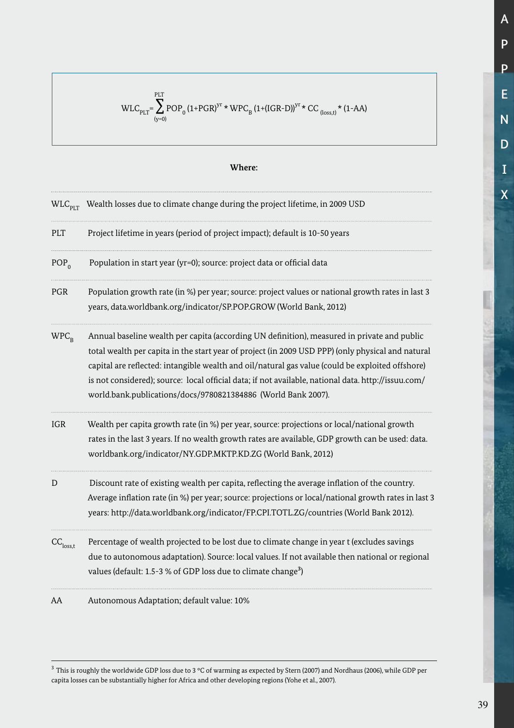$$WLC_{PLT} = \sum_{(y=0)}^{PLT} POP_0 (1+PGR)^{yr} * WPC_B (1+(IGR-D))^{yr} * CC_{(loss,t)} * (1-AA)$$

**Where:**

| | |
|---|---|
| $WLC_{PLT}$ | Wealth losses due to climate change during the project lifetime, in 2009 USD |
| PLT | Project lifetime in years (period of project impact); default is 10-50 years |
| $POP_0$ | Population in start year (yr=0); source: project data or official data |
| PGR | Population growth rate (in %) per year; source: project values or national growth rates in last 3 years, data.worldbank.org/indicator/SP.POP.GROW (World Bank, 2012) |
| $WPC_B$ | Annual baseline wealth per capita (according UN definition), measured in private and public total wealth per capita in the start year of project (in 2009 USD PPP) (only physical and natural capital are reflected: intangible wealth and oil/natural gas value (could be exploited offshore) is not considered); source: local official data; if not available, national data. http://issuu.com/world.bank.publications/docs/9780821384886 (World Bank 2007). |
| IGR | Wealth per capita growth rate (in %) per year, source: projections or local/national growth rates in the last 3 years. If no wealth growth rates are available, GDP growth can be used: data.worldbank.org/indicator/NY.GDP.MKTP.KD.ZG (World Bank, 2012) |
| D | Discount rate of existing wealth per capita, reflecting the average inflation of the country. Average inflation rate (in %) per year; source: projections or local/national growth rates in last 3 years: http://data.worldbank.org/indicator/FP.CPI.TOTL.ZG/countries (World Bank 2012). |
| $CC_{loss,t}$ | Percentage of wealth projected to be lost due to climate change in year t (excludes savings due to autonomous adaptation). Source: local values. If not available then national or regional values (default: 1.5-3 % of GDP loss due to climate change[3]) |
| AA | Autonomous Adaptation; default value: 10% |

[3] This is roughly the worldwide GDP loss due to 3 °C of warming as expected by Stern (2007) and Nordhaus (2006), while GDP per capita losses can be substantially higher for Africa and other developing regions (Yohe et al., 2007).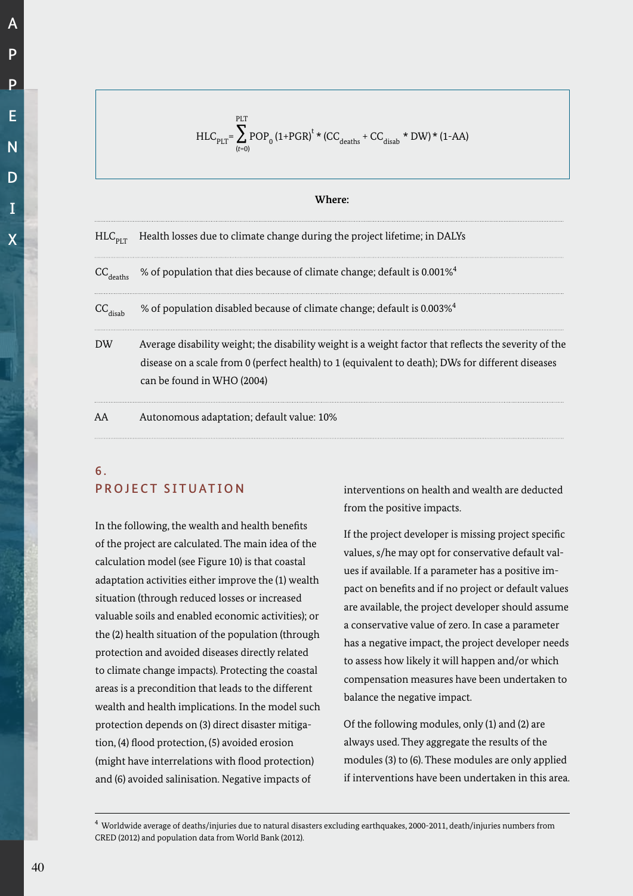$$HLC_{PLT} = \sum_{(t=0)}^{PLT} POP_0 \, (1+PGR)^t * (CC_{deaths} + CC_{disab} * DW) * (1-AA)$$

**Where:**

| | |
|---|---|
| $HLC_{PLT}$ | Health losses due to climate change during the project lifetime; in DALYs |
| $CC_{deaths}$ | % of population that dies because of climate change; default is 0.001%[4] |
| $CC_{disab}$ | % of population disabled because of climate change; default is 0.003%[4] |
| DW | Average disability weight; the disability weight is a weight factor that reflects the severity of the disease on a scale from 0 (perfect health) to 1 (equivalent to death); DWs for different diseases can be found in WHO (2004) |
| AA | Autonomous adaptation; default value: 10% |

## 6. PROJECT SITUATION

In the following, the wealth and health benefits of the project are calculated. The main idea of the calculation model (see Figure 10) is that coastal adaptation activities either improve the (1) wealth situation (through reduced losses or increased valuable soils and enabled economic activities); or the (2) health situation of the population (through protection and avoided diseases directly related to climate change impacts). Protecting the coastal areas is a precondition that leads to the different wealth and health implications. In the model such protection depends on (3) direct disaster mitigation, (4) flood protection, (5) avoided erosion (might have interrelations with flood protection) and (6) avoided salinisation. Negative impacts of interventions on health and wealth are deducted from the positive impacts.

If the project developer is missing project specific values, s/he may opt for conservative default values if available. If a parameter has a positive impact on benefits and if no project or default values are available, the project developer should assume a conservative value of zero. In case a parameter has a negative impact, the project developer needs to assess how likely it will happen and/or which compensation measures have been undertaken to balance the negative impact.

Of the following modules, only (1) and (2) are always used. They aggregate the results of the modules (3) to (6). These modules are only applied if interventions have been undertaken in this area.

---

[4] Worldwide average of deaths/injuries due to natural disasters excluding earthquakes, 2000-2011, death/injuries numbers from CRED (2012) and population data from World Bank (2012).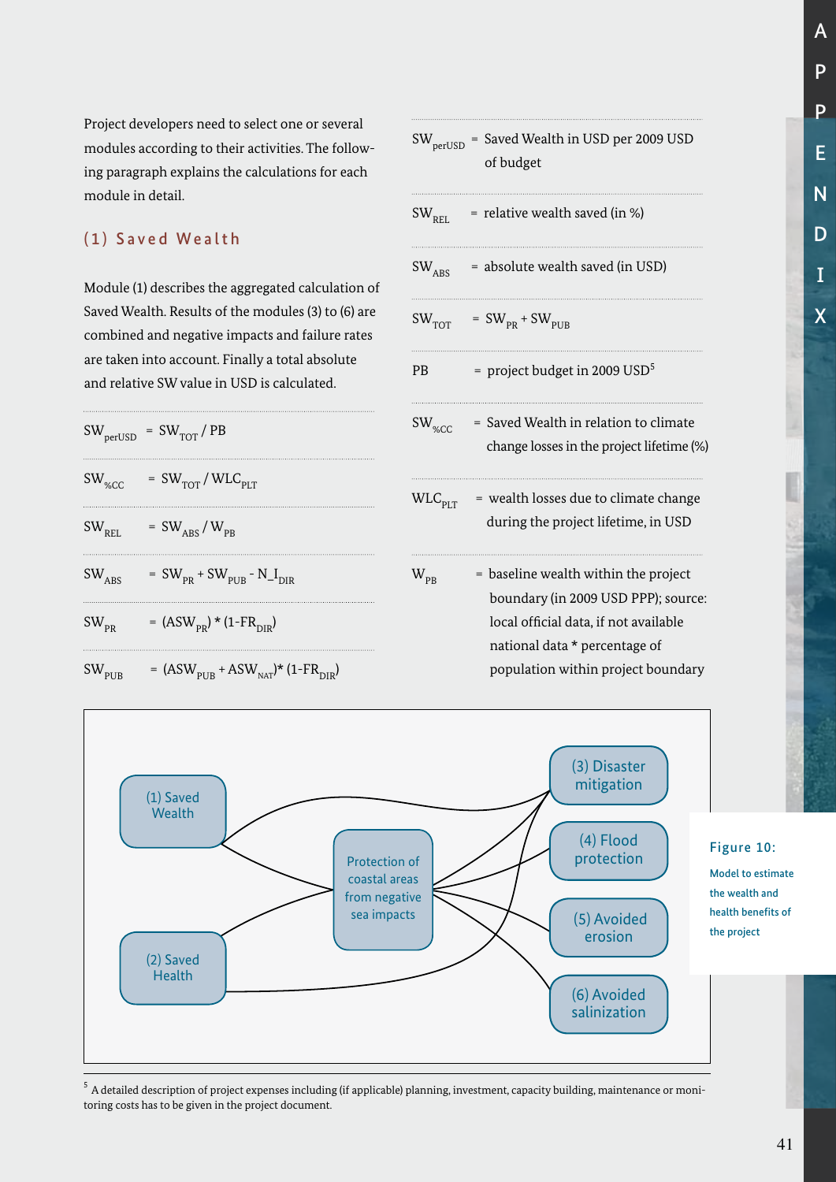Project developers need to select one or several modules according to their activities. The following paragraph explains the calculations for each module in detail.

### (1) Saved Wealth

Module (1) describes the aggregated calculation of Saved Wealth. Results of the modules (3) to (6) are combined and negative impacts and failure rates are taken into account. Finally a total absolute and relative SW value in USD is calculated.

$SW_{perUSD} = SW_{TOT} / PB$

$SW_{\%CC} = SW_{TOT} / WLC_{PLT}$

$SW_{REL} = SW_{ABS} / W_{PB}$

$SW_{ABS} = SW_{PR} + SW_{PUB} - N\_I_{DIR}$

$SW_{PR} = (ASW_{PR}) * (1-FR_{DIR})$

$SW_{PUB} = (ASW_{PUB} + ASW_{NAT}) * (1-FR_{DIR})$

$SW_{perUSD}$ = Saved Wealth in USD per 2009 USD of budget

$SW_{REL}$ = relative wealth saved (in %)

$SW_{ABS}$ = absolute wealth saved (in USD)

$SW_{TOT} = SW_{PR} + SW_{PUB}$

PB = project budget in 2009 USD[5]

$SW_{\%CC}$ = Saved Wealth in relation to climate change losses in the project lifetime (%)

$WLC_{PLT}$ = wealth losses due to climate change during the project lifetime, in USD

$W_{PB}$ = baseline wealth within the project boundary (in 2009 USD PPP); source: local official data, if not available national data * percentage of population within project boundary

Figure 10: Model to estimate the wealth and health benefits of the project

[5] A detailed description of project expenses including (if applicable) planning, investment, capacity building, maintenance or monitoring costs has to be given in the project document.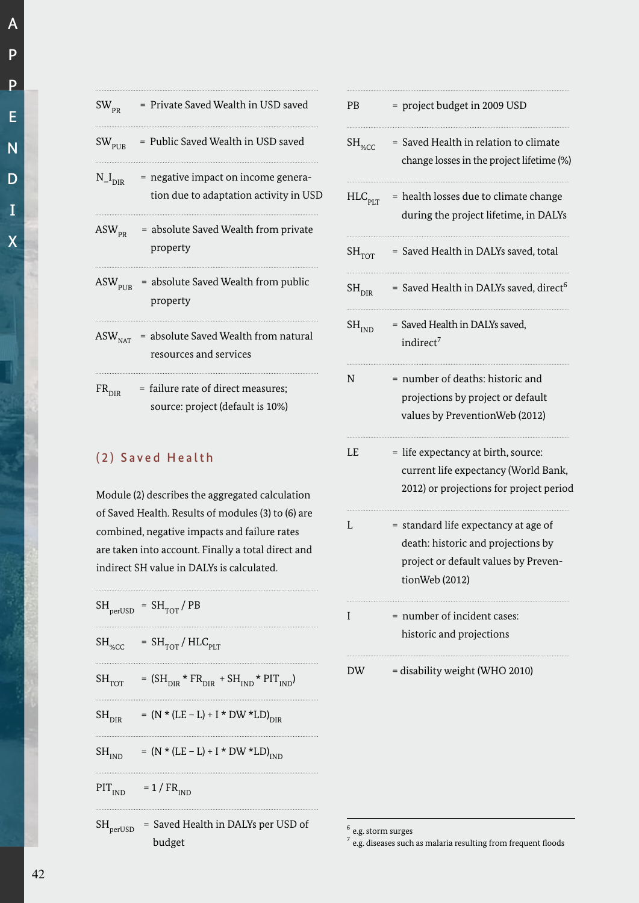$SW_{PR}$ = Private Saved Wealth in USD saved

$SW_{PUB}$ = Public Saved Wealth in USD saved

$N\_I_{DIR}$ = negative impact on income generation due to adaptation activity in USD

$ASW_{PR}$ = absolute Saved Wealth from private property

$ASW_{PUB}$ = absolute Saved Wealth from public property

$ASW_{NAT}$ = absolute Saved Wealth from natural resources and services

$FR_{DIR}$ = failure rate of direct measures; source: project (default is 10%)

## (2) Saved Health

Module (2) describes the aggregated calculation of Saved Health. Results of modules (3) to (6) are combined, negative impacts and failure rates are taken into account. Finally a total direct and indirect SH value in DALYs is calculated.

$$SH_{perUSD} = SH_{TOT} / PB$$

$$SH_{\%CC} = SH_{TOT} / HLC_{PLT}$$

$$SH_{TOT} = (SH_{DIR} * FR_{DIR} + SH_{IND} * PIT_{IND})$$

$$SH_{DIR} = (N * (LE - L) + I * DW * LD)_{DIR}$$

$$SH_{IND} = (N * (LE - L) + I * DW * LD)_{IND}$$

$$PIT_{IND} = 1 / FR_{IND}$$

$SH_{perUSD}$ = Saved Health in DALYs per USD of budget

$PB$ = project budget in 2009 USD

$SH_{\%CC}$ = Saved Health in relation to climate change losses in the project lifetime (%)

$HLC_{PLT}$ = health losses due to climate change during the project lifetime, in DALYs

$SH_{TOT}$ = Saved Health in DALYs saved, total

$SH_{DIR}$ = Saved Health in DALYs saved, direct[6]

$SH_{IND}$ = Saved Health in DALYs saved, indirect[7]

$N$ = number of deaths: historic and projections by project or default values by PreventionWeb (2012)

$LE$ = life expectancy at birth, source: current life expectancy (World Bank, 2012) or projections for project period

$L$ = standard life expectancy at age of death: historic and projections by project or default values by PreventionWeb (2012)

$I$ = number of incident cases: historic and projections

$DW$ = disability weight (WHO 2010)

---

[6] e.g. storm surges

[7] e.g. diseases such as malaria resulting from frequent floods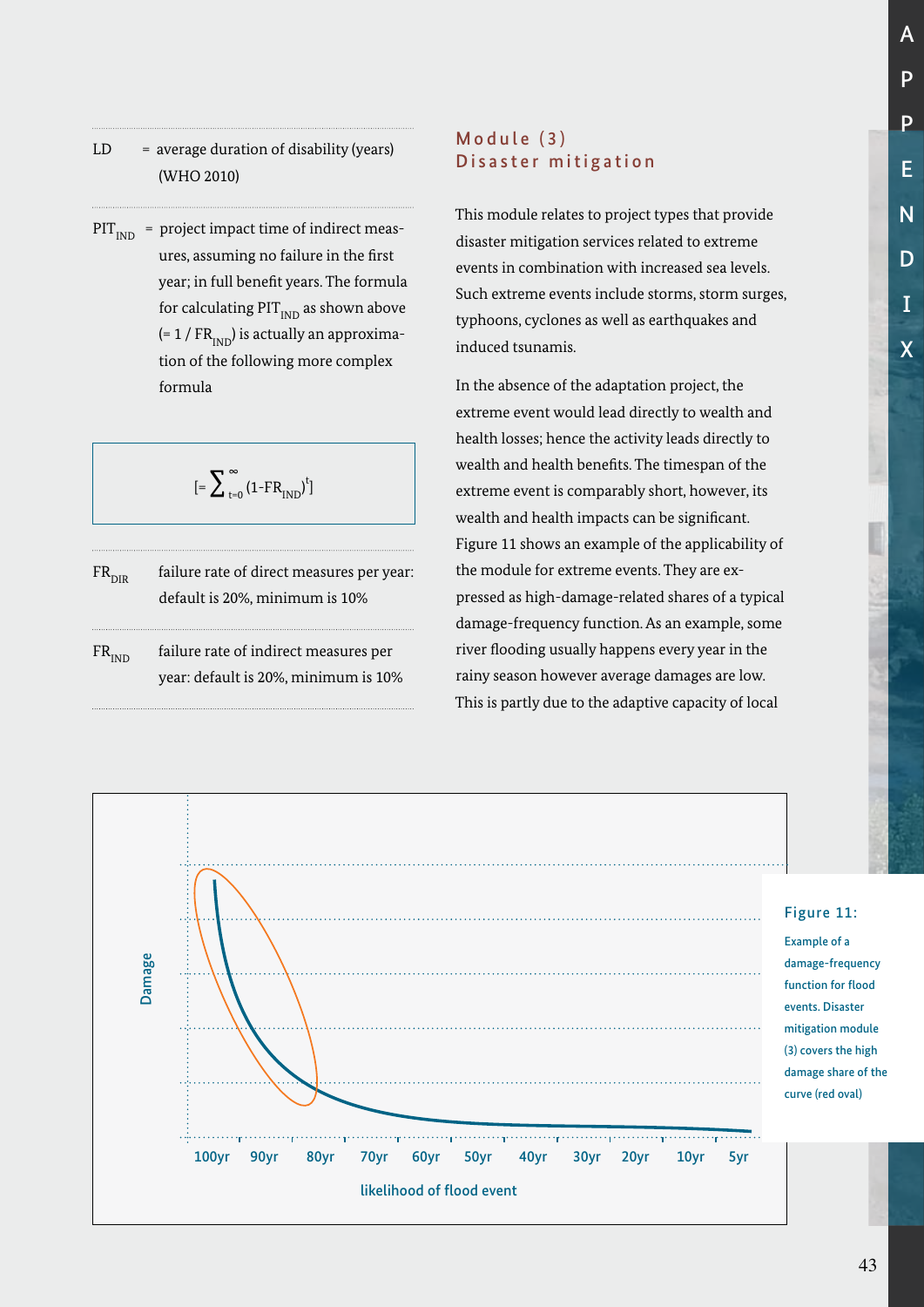LD = average duration of disability (years) (WHO 2010)

$PIT_{IND}$ = project impact time of indirect measures, assuming no failure in the first year; in full benefit years. The formula for calculating $PIT_{IND}$ as shown above (= $1 / FR_{IND}$) is actually an approximation of the following more complex formula

$$[= \sum_{t=0}^{\infty} (1-FR_{IND})^t]$$

$FR_{DIR}$ failure rate of direct measures per year: default is 20%, minimum is 10%

$FR_{IND}$ failure rate of indirect measures per year: default is 20%, minimum is 10%

## Module (3) Disaster mitigation

This module relates to project types that provide disaster mitigation services related to extreme events in combination with increased sea levels. Such extreme events include storms, storm surges, typhoons, cyclones as well as earthquakes and induced tsunamis.

In the absence of the adaptation project, the extreme event would lead directly to wealth and health losses; hence the activity leads directly to wealth and health benefits. The timespan of the extreme event is comparably short, however, its wealth and health impacts can be significant. Figure 11 shows an example of the applicability of the module for extreme events. They are expressed as high-damage-related shares of a typical damage-frequency function. As an example, some river flooding usually happens every year in the rainy season however average damages are low. This is partly due to the adaptive capacity of local

Figure 11: Example of a damage-frequency function for flood events. Disaster mitigation module (3) covers the high damage share of the curve (red oval)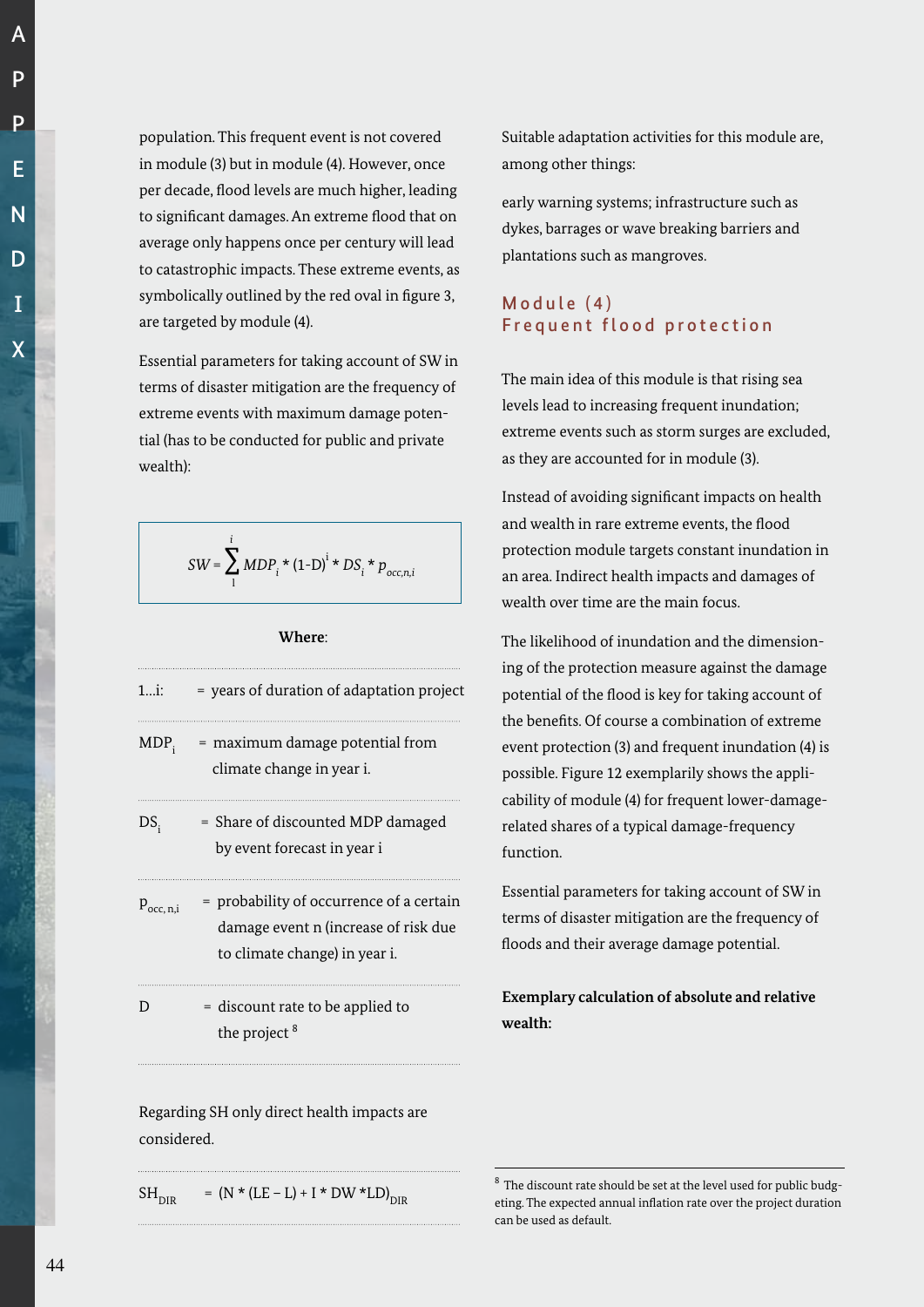population. This frequent event is not covered in module (3) but in module (4). However, once per decade, flood levels are much higher, leading to significant damages. An extreme flood that on average only happens once per century will lead to catastrophic impacts. These extreme events, as symbolically outlined by the red oval in figure 3, are targeted by module (4).

Essential parameters for taking account of SW in terms of disaster mitigation are the frequency of extreme events with maximum damage potential (has to be conducted for public and private wealth):

$$SW = \sum_{1}^{i} MDP_i * (1\text{-}D)^i * DS_i * p_{occ,n,i}$$

**Where**:

| | |
|---|---|
| 1…i: | = years of duration of adaptation project |
| $MDP_i$ | = maximum damage potential from climate change in year i. |
| $DS_i$ | = Share of discounted MDP damaged by event forecast in year i |
| $p_{occ,\,n,i}$ | = probability of occurrence of a certain damage event n (increase of risk due to climate change) in year i. |
| D | = discount rate to be applied to the project [8] |

Regarding SH only direct health impacts are considered.

| | |
|---|---|
| $SH_{DIR}$ | $= (N * (LE - L) + I * DW * LD)_{DIR}$ |

Suitable adaptation activities for this module are, among other things:

early warning systems; infrastructure such as dykes, barrages or wave breaking barriers and plantations such as mangroves.

## Module (4) Frequent flood protection

The main idea of this module is that rising sea levels lead to increasing frequent inundation; extreme events such as storm surges are excluded, as they are accounted for in module (3).

Instead of avoiding significant impacts on health and wealth in rare extreme events, the flood protection module targets constant inundation in an area. Indirect health impacts and damages of wealth over time are the main focus.

The likelihood of inundation and the dimensioning of the protection measure against the damage potential of the flood is key for taking account of the benefits. Of course a combination of extreme event protection (3) and frequent inundation (4) is possible. Figure 12 exemplarily shows the applicability of module (4) for frequent lower-damage-related shares of a typical damage-frequency function.

Essential parameters for taking account of SW in terms of disaster mitigation are the frequency of floods and their average damage potential.

**Exemplary calculation of absolute and relative wealth:**

[8] The discount rate should be set at the level used for public budgeting. The expected annual inflation rate over the project duration can be used as default.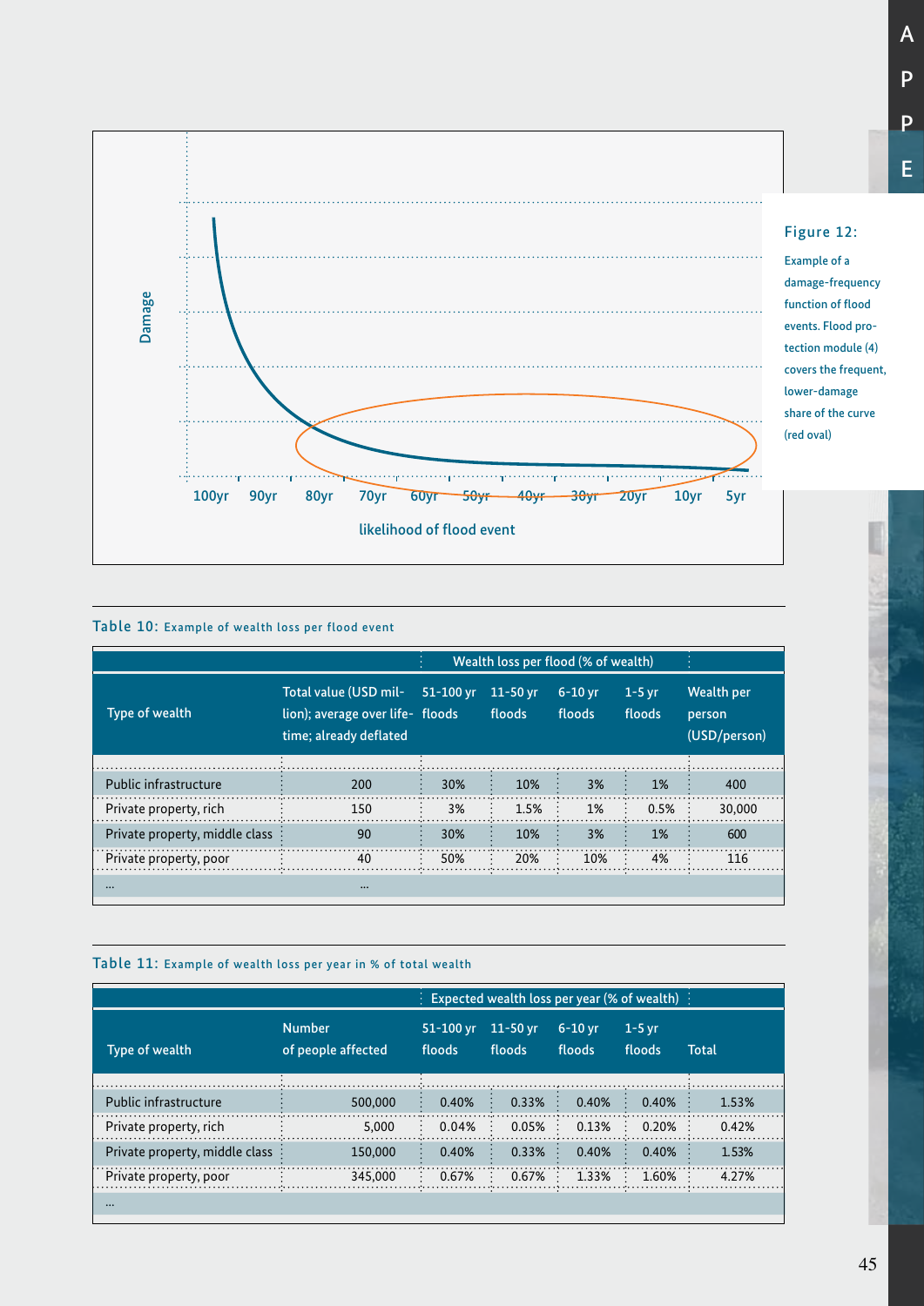Damage

100yr 90yr 80yr 70yr 60yr 50yr 40yr 30yr 20yr 10yr 5yr

likelihood of flood event

**Figure 12:** Example of a damage-frequency function of flood events. Flood protection module (4) covers the frequent, lower-damage share of the curve (red oval)

**Table 10:** Example of wealth loss per flood event

| Type of wealth | Total value (USD million); average over lifetime; already deflated | Wealth loss per flood (% of wealth) | | | | Wealth per person (USD/person) |
|---|---|---|---|---|---|---|
| | | 51-100 yr floods | 11-50 yr floods | 6-10 yr floods | 1-5 yr floods | |
| Public infrastructure | 200 | 30% | 10% | 3% | 1% | 400 |
| Private property, rich | 150 | 3% | 1.5% | 1% | 0.5% | 30,000 |
| Private property, middle class | 90 | 30% | 10% | 3% | 1% | 600 |
| Private property, poor | 40 | 50% | 20% | 10% | 4% | 116 |
| ... | ... | | | | | |

**Table 11:** Example of wealth loss per year in % of total wealth

| Type of wealth | Number of people affected | Expected wealth loss per year (% of wealth) | | | | Total |
|---|---|---|---|---|---|---|
| | | 51-100 yr floods | 11-50 yr floods | 6-10 yr floods | 1-5 yr floods | |
| Public infrastructure | 500,000 | 0.40% | 0.33% | 0.40% | 0.40% | 1.53% |
| Private property, rich | 5,000 | 0.04% | 0.05% | 0.13% | 0.20% | 0.42% |
| Private property, middle class | 150,000 | 0.40% | 0.33% | 0.40% | 0.40% | 1.53% |
| Private property, poor | 345,000 | 0.67% | 0.67% | 1.33% | 1.60% | 4.27% |
| ... | | | | | | |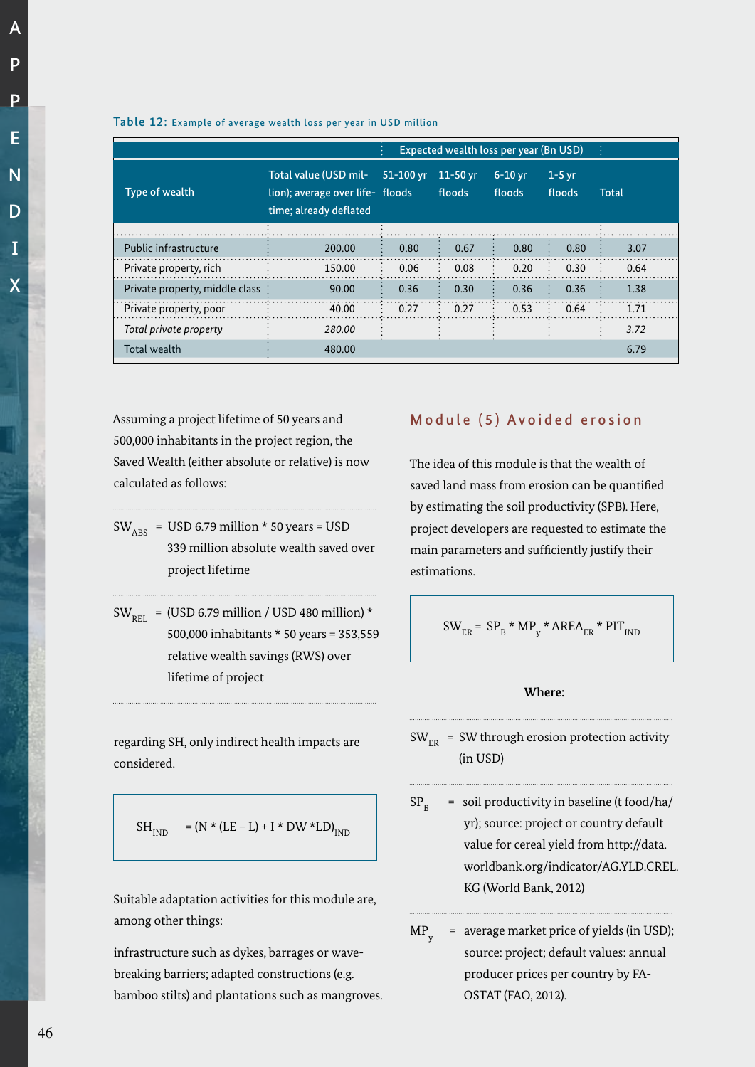**Table 12:** Example of average wealth loss per year in USD million

| Type of wealth | Total value (USD million); average over lifetime; already deflated | Expected wealth loss per year (Bn USD) | | | | |
|---|---|---|---|---|---|---|
| | | 51-100 yr floods | 11-50 yr floods | 6-10 yr floods | 1-5 yr floods | Total |
| Public infrastructure | 200.00 | 0.80 | 0.67 | 0.80 | 0.80 | 3.07 |
| Private property, rich | 150.00 | 0.06 | 0.08 | 0.20 | 0.30 | 0.64 |
| Private property, middle class | 90.00 | 0.36 | 0.30 | 0.36 | 0.36 | 1.38 |
| Private property, poor | 40.00 | 0.27 | 0.27 | 0.53 | 0.64 | 1.71 |
| *Total private property* | *280.00* | | | | | *3.72* |
| Total wealth | 480.00 | | | | | 6.79 |

Assuming a project lifetime of 50 years and 500,000 inhabitants in the project region, the Saved Wealth (either absolute or relative) is now calculated as follows:

$SW_{ABS}$ = USD 6.79 million * 50 years = USD 339 million absolute wealth saved over project lifetime

$SW_{REL}$ = (USD 6.79 million / USD 480 million) * 500,000 inhabitants * 50 years = 353,559 relative wealth savings (RWS) over lifetime of project

regarding SH, only indirect health impacts are considered.

$$SH_{IND} = (N * (LE - L) + I * DW * LD)_{IND}$$

Suitable adaptation activities for this module are, among other things:

infrastructure such as dykes, barrages or wave-breaking barriers; adapted constructions (e.g. bamboo stilts) and plantations such as mangroves.

## Module (5) Avoided erosion

The idea of this module is that the wealth of saved land mass from erosion can be quantified by estimating the soil productivity (SPB). Here, project developers are requested to estimate the main parameters and sufficiently justify their estimations.

$$SW_{ER} = SP_B * MP_y * AREA_{ER} * PIT_{IND}$$

**Where:**

$SW_{ER}$ = SW through erosion protection activity (in USD)

$SP_B$ = soil productivity in baseline (t food/ha/yr); source: project or country default value for cereal yield from http://data.worldbank.org/indicator/AG.YLD.CREL.KG (World Bank, 2012)

$MP_y$ = average market price of yields (in USD); source: project; default values: annual producer prices per country by FAOSTAT (FAO, 2012).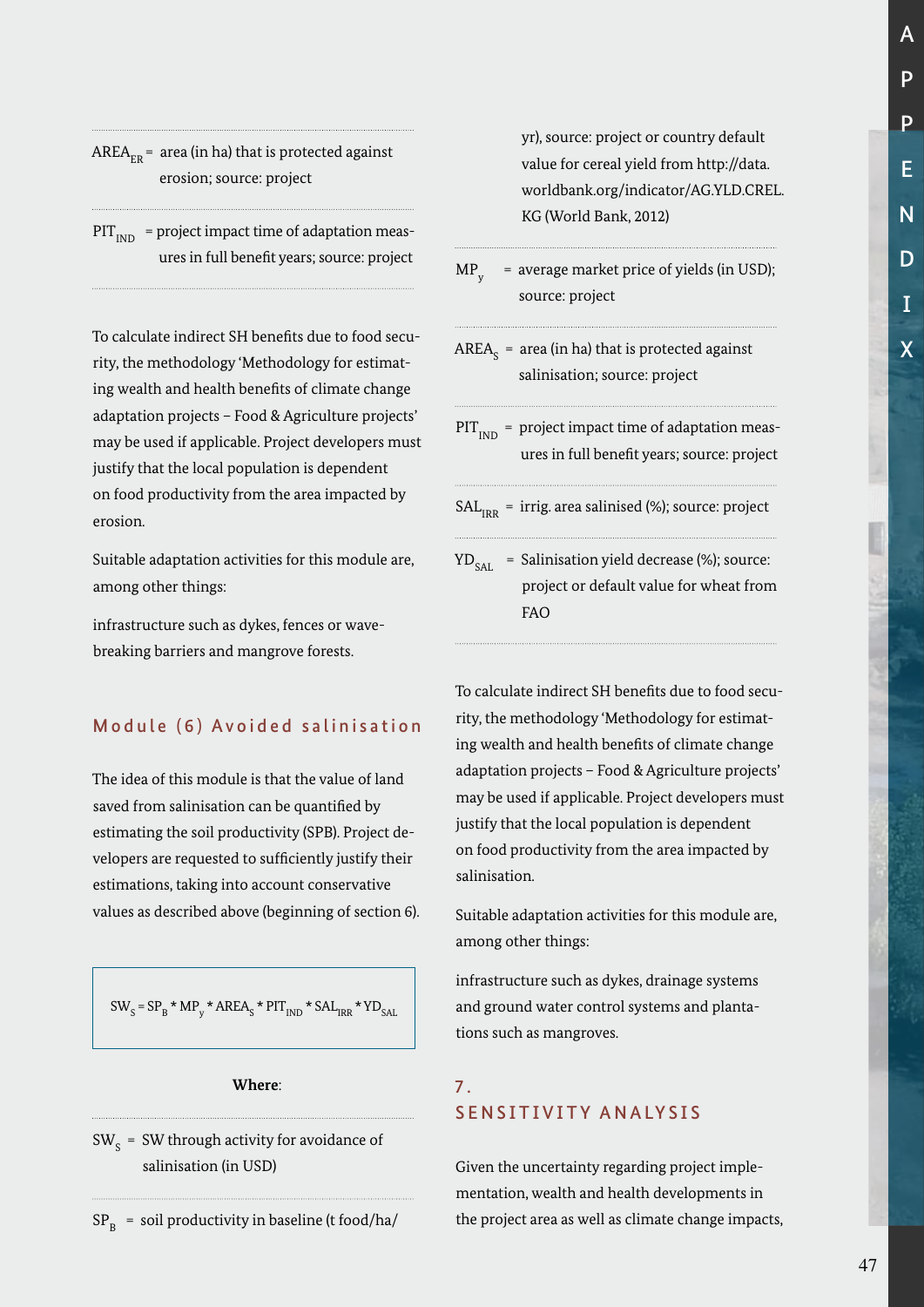$AREA_{ER}$ = area (in ha) that is protected against erosion; source: project

$PIT_{IND}$ = project impact time of adaptation measures in full benefit years; source: project

To calculate indirect SH benefits due to food security, the methodology 'Methodology for estimating wealth and health benefits of climate change adaptation projects – Food & Agriculture projects' may be used if applicable. Project developers must justify that the local population is dependent on food productivity from the area impacted by erosion.

Suitable adaptation activities for this module are, among other things:

infrastructure such as dykes, fences or wave-breaking barriers and mangrove forests.

## Module (6) Avoided salinisation

The idea of this module is that the value of land saved from salinisation can be quantified by estimating the soil productivity (SPB). Project developers are requested to sufficiently justify their estimations, taking into account conservative values as described above (beginning of section 6).

$$SW_S = SP_B * MP_y * AREA_S * PIT_{IND} * SAL_{IRR} * YD_{SAL}$$

**Where**:

$SW_S$ = SW through activity for avoidance of salinisation (in USD)

$SP_B$ = soil productivity in baseline (t food/ha/yr), source: project or country default value for cereal yield from http://data.worldbank.org/indicator/AG.YLD.CREL.KG (World Bank, 2012)

$MP_y$ = average market price of yields (in USD); source: project

$AREA_S$ = area (in ha) that is protected against salinisation; source: project

$PIT_{IND}$ = project impact time of adaptation measures in full benefit years; source: project

$SAL_{IRR}$ = irrig. area salinised (%); source: project

$YD_{SAL}$ = Salinisation yield decrease (%); source: project or default value for wheat from FAO

To calculate indirect SH benefits due to food security, the methodology 'Methodology for estimating wealth and health benefits of climate change adaptation projects – Food & Agriculture projects' may be used if applicable. Project developers must justify that the local population is dependent on food productivity from the area impacted by salinisation.

Suitable adaptation activities for this module are, among other things:

infrastructure such as dykes, drainage systems and ground water control systems and plantations such as mangroves.

# 7. SENSITIVITY ANALYSIS

Given the uncertainty regarding project implementation, wealth and health developments in the project area as well as climate change impacts,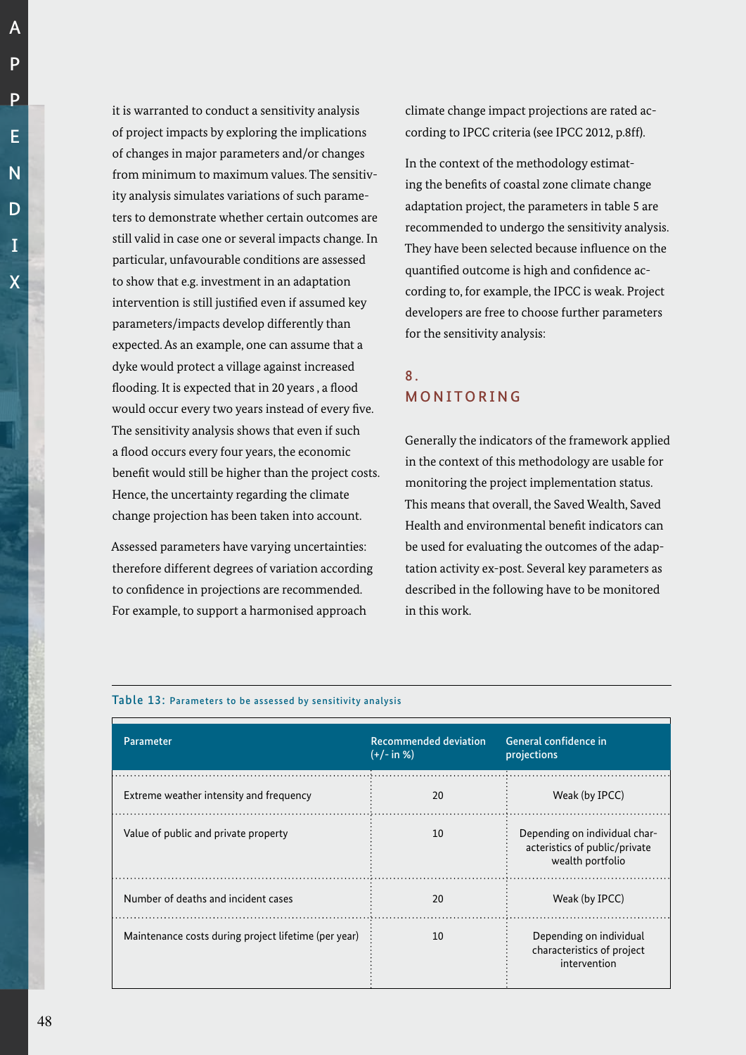it is warranted to conduct a sensitivity analysis of project impacts by exploring the implications of changes in major parameters and/or changes from minimum to maximum values. The sensitivity analysis simulates variations of such parameters to demonstrate whether certain outcomes are still valid in case one or several impacts change. In particular, unfavourable conditions are assessed to show that e.g. investment in an adaptation intervention is still justified even if assumed key parameters/impacts develop differently than expected. As an example, one can assume that a dyke would protect a village against increased flooding. It is expected that in 20 years , a flood would occur every two years instead of every five. The sensitivity analysis shows that even if such a flood occurs every four years, the economic benefit would still be higher than the project costs. Hence, the uncertainty regarding the climate change projection has been taken into account.

Assessed parameters have varying uncertainties: therefore different degrees of variation according to confidence in projections are recommended. For example, to support a harmonised approach climate change impact projections are rated according to IPCC criteria (see IPCC 2012, p.8ff).

In the context of the methodology estimating the benefits of coastal zone climate change adaptation project, the parameters in table 5 are recommended to undergo the sensitivity analysis. They have been selected because influence on the quantified outcome is high and confidence according to, for example, the IPCC is weak. Project developers are free to choose further parameters for the sensitivity analysis:

## 8. MONITORING

Generally the indicators of the framework applied in the context of this methodology are usable for monitoring the project implementation status. This means that overall, the Saved Wealth, Saved Health and environmental benefit indicators can be used for evaluating the outcomes of the adaptation activity ex-post. Several key parameters as described in the following have to be monitored in this work.

Table 13: Parameters to be assessed by sensitivity analysis

| Parameter | Recommended deviation (+/- in %) | General confidence in projections |
|---|---|---|
| Extreme weather intensity and frequency | 20 | Weak (by IPCC) |
| Value of public and private property | 10 | Depending on individual characteristics of public/private wealth portfolio |
| Number of deaths and incident cases | 20 | Weak (by IPCC) |
| Maintenance costs during project lifetime (per year) | 10 | Depending on individual characteristics of project intervention |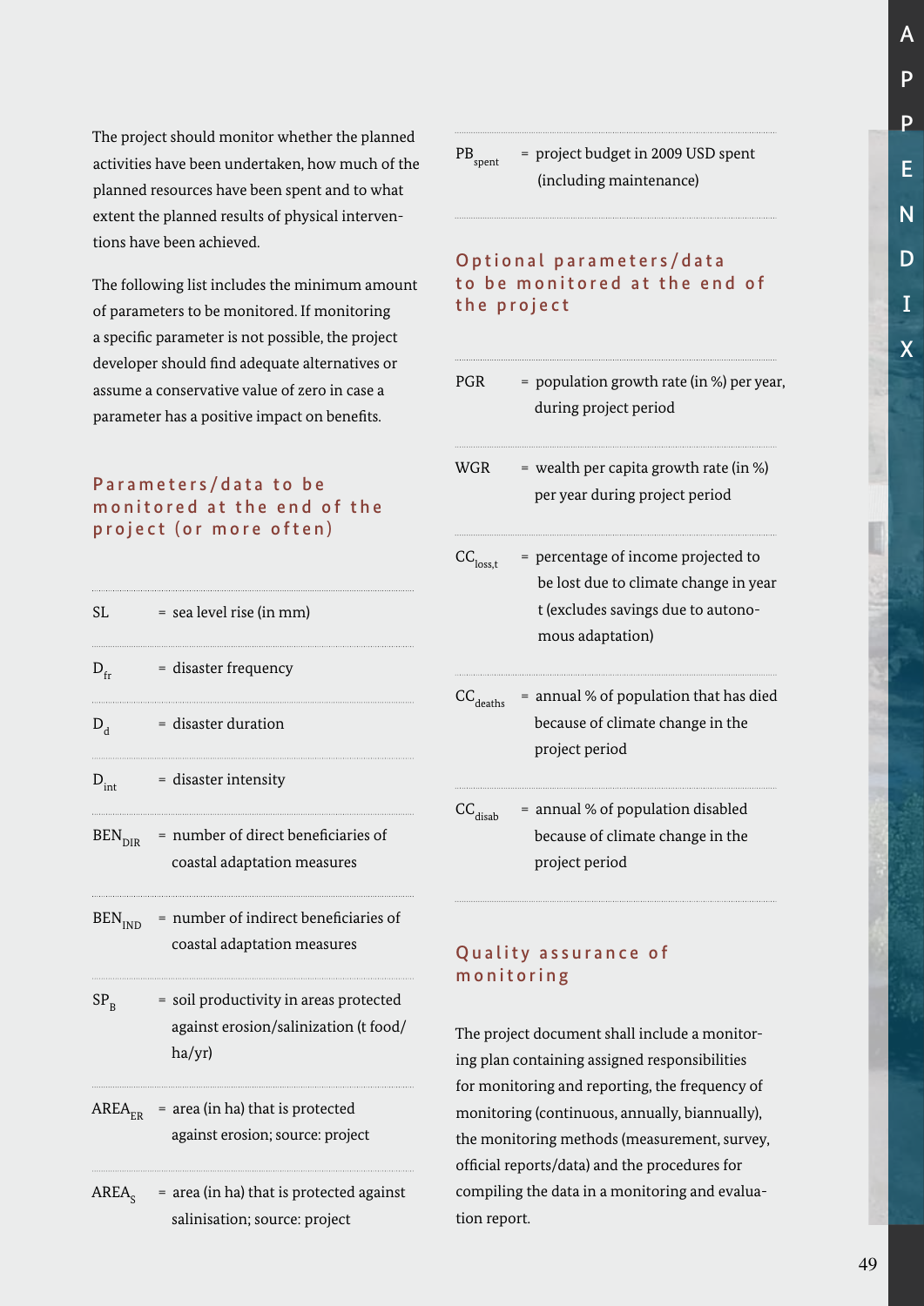The project should monitor whether the planned activities have been undertaken, how much of the planned resources have been spent and to what extent the planned results of physical interventions have been achieved.

The following list includes the minimum amount of parameters to be monitored. If monitoring a specific parameter is not possible, the project developer should find adequate alternatives or assume a conservative value of zero in case a parameter has a positive impact on benefits.

### Parameters/data to be monitored at the end of the project (or more often)

| | |
|---|---|
| $SL$ | = sea level rise (in mm) |
| $D_{fr}$ | = disaster frequency |
| $D_{d}$ | = disaster duration |
| $D_{int}$ | = disaster intensity |
| $BEN_{DIR}$ | = number of direct beneficiaries of coastal adaptation measures |
| $BEN_{IND}$ | = number of indirect beneficiaries of coastal adaptation measures |
| $SP_{B}$ | = soil productivity in areas protected against erosion/salinization (t food/ha/yr) |
| $AREA_{ER}$ | = area (in ha) that is protected against erosion; source: project |
| $AREA_{S}$ | = area (in ha) that is protected against salinisation; source: project |
| $PB_{spent}$ | = project budget in 2009 USD spent (including maintenance) |

### Optional parameters/data to be monitored at the end of the project

| | |
|---|---|
| $PGR$ | = population growth rate (in %) per year, during project period |
| $WGR$ | = wealth per capita growth rate (in %) per year during project period |
| $CC_{loss,t}$ | = percentage of income projected to be lost due to climate change in year t (excludes savings due to autonomous adaptation) |
| $CC_{deaths}$ | = annual % of population that has died because of climate change in the project period |
| $CC_{disab}$ | = annual % of population disabled because of climate change in the project period |

### Quality assurance of monitoring

The project document shall include a monitoring plan containing assigned responsibilities for monitoring and reporting, the frequency of monitoring (continuous, annually, biannually), the monitoring methods (measurement, survey, official reports/data) and the procedures for compiling the data in a monitoring and evaluation report.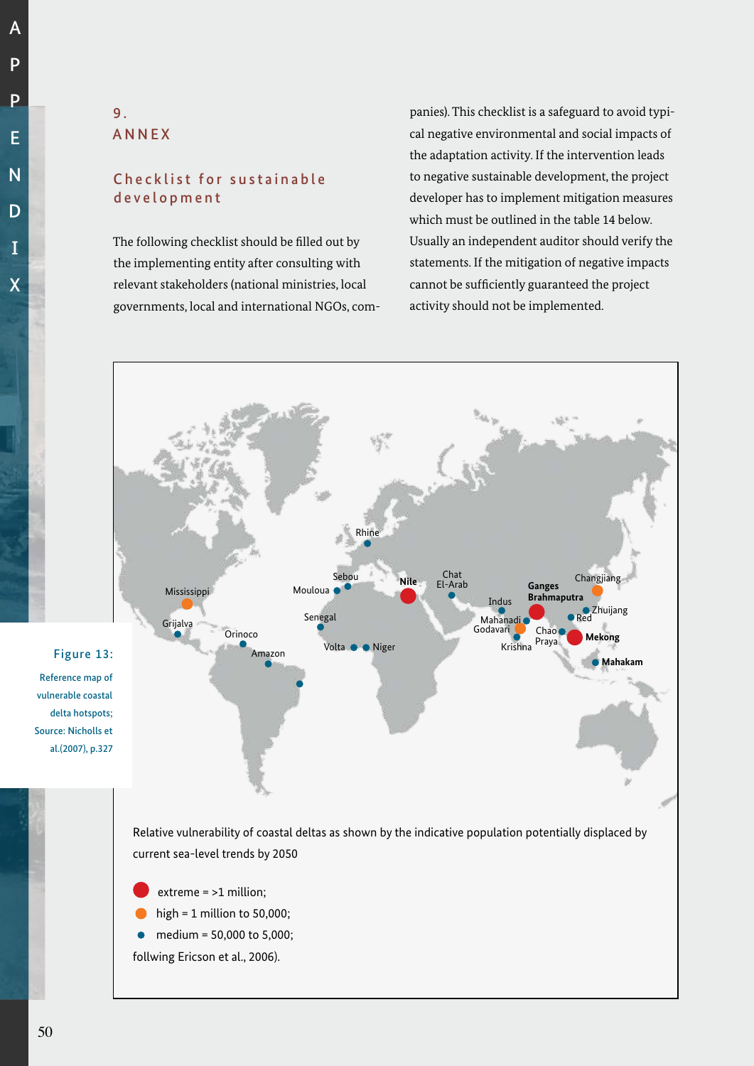## 9. ANNEX

### Checklist for sustainable development

The following checklist should be filled out by the implementing entity after consulting with relevant stakeholders (national ministries, local governments, local and international NGOs, companies). This checklist is a safeguard to avoid typical negative environmental and social impacts of the adaptation activity. If the intervention leads to negative sustainable development, the project developer has to implement mitigation measures which must be outlined in the table 14 below. Usually an independent auditor should verify the statements. If the mitigation of negative impacts cannot be sufficiently guaranteed the project activity should not be implemented.

Figure 13: Reference map of vulnerable coastal delta hotspots; Source: Nicholls et al.(2007), p.327

Relative vulnerability of coastal deltas as shown by the indicative population potentially displaced by current sea-level trends by 2050

- extreme = >1 million;
- high = 1 million to 50,000;
- medium = 50,000 to 5,000;

follwing Ericson et al., 2006).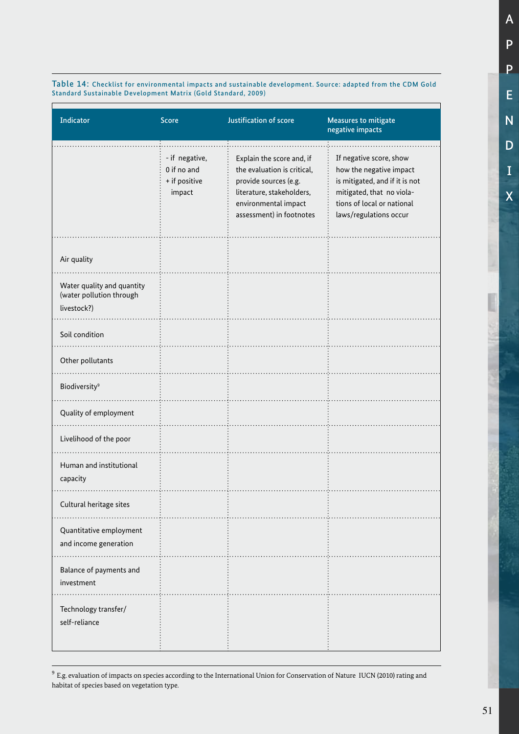Table 14: Checklist for environmental impacts and sustainable development. Source: adapted from the CDM Gold Standard Sustainable Development Matrix (Gold Standard, 2009)

| Indicator | Score | Justification of score | Measures to mitigate negative impacts |
|---|---|---|---|
| | - if negative, 0 if no and + if positive impact | Explain the score and, if the evaluation is critical, provide sources (e.g. literature, stakeholders, environmental impact assessment) in footnotes | If negative score, show how the negative impact is mitigated, and if it is not mitigated, that no violations of local or national laws/regulations occur |
| Air quality | | | |
| Water quality and quantity (water pollution through livestock?) | | | |
| Soil condition | | | |
| Other pollutants | | | |
| Biodiversity[9] | | | |
| Quality of employment | | | |
| Livelihood of the poor | | | |
| Human and institutional capacity | | | |
| Cultural heritage sites | | | |
| Quantitative employment and income generation | | | |
| Balance of payments and investment | | | |
| Technology transfer/ self-reliance | | | |

[9] E.g. evaluation of impacts on species according to the International Union for Conservation of Nature IUCN (2010) rating and habitat of species based on vegetation type.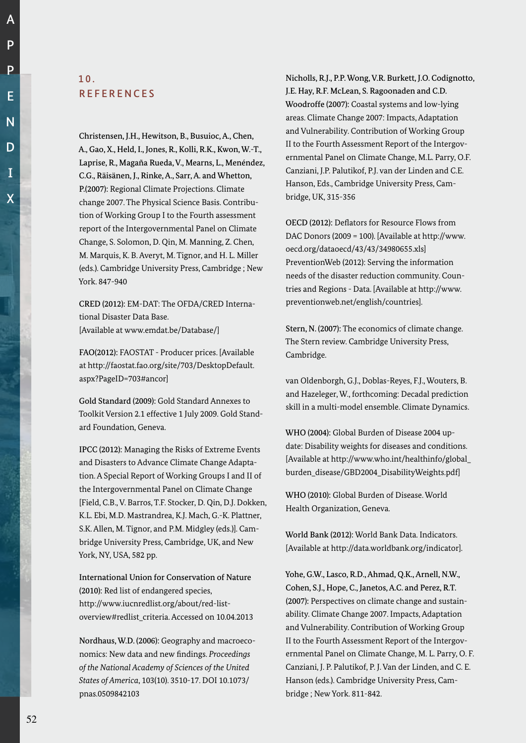## 10. REFERENCES

**Christensen, J.H., Hewitson, B., Busuioc, A., Chen, A., Gao, X., Held, I., Jones, R., Kolli, R.K., Kwon, W.-T., Laprise, R., Magaña Rueda, V., Mearns, L., Menéndez, C.G., Räisänen, J., Rinke, A., Sarr, A. and Whetton, P.(2007):** Regional Climate Projections. Climate change 2007. The Physical Science Basis. Contribution of Working Group I to the Fourth assessment report of the Intergovernmental Panel on Climate Change, S. Solomon, D. Qin, M. Manning, Z. Chen, M. Marquis, K. B. Averyt, M. Tignor, and H. L. Miller (eds.). Cambridge University Press, Cambridge ; New York. 847-940

**CRED (2012):** EM-DAT: The OFDA/CRED International Disaster Data Base. [Available at www.emdat.be/Database/]

**FAO(2012):** FAOSTAT - Producer prices. [Available at http://faostat.fao.org/site/703/DesktopDefault.aspx?PageID=703#ancor]

**Gold Standard (2009):** Gold Standard Annexes to Toolkit Version 2.1 effective 1 July 2009. Gold Standard Foundation, Geneva.

**IPCC (2012):** Managing the Risks of Extreme Events and Disasters to Advance Climate Change Adaptation. A Special Report of Working Groups I and II of the Intergovernmental Panel on Climate Change [Field, C.B., V. Barros, T.F. Stocker, D. Qin, D.J. Dokken, K.L. Ebi, M.D. Mastrandrea, K.J. Mach, G.-K. Plattner, S.K. Allen, M. Tignor, and P.M. Midgley (eds.)]. Cambridge University Press, Cambridge, UK, and New York, NY, USA, 582 pp.

**International Union for Conservation of Nature (2010):** Red list of endangered species, http://www.iucnredlist.org/about/red-list-overview#redlist_criteria. Accessed on 10.04.2013

**Nordhaus, W.D. (2006):** Geography and macroeconomics: New data and new findings. *Proceedings of the National Academy of Sciences of the United States of America*, 103(10). 3510-17. DOI 10.1073/pnas.0509842103

**Nicholls, R.J., P.P. Wong, V.R. Burkett, J.O. Codignotto, J.E. Hay, R.F. McLean, S. Ragoonaden and C.D. Woodroffe (2007):** Coastal systems and low-lying areas. Climate Change 2007: Impacts, Adaptation and Vulnerability. Contribution of Working Group II to the Fourth Assessment Report of the Intergovernmental Panel on Climate Change, M.L. Parry, O.F. Canziani, J.P. Palutikof, P.J. van der Linden and C.E. Hanson, Eds., Cambridge University Press, Cambridge, UK, 315-356

**OECD (2012):** Deflators for Resource Flows from DAC Donors (2009 = 100). [Available at http://www.oecd.org/dataoecd/43/43/34980655.xls]
PreventionWeb (2012): Serving the information needs of the disaster reduction community. Countries and Regions - Data. [Available at http://www.preventionweb.net/english/countries].

**Stern, N. (2007):** The economics of climate change. The Stern review. Cambridge University Press, Cambridge.

van Oldenborgh, G.J., Doblas-Reyes, F.J., Wouters, B. and Hazeleger, W., forthcoming: Decadal prediction skill in a multi-model ensemble. Climate Dynamics.

**WHO (2004):** Global Burden of Disease 2004 update: Disability weights for diseases and conditions. [Available at http://www.who.int/healthinfo/global_burden_disease/GBD2004_DisabilityWeights.pdf]

**WHO (2010):** Global Burden of Disease. World Health Organization, Geneva.

**World Bank (2012):** World Bank Data. Indicators. [Available at http://data.worldbank.org/indicator].

**Yohe, G.W., Lasco, R.D., Ahmad, Q.K., Arnell, N.W., Cohen, S.J., Hope, C., Janetos, A.C. and Perez, R.T. (2007):** Perspectives on climate change and sustainability. Climate Change 2007. Impacts, Adaptation and Vulnerability. Contribution of Working Group II to the Fourth Assessment Report of the Intergovernmental Panel on Climate Change, M. L. Parry, O. F. Canziani, J. P. Palutikof, P. J. Van der Linden, and C. E. Hanson (eds.). Cambridge University Press, Cambridge ; New York. 811-842.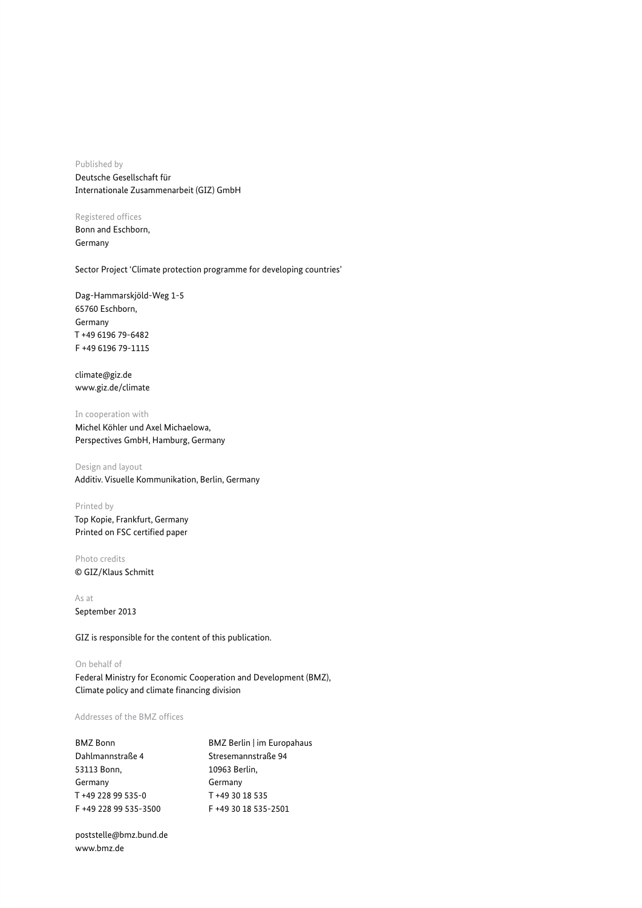Published by
Deutsche Gesellschaft für
Internationale Zusammenarbeit (GIZ) GmbH

Registered offices
Bonn and Eschborn,
Germany

Sector Project 'Climate protection programme for developing countries'

Dag-Hammarskjöld-Weg 1-5
65760 Eschborn,
Germany
T +49 6196 79-6482
F +49 6196 79-1115

climate@giz.de
www.giz.de/climate

In cooperation with
Michel Köhler und Axel Michaelowa,
Perspectives GmbH, Hamburg, Germany

Design and layout
Additiv. Visuelle Kommunikation, Berlin, Germany

Printed by
Top Kopie, Frankfurt, Germany
Printed on FSC certified paper

Photo credits
© GIZ/Klaus Schmitt

As at
September 2013

GIZ is responsible for the content of this publication.

On behalf of
Federal Ministry for Economic Cooperation and Development (BMZ),
Climate policy and climate financing division

Addresses of the BMZ offices

BMZ Bonn
Dahlmannstraße 4
53113 Bonn,
Germany
T +49 228 99 535-0
F +49 228 99 535-3500

BMZ Berlin | im Europahaus
Stresemannstraße 94
10963 Berlin,
Germany
T +49 30 18 535
F +49 30 18 535-2501

poststelle@bmz.bund.de
www.bmz.de